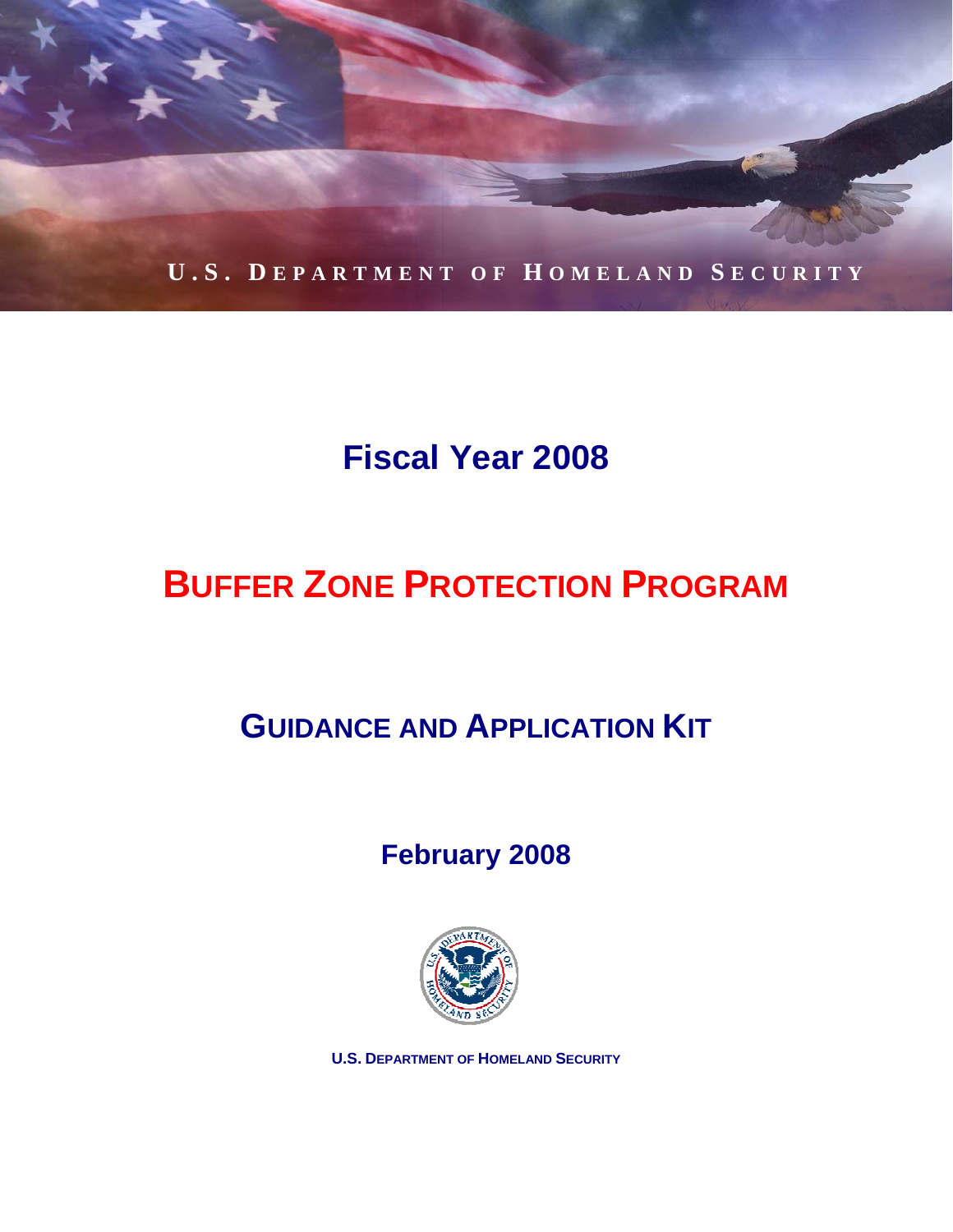U.S. DEPARTMENT OF HOMELAND SECURITY

# Fiscal Year 2008

# BUFFER ZONE PROTECTION PROGRAM

## GUIDANCE AND APPLICATION KIT

### February 2008

U.S. DEPARTMENT OF HOMELAND SECURITY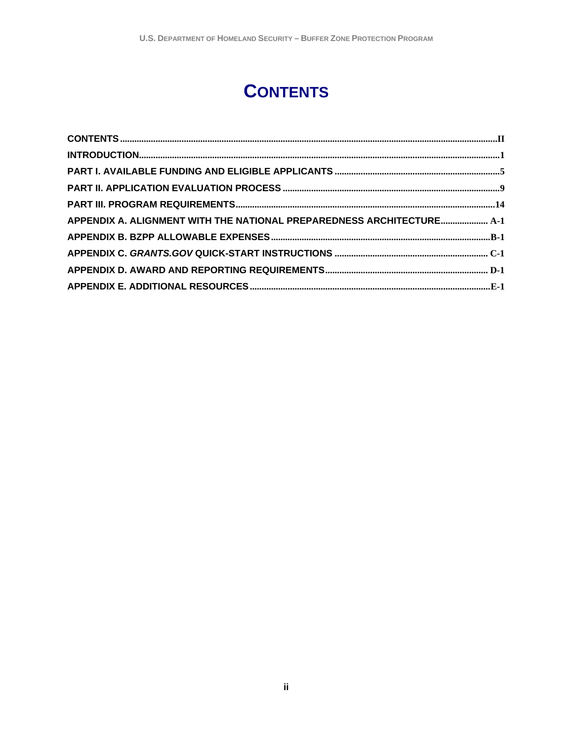# CONTENTS

**CONTENTS** .......... II

**INTRODUCTION** .......... 1

**PART I. AVAILABLE FUNDING AND ELIGIBLE APPLICANTS** .......... 5

**PART II. APPLICATION EVALUATION PROCESS** .......... 9

**PART III. PROGRAM REQUIREMENTS** .......... 14

**APPENDIX A. ALIGNMENT WITH THE NATIONAL PREPAREDNESS ARCHITECTURE** .......... A-1

**APPENDIX B. BZPP ALLOWABLE EXPENSES** .......... B-1

**APPENDIX C. *GRANTS.GOV* QUICK-START INSTRUCTIONS** .......... C-1

**APPENDIX D. AWARD AND REPORTING REQUIREMENTS** .......... D-1

**APPENDIX E. ADDITIONAL RESOURCES** .......... E-1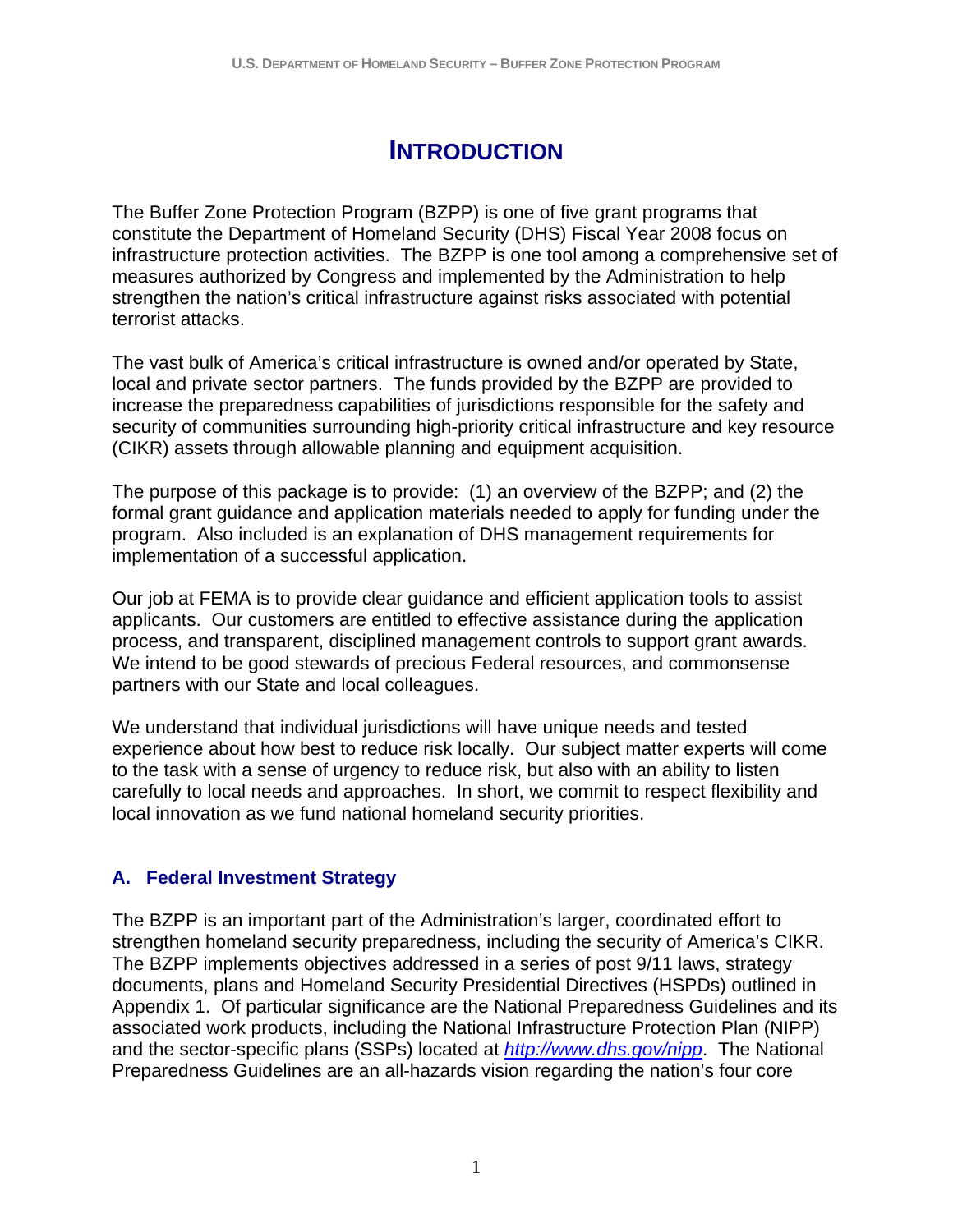# INTRODUCTION

The Buffer Zone Protection Program (BZPP) is one of five grant programs that constitute the Department of Homeland Security (DHS) Fiscal Year 2008 focus on infrastructure protection activities. The BZPP is one tool among a comprehensive set of measures authorized by Congress and implemented by the Administration to help strengthen the nation's critical infrastructure against risks associated with potential terrorist attacks.

The vast bulk of America's critical infrastructure is owned and/or operated by State, local and private sector partners. The funds provided by the BZPP are provided to increase the preparedness capabilities of jurisdictions responsible for the safety and security of communities surrounding high-priority critical infrastructure and key resource (CIKR) assets through allowable planning and equipment acquisition.

The purpose of this package is to provide: (1) an overview of the BZPP; and (2) the formal grant guidance and application materials needed to apply for funding under the program. Also included is an explanation of DHS management requirements for implementation of a successful application.

Our job at FEMA is to provide clear guidance and efficient application tools to assist applicants. Our customers are entitled to effective assistance during the application process, and transparent, disciplined management controls to support grant awards. We intend to be good stewards of precious Federal resources, and commonsense partners with our State and local colleagues.

We understand that individual jurisdictions will have unique needs and tested experience about how best to reduce risk locally. Our subject matter experts will come to the task with a sense of urgency to reduce risk, but also with an ability to listen carefully to local needs and approaches. In short, we commit to respect flexibility and local innovation as we fund national homeland security priorities.

## A. Federal Investment Strategy

The BZPP is an important part of the Administration's larger, coordinated effort to strengthen homeland security preparedness, including the security of America's CIKR. The BZPP implements objectives addressed in a series of post 9/11 laws, strategy documents, plans and Homeland Security Presidential Directives (HSPDs) outlined in Appendix 1. Of particular significance are the National Preparedness Guidelines and its associated work products, including the National Infrastructure Protection Plan (NIPP) and the sector-specific plans (SSPs) located at *http://www.dhs.gov/nipp*. The National Preparedness Guidelines are an all-hazards vision regarding the nation's four core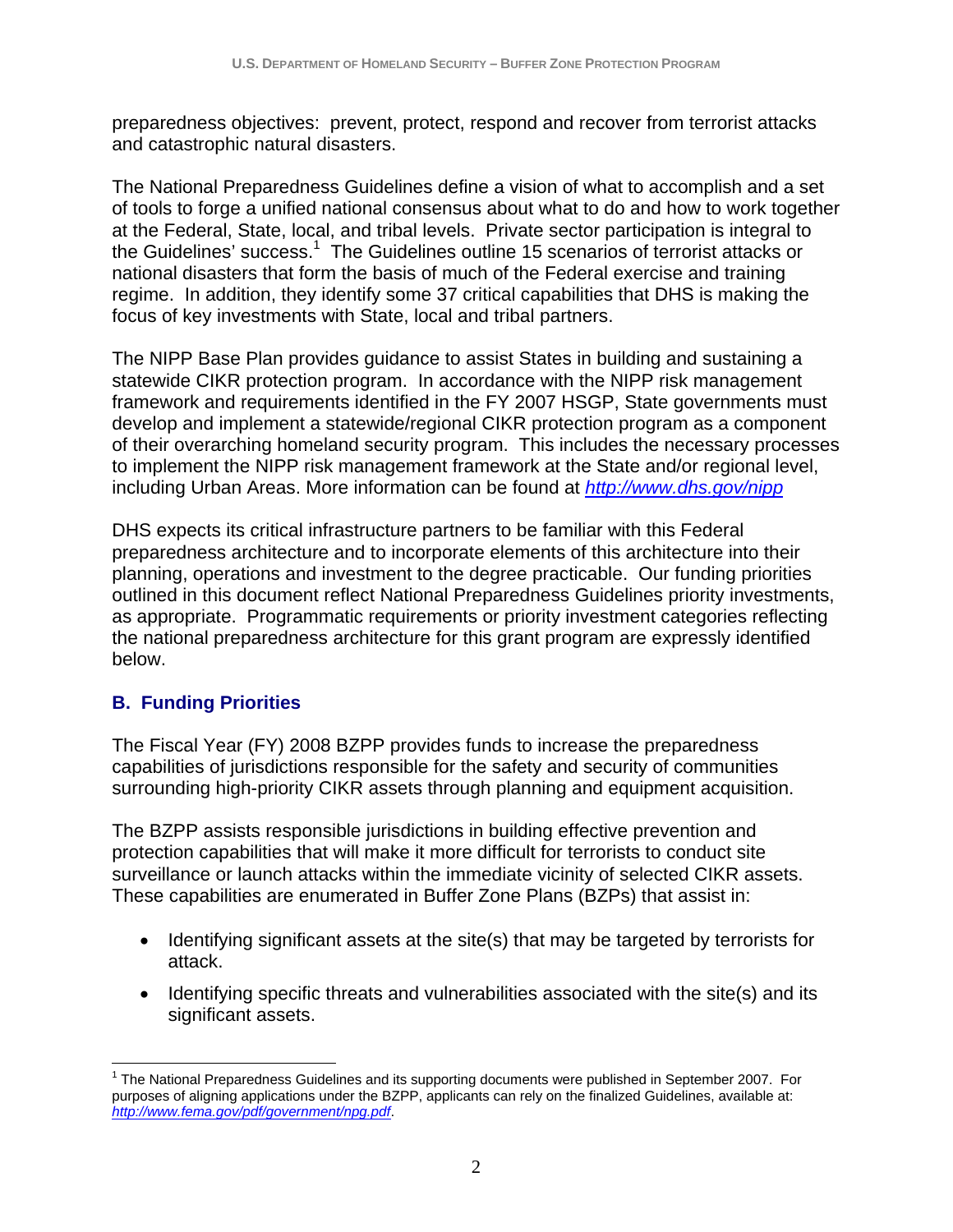preparedness objectives: prevent, protect, respond and recover from terrorist attacks and catastrophic natural disasters.

The National Preparedness Guidelines define a vision of what to accomplish and a set of tools to forge a unified national consensus about what to do and how to work together at the Federal, State, local, and tribal levels. Private sector participation is integral to the Guidelines' success.[1] The Guidelines outline 15 scenarios of terrorist attacks or national disasters that form the basis of much of the Federal exercise and training regime. In addition, they identify some 37 critical capabilities that DHS is making the focus of key investments with State, local and tribal partners.

The NIPP Base Plan provides guidance to assist States in building and sustaining a statewide CIKR protection program. In accordance with the NIPP risk management framework and requirements identified in the FY 2007 HSGP, State governments must develop and implement a statewide/regional CIKR protection program as a component of their overarching homeland security program. This includes the necessary processes to implement the NIPP risk management framework at the State and/or regional level, including Urban Areas. More information can be found at *http://www.dhs.gov/nipp*

DHS expects its critical infrastructure partners to be familiar with this Federal preparedness architecture and to incorporate elements of this architecture into their planning, operations and investment to the degree practicable. Our funding priorities outlined in this document reflect National Preparedness Guidelines priority investments, as appropriate. Programmatic requirements or priority investment categories reflecting the national preparedness architecture for this grant program are expressly identified below.

## B. Funding Priorities

The Fiscal Year (FY) 2008 BZPP provides funds to increase the preparedness capabilities of jurisdictions responsible for the safety and security of communities surrounding high-priority CIKR assets through planning and equipment acquisition.

The BZPP assists responsible jurisdictions in building effective prevention and protection capabilities that will make it more difficult for terrorists to conduct site surveillance or launch attacks within the immediate vicinity of selected CIKR assets. These capabilities are enumerated in Buffer Zone Plans (BZPs) that assist in:

- Identifying significant assets at the site(s) that may be targeted by terrorists for attack.
- Identifying specific threats and vulnerabilities associated with the site(s) and its significant assets.

[1] The National Preparedness Guidelines and its supporting documents were published in September 2007. For purposes of aligning applications under the BZPP, applicants can rely on the finalized Guidelines, available at: *http://www.fema.gov/pdf/government/npg.pdf*.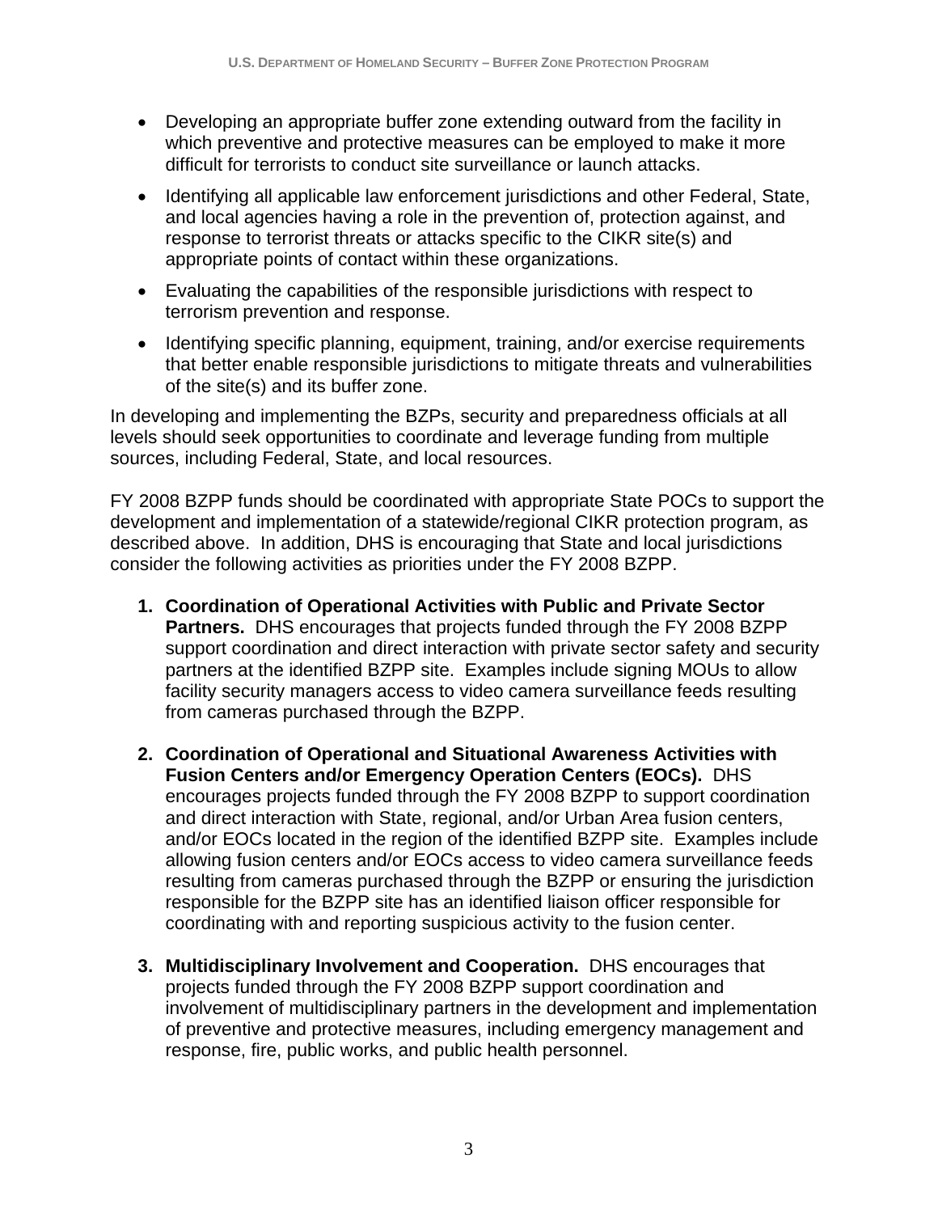- Developing an appropriate buffer zone extending outward from the facility in which preventive and protective measures can be employed to make it more difficult for terrorists to conduct site surveillance or launch attacks.
- Identifying all applicable law enforcement jurisdictions and other Federal, State, and local agencies having a role in the prevention of, protection against, and response to terrorist threats or attacks specific to the CIKR site(s) and appropriate points of contact within these organizations.
- Evaluating the capabilities of the responsible jurisdictions with respect to terrorism prevention and response.
- Identifying specific planning, equipment, training, and/or exercise requirements that better enable responsible jurisdictions to mitigate threats and vulnerabilities of the site(s) and its buffer zone.

In developing and implementing the BZPs, security and preparedness officials at all levels should seek opportunities to coordinate and leverage funding from multiple sources, including Federal, State, and local resources.

FY 2008 BZPP funds should be coordinated with appropriate State POCs to support the development and implementation of a statewide/regional CIKR protection program, as described above. In addition, DHS is encouraging that State and local jurisdictions consider the following activities as priorities under the FY 2008 BZPP.

1. **Coordination of Operational Activities with Public and Private Sector Partners.** DHS encourages that projects funded through the FY 2008 BZPP support coordination and direct interaction with private sector safety and security partners at the identified BZPP site. Examples include signing MOUs to allow facility security managers access to video camera surveillance feeds resulting from cameras purchased through the BZPP.

2. **Coordination of Operational and Situational Awareness Activities with Fusion Centers and/or Emergency Operation Centers (EOCs).** DHS encourages projects funded through the FY 2008 BZPP to support coordination and direct interaction with State, regional, and/or Urban Area fusion centers, and/or EOCs located in the region of the identified BZPP site. Examples include allowing fusion centers and/or EOCs access to video camera surveillance feeds resulting from cameras purchased through the BZPP or ensuring the jurisdiction responsible for the BZPP site has an identified liaison officer responsible for coordinating with and reporting suspicious activity to the fusion center.

3. **Multidisciplinary Involvement and Cooperation.** DHS encourages that projects funded through the FY 2008 BZPP support coordination and involvement of multidisciplinary partners in the development and implementation of preventive and protective measures, including emergency management and response, fire, public works, and public health personnel.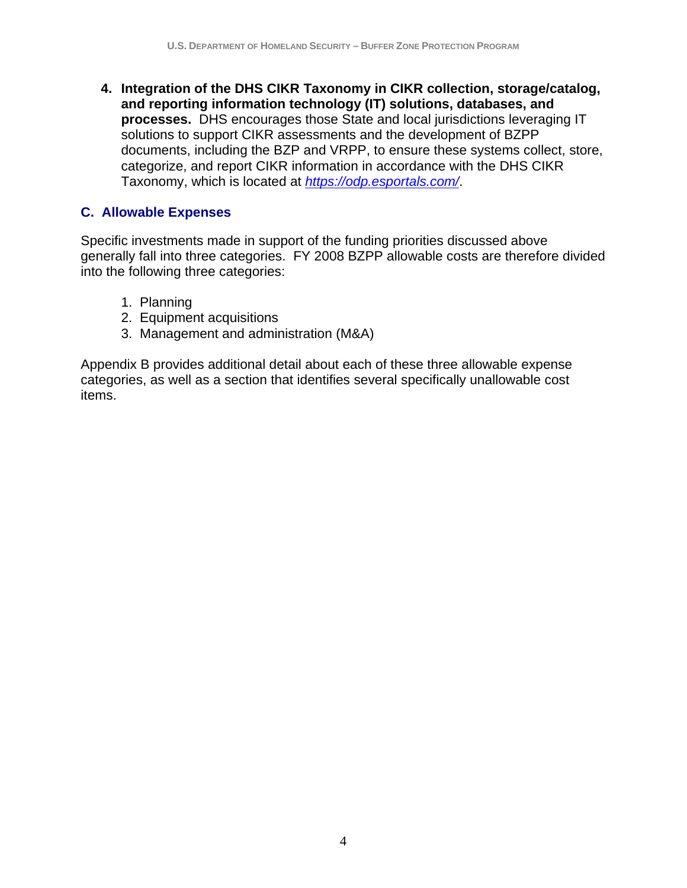4. **Integration of the DHS CIKR Taxonomy in CIKR collection, storage/catalog, and reporting information technology (IT) solutions, databases, and processes.** DHS encourages those State and local jurisdictions leveraging IT solutions to support CIKR assessments and the development of BZPP documents, including the BZP and VRPP, to ensure these systems collect, store, categorize, and report CIKR information in accordance with the DHS CIKR Taxonomy, which is located at *https://odp.esportals.com/*.

## C. Allowable Expenses

Specific investments made in support of the funding priorities discussed above generally fall into three categories. FY 2008 BZPP allowable costs are therefore divided into the following three categories:

1. Planning
2. Equipment acquisitions
3. Management and administration (M&A)

Appendix B provides additional detail about each of these three allowable expense categories, as well as a section that identifies several specifically unallowable cost items.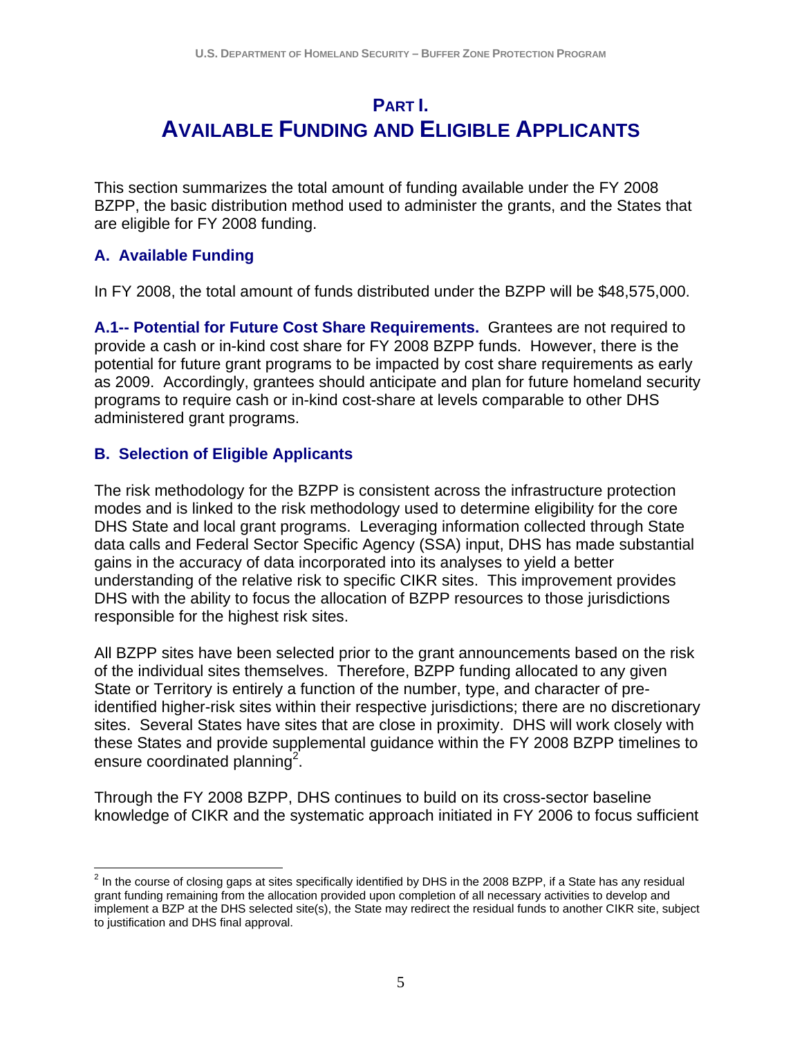# PART I. AVAILABLE FUNDING AND ELIGIBLE APPLICANTS

This section summarizes the total amount of funding available under the FY 2008 BZPP, the basic distribution method used to administer the grants, and the States that are eligible for FY 2008 funding.

## A. Available Funding

In FY 2008, the total amount of funds distributed under the BZPP will be $48,575,000.

**A.1-- Potential for Future Cost Share Requirements.** Grantees are not required to provide a cash or in-kind cost share for FY 2008 BZPP funds. However, there is the potential for future grant programs to be impacted by cost share requirements as early as 2009. Accordingly, grantees should anticipate and plan for future homeland security programs to require cash or in-kind cost-share at levels comparable to other DHS administered grant programs.

## B. Selection of Eligible Applicants

The risk methodology for the BZPP is consistent across the infrastructure protection modes and is linked to the risk methodology used to determine eligibility for the core DHS State and local grant programs. Leveraging information collected through State data calls and Federal Sector Specific Agency (SSA) input, DHS has made substantial gains in the accuracy of data incorporated into its analyses to yield a better understanding of the relative risk to specific CIKR sites. This improvement provides DHS with the ability to focus the allocation of BZPP resources to those jurisdictions responsible for the highest risk sites.

All BZPP sites have been selected prior to the grant announcements based on the risk of the individual sites themselves. Therefore, BZPP funding allocated to any given State or Territory is entirely a function of the number, type, and character of pre-identified higher-risk sites within their respective jurisdictions; there are no discretionary sites. Several States have sites that are close in proximity. DHS will work closely with these States and provide supplemental guidance within the FY 2008 BZPP timelines to ensure coordinated planning[2].

Through the FY 2008 BZPP, DHS continues to build on its cross-sector baseline knowledge of CIKR and the systematic approach initiated in FY 2006 to focus sufficient

[2] In the course of closing gaps at sites specifically identified by DHS in the 2008 BZPP, if a State has any residual grant funding remaining from the allocation provided upon completion of all necessary activities to develop and implement a BZP at the DHS selected site(s), the State may redirect the residual funds to another CIKR site, subject to justification and DHS final approval.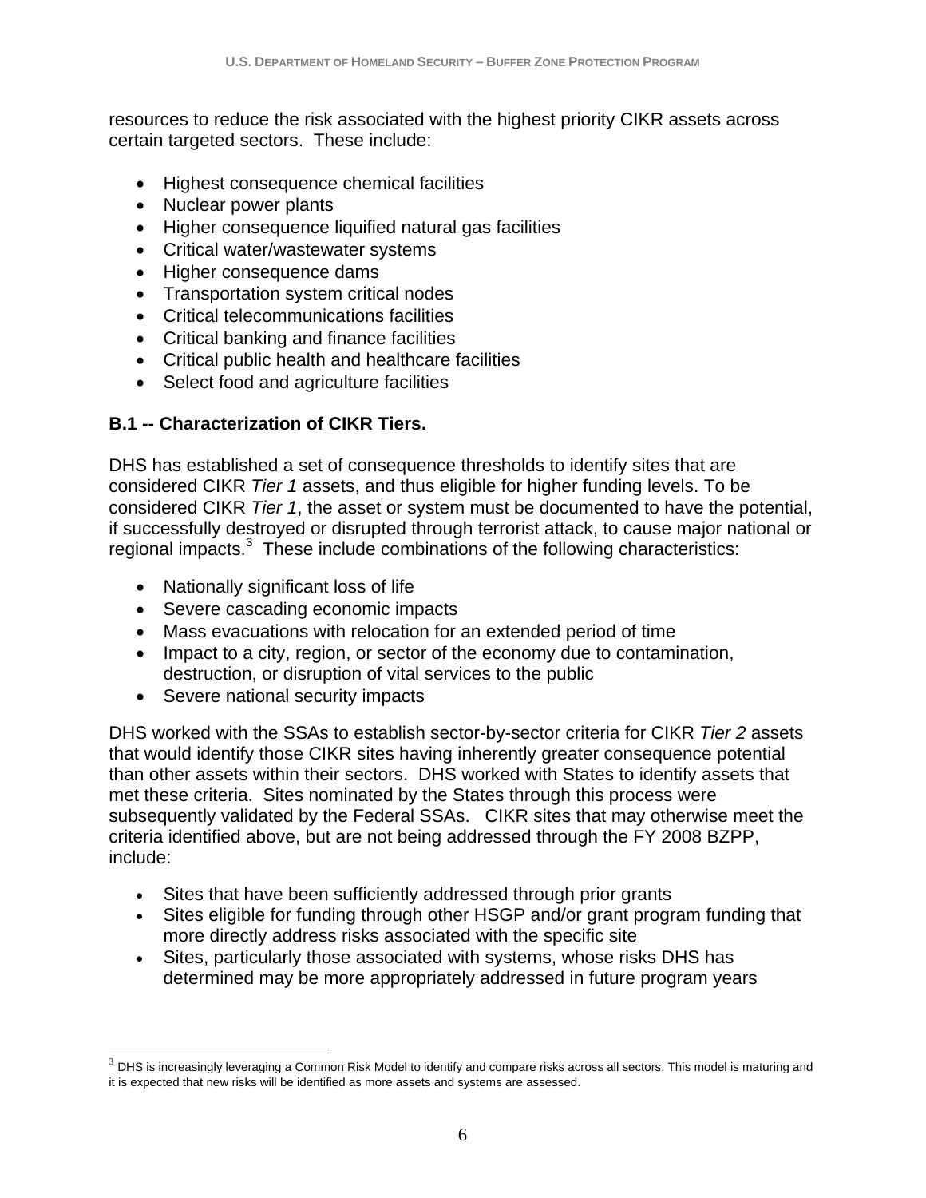resources to reduce the risk associated with the highest priority CIKR assets across certain targeted sectors. These include:

- Highest consequence chemical facilities
- Nuclear power plants
- Higher consequence liquified natural gas facilities
- Critical water/wastewater systems
- Higher consequence dams
- Transportation system critical nodes
- Critical telecommunications facilities
- Critical banking and finance facilities
- Critical public health and healthcare facilities
- Select food and agriculture facilities

**B.1 -- Characterization of CIKR Tiers.**

DHS has established a set of consequence thresholds to identify sites that are considered CIKR *Tier 1* assets, and thus eligible for higher funding levels. To be considered CIKR *Tier 1*, the asset or system must be documented to have the potential, if successfully destroyed or disrupted through terrorist attack, to cause major national or regional impacts.[3] These include combinations of the following characteristics:

- Nationally significant loss of life
- Severe cascading economic impacts
- Mass evacuations with relocation for an extended period of time
- Impact to a city, region, or sector of the economy due to contamination, destruction, or disruption of vital services to the public
- Severe national security impacts

DHS worked with the SSAs to establish sector-by-sector criteria for CIKR *Tier 2* assets that would identify those CIKR sites having inherently greater consequence potential than other assets within their sectors. DHS worked with States to identify assets that met these criteria. Sites nominated by the States through this process were subsequently validated by the Federal SSAs. CIKR sites that may otherwise meet the criteria identified above, but are not being addressed through the FY 2008 BZPP, include:

- Sites that have been sufficiently addressed through prior grants
- Sites eligible for funding through other HSGP and/or grant program funding that more directly address risks associated with the specific site
- Sites, particularly those associated with systems, whose risks DHS has determined may be more appropriately addressed in future program years

[3] DHS is increasingly leveraging a Common Risk Model to identify and compare risks across all sectors. This model is maturing and it is expected that new risks will be identified as more assets and systems are assessed.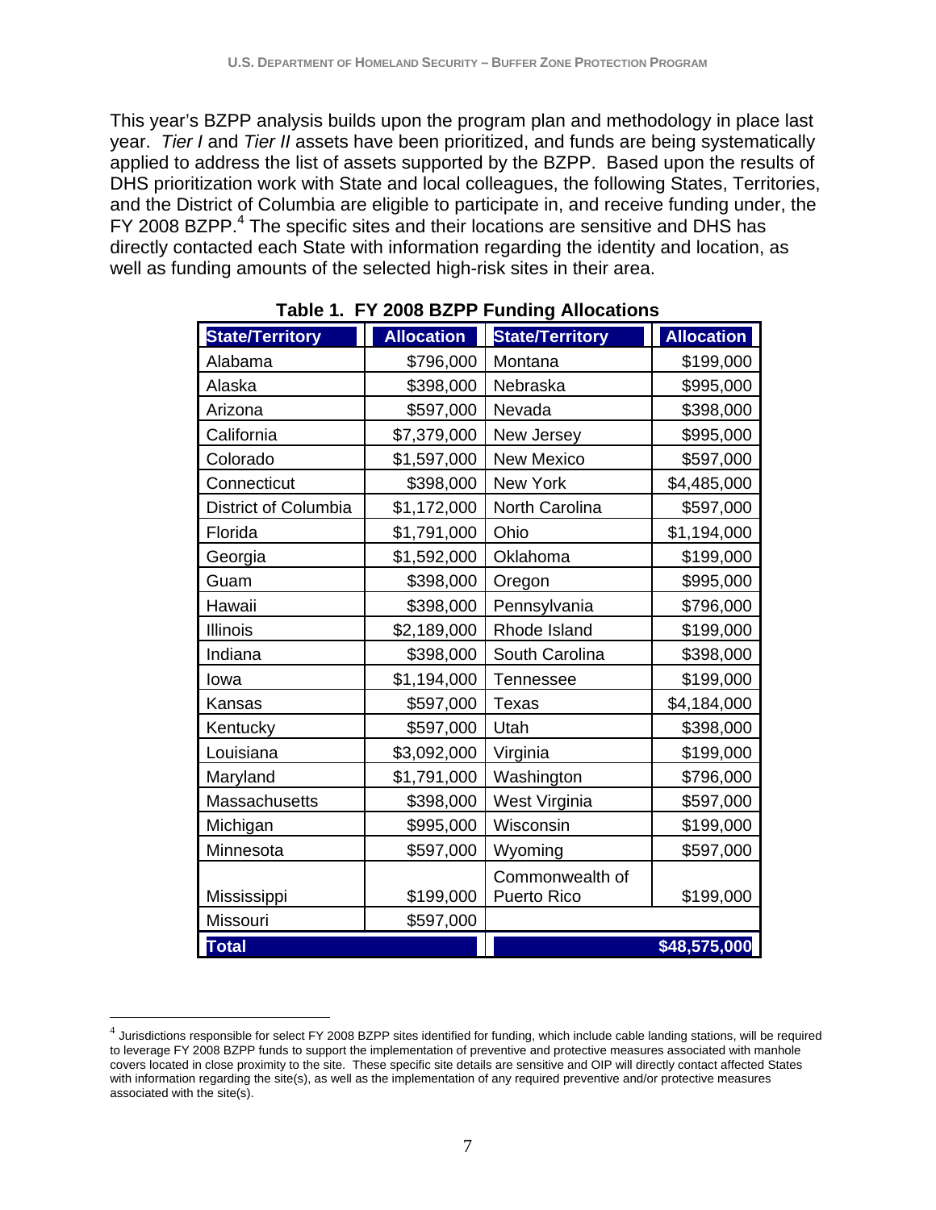This year's BZPP analysis builds upon the program plan and methodology in place last year. *Tier I* and *Tier II* assets have been prioritized, and funds are being systematically applied to address the list of assets supported by the BZPP. Based upon the results of DHS prioritization work with State and local colleagues, the following States, Territories, and the District of Columbia are eligible to participate in, and receive funding under, the FY 2008 BZPP.[4] The specific sites and their locations are sensitive and DHS has directly contacted each State with information regarding the identity and location, as well as funding amounts of the selected high-risk sites in their area.

**Table 1. FY 2008 BZPP Funding Allocations**

| State/Territory | Allocation | State/Territory | Allocation |
|---|---|---|---|
| Alabama | $796,000 | Montana | $199,000 |
| Alaska | $398,000 | Nebraska | $995,000 |
| Arizona | $597,000 | Nevada | $398,000 |
| California | $7,379,000 | New Jersey | $995,000 |
| Colorado | $1,597,000 | New Mexico | $597,000 |
| Connecticut | $398,000 | New York | $4,485,000 |
| District of Columbia | $1,172,000 | North Carolina | $597,000 |
| Florida | $1,791,000 | Ohio | $1,194,000 |
| Georgia | $1,592,000 | Oklahoma | $199,000 |
| Guam | $398,000 | Oregon | $995,000 |
| Hawaii | $398,000 | Pennsylvania | $796,000 |
| Illinois | $2,189,000 | Rhode Island | $199,000 |
| Indiana | $398,000 | South Carolina | $398,000 |
| Iowa | $1,194,000 | Tennessee | $199,000 |
| Kansas | $597,000 | Texas | $4,184,000 |
| Kentucky | $597,000 | Utah | $398,000 |
| Louisiana | $3,092,000 | Virginia | $199,000 |
| Maryland | $1,791,000 | Washington | $796,000 |
| Massachusetts | $398,000 | West Virginia | $597,000 |
| Michigan | $995,000 | Wisconsin | $199,000 |
| Minnesota | $597,000 | Wyoming | $597,000 |
| Mississippi | $199,000 | Commonwealth of Puerto Rico | $199,000 |
| Missouri | $597,000 | | |
| **Total** | | | **$48,575,000** |

[4] Jurisdictions responsible for select FY 2008 BZPP sites identified for funding, which include cable landing stations, will be required to leverage FY 2008 BZPP funds to support the implementation of preventive and protective measures associated with manhole covers located in close proximity to the site. These specific site details are sensitive and OIP will directly contact affected States with information regarding the site(s), as well as the implementation of any required preventive and/or protective measures associated with the site(s).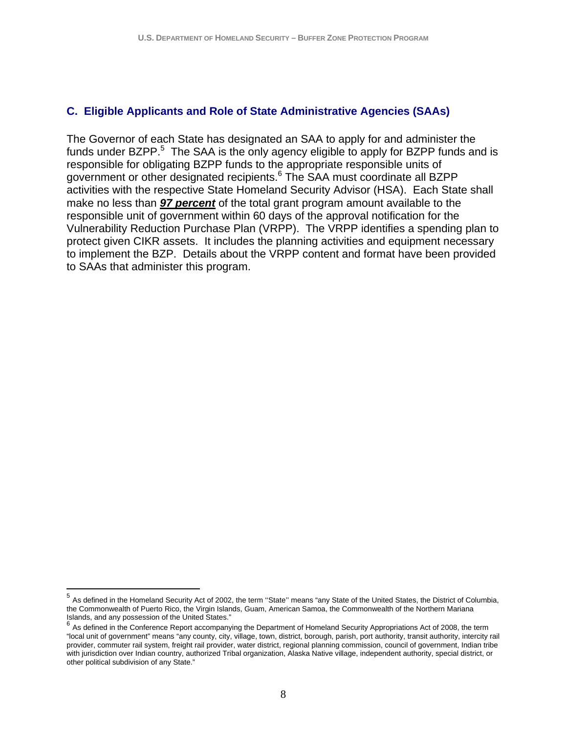## C. Eligible Applicants and Role of State Administrative Agencies (SAAs)

The Governor of each State has designated an SAA to apply for and administer the funds under BZPP.[5] The SAA is the only agency eligible to apply for BZPP funds and is responsible for obligating BZPP funds to the appropriate responsible units of government or other designated recipients.[6] The SAA must coordinate all BZPP activities with the respective State Homeland Security Advisor (HSA). Each State shall make no less than ***97 percent*** of the total grant program amount available to the responsible unit of government within 60 days of the approval notification for the Vulnerability Reduction Purchase Plan (VRPP). The VRPP identifies a spending plan to protect given CIKR assets. It includes the planning activities and equipment necessary to implement the BZP. Details about the VRPP content and format have been provided to SAAs that administer this program.

---

[5] As defined in the Homeland Security Act of 2002, the term ''State'' means "any State of the United States, the District of Columbia, the Commonwealth of Puerto Rico, the Virgin Islands, Guam, American Samoa, the Commonwealth of the Northern Mariana Islands, and any possession of the United States."

[6] As defined in the Conference Report accompanying the Department of Homeland Security Appropriations Act of 2008, the term "local unit of government" means "any county, city, village, town, district, borough, parish, port authority, transit authority, intercity rail provider, commuter rail system, freight rail provider, water district, regional planning commission, council of government, Indian tribe with jurisdiction over Indian country, authorized Tribal organization, Alaska Native village, independent authority, special district, or other political subdivision of any State."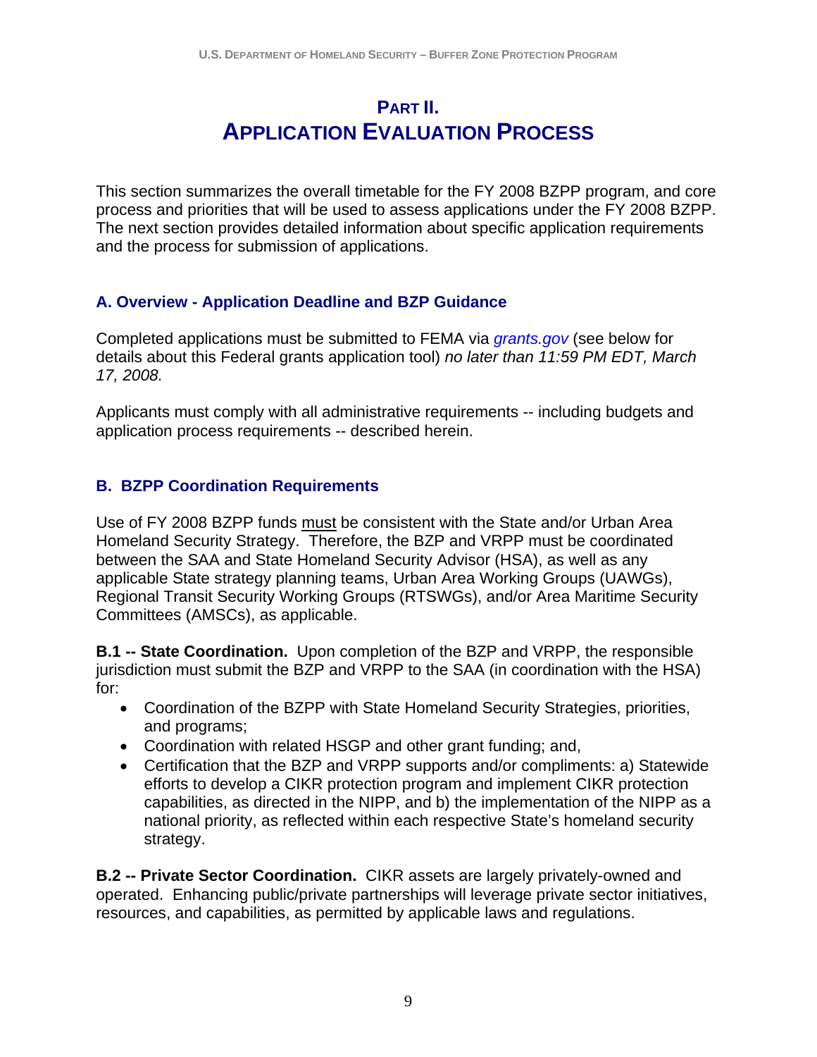# PART II. APPLICATION EVALUATION PROCESS

This section summarizes the overall timetable for the FY 2008 BZPP program, and core process and priorities that will be used to assess applications under the FY 2008 BZPP. The next section provides detailed information about specific application requirements and the process for submission of applications.

## A. Overview - Application Deadline and BZP Guidance

Completed applications must be submitted to FEMA via *grants.gov* (see below for details about this Federal grants application tool) *no later than 11:59 PM EDT, March 17, 2008.*

Applicants must comply with all administrative requirements -- including budgets and application process requirements -- described herein.

## B. BZPP Coordination Requirements

Use of FY 2008 BZPP funds must be consistent with the State and/or Urban Area Homeland Security Strategy. Therefore, the BZP and VRPP must be coordinated between the SAA and State Homeland Security Advisor (HSA), as well as any applicable State strategy planning teams, Urban Area Working Groups (UAWGs), Regional Transit Security Working Groups (RTSWGs), and/or Area Maritime Security Committees (AMSCs), as applicable.

**B.1 -- State Coordination.** Upon completion of the BZP and VRPP, the responsible jurisdiction must submit the BZP and VRPP to the SAA (in coordination with the HSA) for:

- Coordination of the BZPP with State Homeland Security Strategies, priorities, and programs;
- Coordination with related HSGP and other grant funding; and,
- Certification that the BZP and VRPP supports and/or compliments: a) Statewide efforts to develop a CIKR protection program and implement CIKR protection capabilities, as directed in the NIPP, and b) the implementation of the NIPP as a national priority, as reflected within each respective State's homeland security strategy.

**B.2 -- Private Sector Coordination.** CIKR assets are largely privately-owned and operated. Enhancing public/private partnerships will leverage private sector initiatives, resources, and capabilities, as permitted by applicable laws and regulations.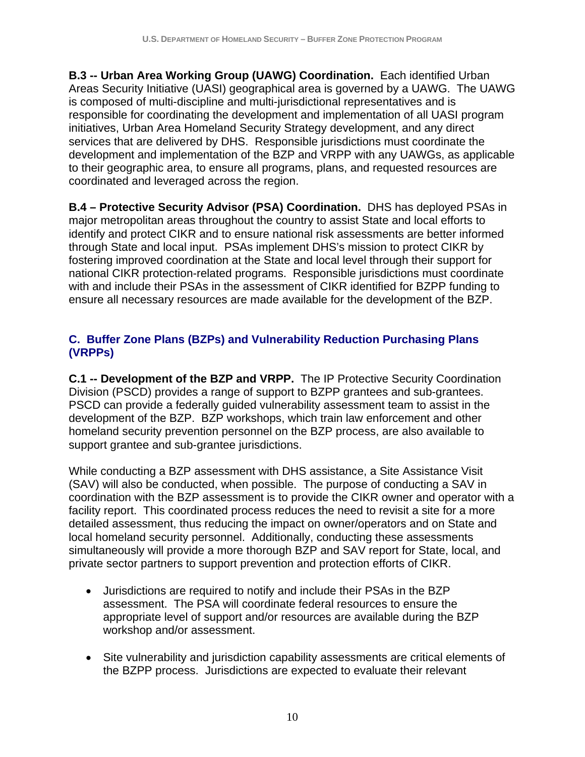**B.3 -- Urban Area Working Group (UAWG) Coordination.** Each identified Urban Areas Security Initiative (UASI) geographical area is governed by a UAWG. The UAWG is composed of multi-discipline and multi-jurisdictional representatives and is responsible for coordinating the development and implementation of all UASI program initiatives, Urban Area Homeland Security Strategy development, and any direct services that are delivered by DHS. Responsible jurisdictions must coordinate the development and implementation of the BZP and VRPP with any UAWGs, as applicable to their geographic area, to ensure all programs, plans, and requested resources are coordinated and leveraged across the region.

**B.4 – Protective Security Advisor (PSA) Coordination.** DHS has deployed PSAs in major metropolitan areas throughout the country to assist State and local efforts to identify and protect CIKR and to ensure national risk assessments are better informed through State and local input. PSAs implement DHS's mission to protect CIKR by fostering improved coordination at the State and local level through their support for national CIKR protection-related programs. Responsible jurisdictions must coordinate with and include their PSAs in the assessment of CIKR identified for BZPP funding to ensure all necessary resources are made available for the development of the BZP.

## C. Buffer Zone Plans (BZPs) and Vulnerability Reduction Purchasing Plans (VRPPs)

**C.1 -- Development of the BZP and VRPP.** The IP Protective Security Coordination Division (PSCD) provides a range of support to BZPP grantees and sub-grantees. PSCD can provide a federally guided vulnerability assessment team to assist in the development of the BZP. BZP workshops, which train law enforcement and other homeland security prevention personnel on the BZP process, are also available to support grantee and sub-grantee jurisdictions.

While conducting a BZP assessment with DHS assistance, a Site Assistance Visit (SAV) will also be conducted, when possible. The purpose of conducting a SAV in coordination with the BZP assessment is to provide the CIKR owner and operator with a facility report. This coordinated process reduces the need to revisit a site for a more detailed assessment, thus reducing the impact on owner/operators and on State and local homeland security personnel. Additionally, conducting these assessments simultaneously will provide a more thorough BZP and SAV report for State, local, and private sector partners to support prevention and protection efforts of CIKR.

- Jurisdictions are required to notify and include their PSAs in the BZP assessment. The PSA will coordinate federal resources to ensure the appropriate level of support and/or resources are available during the BZP workshop and/or assessment.

- Site vulnerability and jurisdiction capability assessments are critical elements of the BZPP process. Jurisdictions are expected to evaluate their relevant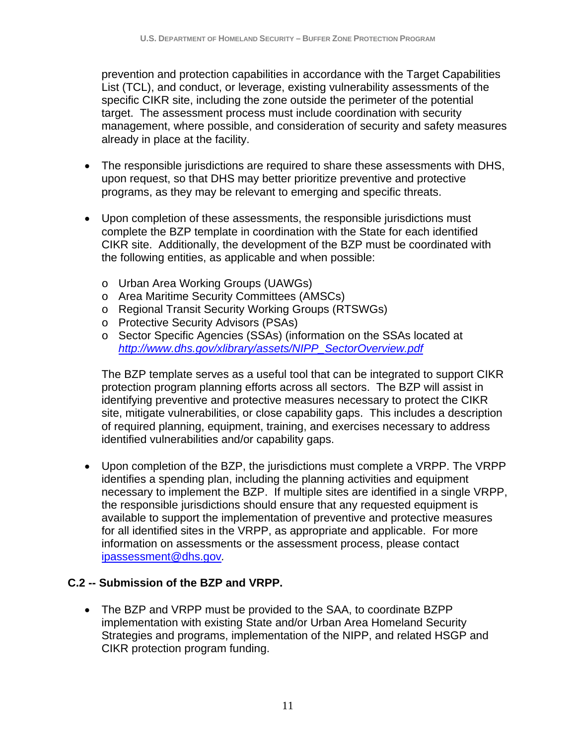prevention and protection capabilities in accordance with the Target Capabilities List (TCL), and conduct, or leverage, existing vulnerability assessments of the specific CIKR site, including the zone outside the perimeter of the potential target. The assessment process must include coordination with security management, where possible, and consideration of security and safety measures already in place at the facility.

- The responsible jurisdictions are required to share these assessments with DHS, upon request, so that DHS may better prioritize preventive and protective programs, as they may be relevant to emerging and specific threats.

- Upon completion of these assessments, the responsible jurisdictions must complete the BZP template in coordination with the State for each identified CIKR site. Additionally, the development of the BZP must be coordinated with the following entities, as applicable and when possible:

    - Urban Area Working Groups (UAWGs)
    - Area Maritime Security Committees (AMSCs)
    - Regional Transit Security Working Groups (RTSWGs)
    - Protective Security Advisors (PSAs)
    - Sector Specific Agencies (SSAs) (information on the SSAs located at *http://www.dhs.gov/xlibrary/assets/NIPP_SectorOverview.pdf*

  The BZP template serves as a useful tool that can be integrated to support CIKR protection program planning efforts across all sectors. The BZP will assist in identifying preventive and protective measures necessary to protect the CIKR site, mitigate vulnerabilities, or close capability gaps. This includes a description of required planning, equipment, training, and exercises necessary to address identified vulnerabilities and/or capability gaps.

- Upon completion of the BZP, the jurisdictions must complete a VRPP. The VRPP identifies a spending plan, including the planning activities and equipment necessary to implement the BZP. If multiple sites are identified in a single VRPP, the responsible jurisdictions should ensure that any requested equipment is available to support the implementation of preventive and protective measures for all identified sites in the VRPP, as appropriate and applicable. For more information on assessments or the assessment process, please contact ipassessment@dhs.gov.

### C.2 -- Submission of the BZP and VRPP.

- The BZP and VRPP must be provided to the SAA, to coordinate BZPP implementation with existing State and/or Urban Area Homeland Security Strategies and programs, implementation of the NIPP, and related HSGP and CIKR protection program funding.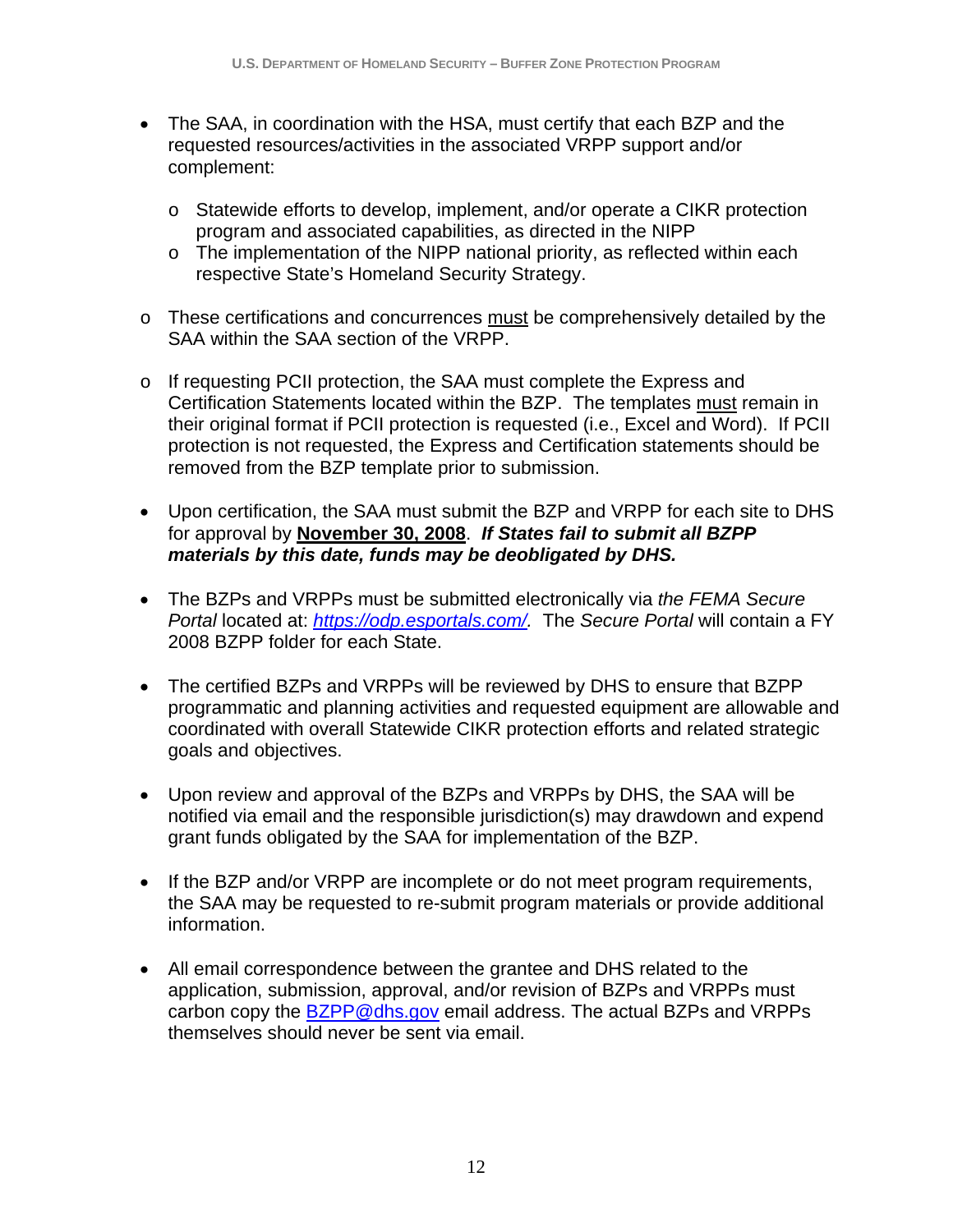- The SAA, in coordination with the HSA, must certify that each BZP and the requested resources/activities in the associated VRPP support and/or complement:

  - Statewide efforts to develop, implement, and/or operate a CIKR protection program and associated capabilities, as directed in the NIPP
  - The implementation of the NIPP national priority, as reflected within each respective State's Homeland Security Strategy.

- These certifications and concurrences must be comprehensively detailed by the SAA within the SAA section of the VRPP.

- If requesting PCII protection, the SAA must complete the Express and Certification Statements located within the BZP. The templates must remain in their original format if PCII protection is requested (i.e., Excel and Word). If PCII protection is not requested, the Express and Certification statements should be removed from the BZP template prior to submission.

- Upon certification, the SAA must submit the BZP and VRPP for each site to DHS for approval by **November 30, 2008**. ***If States fail to submit all BZPP materials by this date, funds may be deobligated by DHS.***

- The BZPs and VRPPs must be submitted electronically via *the FEMA Secure Portal* located at: *https://odp.esportals.com/.* The *Secure Portal* will contain a FY 2008 BZPP folder for each State.

- The certified BZPs and VRPPs will be reviewed by DHS to ensure that BZPP programmatic and planning activities and requested equipment are allowable and coordinated with overall Statewide CIKR protection efforts and related strategic goals and objectives.

- Upon review and approval of the BZPs and VRPPs by DHS, the SAA will be notified via email and the responsible jurisdiction(s) may drawdown and expend grant funds obligated by the SAA for implementation of the BZP.

- If the BZP and/or VRPP are incomplete or do not meet program requirements, the SAA may be requested to re-submit program materials or provide additional information.

- All email correspondence between the grantee and DHS related to the application, submission, approval, and/or revision of BZPs and VRPPs must carbon copy the BZPP@dhs.gov email address. The actual BZPs and VRPPs themselves should never be sent via email.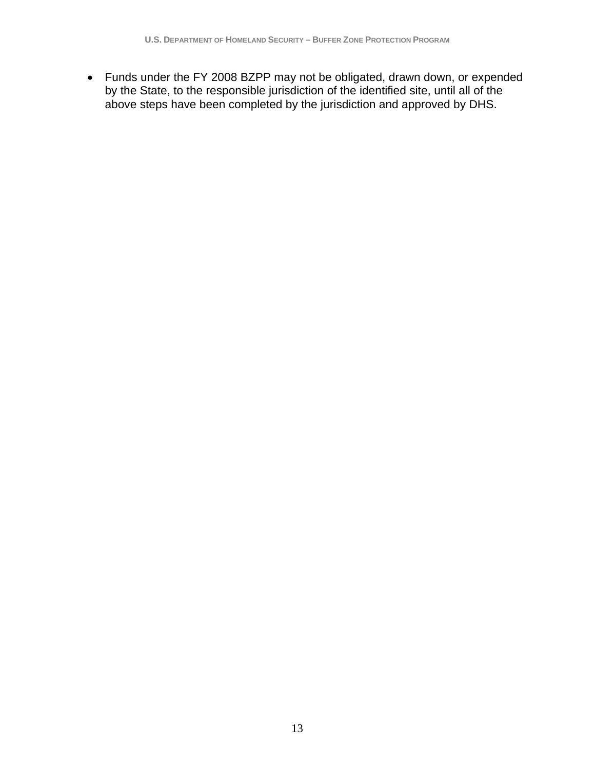- Funds under the FY 2008 BZPP may not be obligated, drawn down, or expended by the State, to the responsible jurisdiction of the identified site, until all of the above steps have been completed by the jurisdiction and approved by DHS.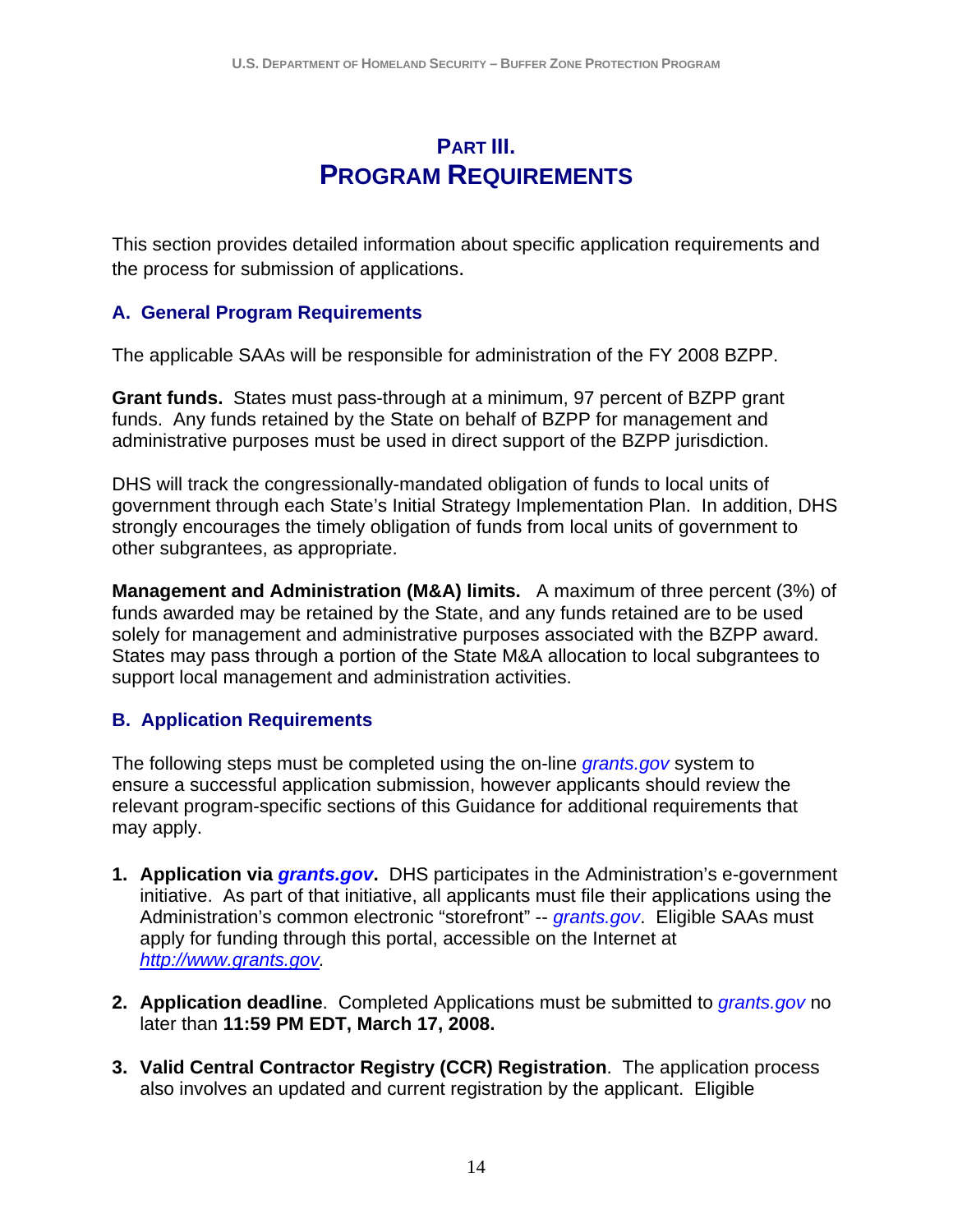# PART III. PROGRAM REQUIREMENTS

This section provides detailed information about specific application requirements and the process for submission of applications.

## A. General Program Requirements

The applicable SAAs will be responsible for administration of the FY 2008 BZPP.

**Grant funds.** States must pass-through at a minimum, 97 percent of BZPP grant funds. Any funds retained by the State on behalf of BZPP for management and administrative purposes must be used in direct support of the BZPP jurisdiction.

DHS will track the congressionally-mandated obligation of funds to local units of government through each State's Initial Strategy Implementation Plan. In addition, DHS strongly encourages the timely obligation of funds from local units of government to other subgrantees, as appropriate.

**Management and Administration (M&A) limits.** A maximum of three percent (3%) of funds awarded may be retained by the State, and any funds retained are to be used solely for management and administrative purposes associated with the BZPP award. States may pass through a portion of the State M&A allocation to local subgrantees to support local management and administration activities.

## B. Application Requirements

The following steps must be completed using the on-line *grants.gov* system to ensure a successful application submission, however applicants should review the relevant program-specific sections of this Guidance for additional requirements that may apply.

1. **Application via *grants.gov*.** DHS participates in the Administration's e-government initiative. As part of that initiative, all applicants must file their applications using the Administration's common electronic "storefront" -- *grants.gov*. Eligible SAAs must apply for funding through this portal, accessible on the Internet at *http://www.grants.gov.*

2. **Application deadline**. Completed Applications must be submitted to *grants.gov* no later than **11:59 PM EDT, March 17, 2008.**

3. **Valid Central Contractor Registry (CCR) Registration**. The application process also involves an updated and current registration by the applicant. Eligible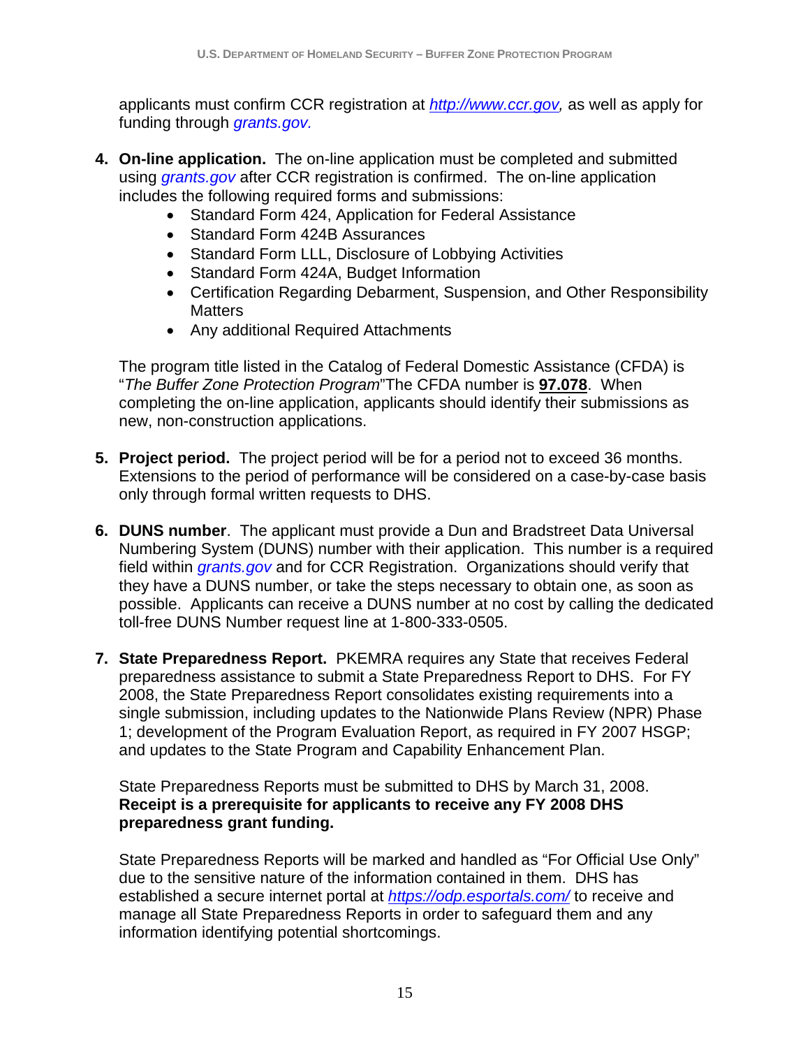applicants must confirm CCR registration at *http://www.ccr.gov,* as well as apply for funding through *grants.gov.*

4. **On-line application.** The on-line application must be completed and submitted using *grants.gov* after CCR registration is confirmed. The on-line application includes the following required forms and submissions:
   - Standard Form 424, Application for Federal Assistance
   - Standard Form 424B Assurances
   - Standard Form LLL, Disclosure of Lobbying Activities
   - Standard Form 424A, Budget Information
   - Certification Regarding Debarment, Suspension, and Other Responsibility Matters
   - Any additional Required Attachments

   The program title listed in the Catalog of Federal Domestic Assistance (CFDA) is "*The Buffer Zone Protection Program*"The CFDA number is **97.078**. When completing the on-line application, applicants should identify their submissions as new, non-construction applications.

5. **Project period.** The project period will be for a period not to exceed 36 months. Extensions to the period of performance will be considered on a case-by-case basis only through formal written requests to DHS.

6. **DUNS number**. The applicant must provide a Dun and Bradstreet Data Universal Numbering System (DUNS) number with their application. This number is a required field within *grants.gov* and for CCR Registration. Organizations should verify that they have a DUNS number, or take the steps necessary to obtain one, as soon as possible. Applicants can receive a DUNS number at no cost by calling the dedicated toll-free DUNS Number request line at 1-800-333-0505.

7. **State Preparedness Report.** PKEMRA requires any State that receives Federal preparedness assistance to submit a State Preparedness Report to DHS. For FY 2008, the State Preparedness Report consolidates existing requirements into a single submission, including updates to the Nationwide Plans Review (NPR) Phase 1; development of the Program Evaluation Report, as required in FY 2007 HSGP; and updates to the State Program and Capability Enhancement Plan.

   State Preparedness Reports must be submitted to DHS by March 31, 2008. **Receipt is a prerequisite for applicants to receive any FY 2008 DHS preparedness grant funding.**

   State Preparedness Reports will be marked and handled as "For Official Use Only" due to the sensitive nature of the information contained in them. DHS has established a secure internet portal at *https://odp.esportals.com/* to receive and manage all State Preparedness Reports in order to safeguard them and any information identifying potential shortcomings.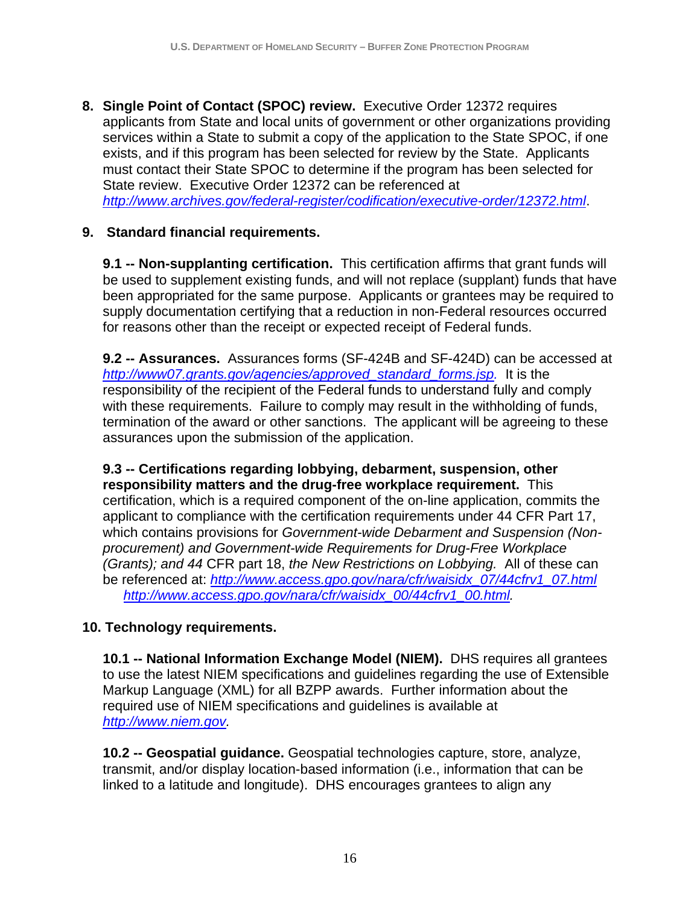**8. Single Point of Contact (SPOC) review.** Executive Order 12372 requires applicants from State and local units of government or other organizations providing services within a State to submit a copy of the application to the State SPOC, if one exists, and if this program has been selected for review by the State. Applicants must contact their State SPOC to determine if the program has been selected for State review. Executive Order 12372 can be referenced at *http://www.archives.gov/federal-register/codification/executive-order/12372.html*.

**9. Standard financial requirements.**

**9.1 -- Non-supplanting certification.** This certification affirms that grant funds will be used to supplement existing funds, and will not replace (supplant) funds that have been appropriated for the same purpose. Applicants or grantees may be required to supply documentation certifying that a reduction in non-Federal resources occurred for reasons other than the receipt or expected receipt of Federal funds.

**9.2 -- Assurances.** Assurances forms (SF-424B and SF-424D) can be accessed at *http://www07.grants.gov/agencies/approved_standard_forms.jsp.* It is the responsibility of the recipient of the Federal funds to understand fully and comply with these requirements. Failure to comply may result in the withholding of funds, termination of the award or other sanctions. The applicant will be agreeing to these assurances upon the submission of the application.

**9.3 -- Certifications regarding lobbying, debarment, suspension, other responsibility matters and the drug-free workplace requirement.** This certification, which is a required component of the on-line application, commits the applicant to compliance with the certification requirements under 44 CFR Part 17, which contains provisions for *Government-wide Debarment and Suspension (Non-procurement) and Government-wide Requirements for Drug-Free Workplace (Grants); and 44* CFR part 18, *the New Restrictions on Lobbying.* All of these can be referenced at: *http://www.access.gpo.gov/nara/cfr/waisidx_07/44cfrv1_07.html* *http://www.access.gpo.gov/nara/cfr/waisidx_00/44cfrv1_00.html.*

**10. Technology requirements.**

**10.1 -- National Information Exchange Model (NIEM).** DHS requires all grantees to use the latest NIEM specifications and guidelines regarding the use of Extensible Markup Language (XML) for all BZPP awards. Further information about the required use of NIEM specifications and guidelines is available at *http://www.niem.gov.*

**10.2 -- Geospatial guidance.** Geospatial technologies capture, store, analyze, transmit, and/or display location-based information (i.e., information that can be linked to a latitude and longitude). DHS encourages grantees to align any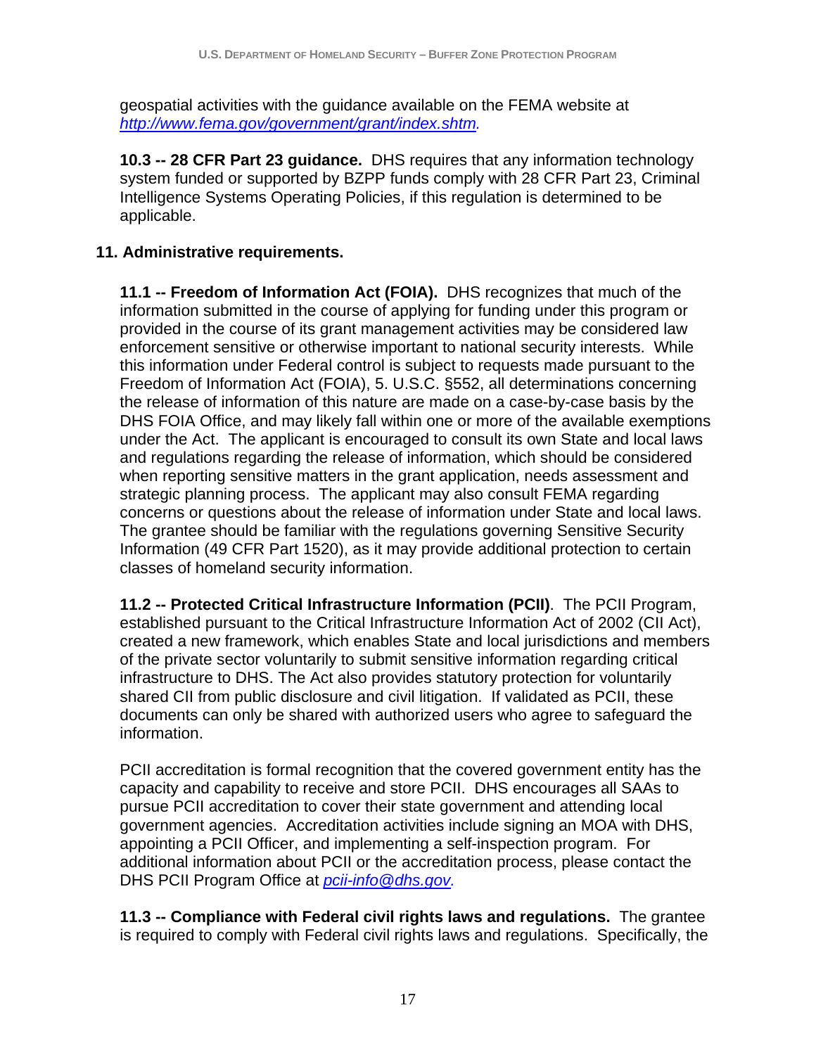geospatial activities with the guidance available on the FEMA website at *http://www.fema.gov/government/grant/index.shtm.*

**10.3 -- 28 CFR Part 23 guidance.** DHS requires that any information technology system funded or supported by BZPP funds comply with 28 CFR Part 23, Criminal Intelligence Systems Operating Policies, if this regulation is determined to be applicable.

## 11. Administrative requirements.

**11.1 -- Freedom of Information Act (FOIA).** DHS recognizes that much of the information submitted in the course of applying for funding under this program or provided in the course of its grant management activities may be considered law enforcement sensitive or otherwise important to national security interests. While this information under Federal control is subject to requests made pursuant to the Freedom of Information Act (FOIA), 5. U.S.C. §552, all determinations concerning the release of information of this nature are made on a case-by-case basis by the DHS FOIA Office, and may likely fall within one or more of the available exemptions under the Act. The applicant is encouraged to consult its own State and local laws and regulations regarding the release of information, which should be considered when reporting sensitive matters in the grant application, needs assessment and strategic planning process. The applicant may also consult FEMA regarding concerns or questions about the release of information under State and local laws. The grantee should be familiar with the regulations governing Sensitive Security Information (49 CFR Part 1520), as it may provide additional protection to certain classes of homeland security information.

**11.2 -- Protected Critical Infrastructure Information (PCII)**. The PCII Program, established pursuant to the Critical Infrastructure Information Act of 2002 (CII Act), created a new framework, which enables State and local jurisdictions and members of the private sector voluntarily to submit sensitive information regarding critical infrastructure to DHS. The Act also provides statutory protection for voluntarily shared CII from public disclosure and civil litigation. If validated as PCII, these documents can only be shared with authorized users who agree to safeguard the information.

PCII accreditation is formal recognition that the covered government entity has the capacity and capability to receive and store PCII. DHS encourages all SAAs to pursue PCII accreditation to cover their state government and attending local government agencies. Accreditation activities include signing an MOA with DHS, appointing a PCII Officer, and implementing a self-inspection program. For additional information about PCII or the accreditation process, please contact the DHS PCII Program Office at *pcii-info@dhs.gov.*

**11.3 -- Compliance with Federal civil rights laws and regulations.** The grantee is required to comply with Federal civil rights laws and regulations. Specifically, the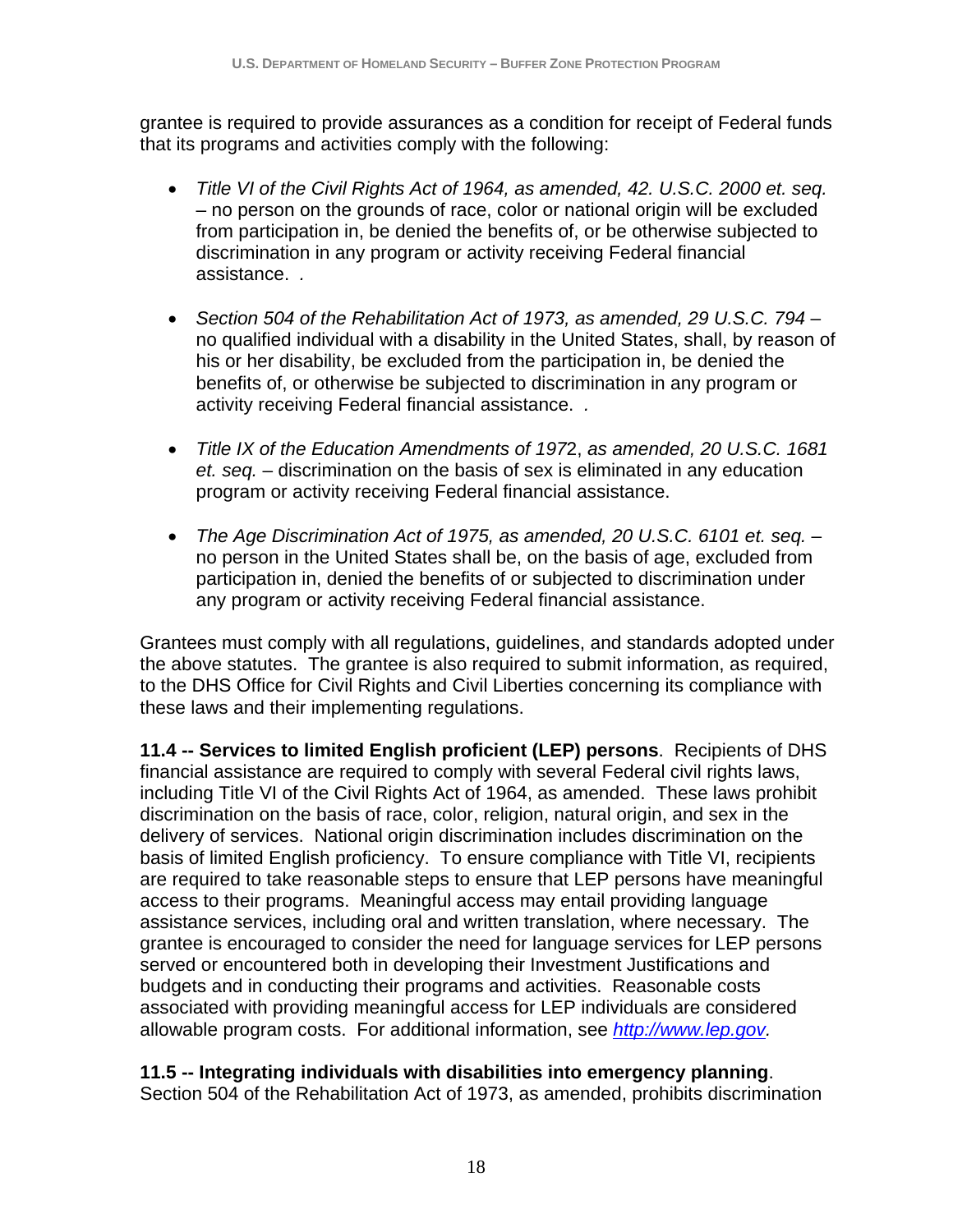grantee is required to provide assurances as a condition for receipt of Federal funds that its programs and activities comply with the following:

- *Title VI of the Civil Rights Act of 1964, as amended, 42. U.S.C. 2000 et. seq.* – no person on the grounds of race, color or national origin will be excluded from participation in, be denied the benefits of, or be otherwise subjected to discrimination in any program or activity receiving Federal financial assistance. .

- *Section 504 of the Rehabilitation Act of 1973, as amended, 29 U.S.C. 794* – no qualified individual with a disability in the United States, shall, by reason of his or her disability, be excluded from the participation in, be denied the benefits of, or otherwise be subjected to discrimination in any program or activity receiving Federal financial assistance. .

- *Title IX of the Education Amendments of 197*2, *as amended, 20 U.S.C. 1681 et. seq.* – discrimination on the basis of sex is eliminated in any education program or activity receiving Federal financial assistance.

- *The Age Discrimination Act of 1975, as amended, 20 U.S.C. 6101 et. seq.* – no person in the United States shall be, on the basis of age, excluded from participation in, denied the benefits of or subjected to discrimination under any program or activity receiving Federal financial assistance.

Grantees must comply with all regulations, guidelines, and standards adopted under the above statutes. The grantee is also required to submit information, as required, to the DHS Office for Civil Rights and Civil Liberties concerning its compliance with these laws and their implementing regulations.

**11.4 -- Services to limited English proficient (LEP) persons**. Recipients of DHS financial assistance are required to comply with several Federal civil rights laws, including Title VI of the Civil Rights Act of 1964, as amended. These laws prohibit discrimination on the basis of race, color, religion, natural origin, and sex in the delivery of services. National origin discrimination includes discrimination on the basis of limited English proficiency. To ensure compliance with Title VI, recipients are required to take reasonable steps to ensure that LEP persons have meaningful access to their programs. Meaningful access may entail providing language assistance services, including oral and written translation, where necessary. The grantee is encouraged to consider the need for language services for LEP persons served or encountered both in developing their Investment Justifications and budgets and in conducting their programs and activities. Reasonable costs associated with providing meaningful access for LEP individuals are considered allowable program costs. For additional information, see *http://www.lep.gov*.

**11.5 -- Integrating individuals with disabilities into emergency planning**. Section 504 of the Rehabilitation Act of 1973, as amended, prohibits discrimination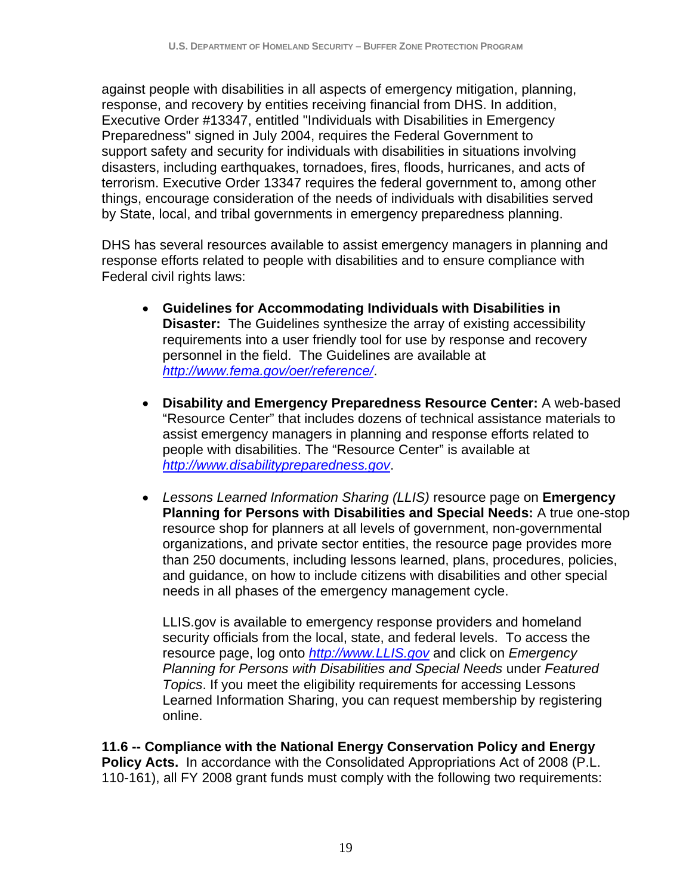against people with disabilities in all aspects of emergency mitigation, planning, response, and recovery by entities receiving financial from DHS. In addition, Executive Order #13347, entitled "Individuals with Disabilities in Emergency Preparedness" signed in July 2004, requires the Federal Government to support safety and security for individuals with disabilities in situations involving disasters, including earthquakes, tornadoes, fires, floods, hurricanes, and acts of terrorism. Executive Order 13347 requires the federal government to, among other things, encourage consideration of the needs of individuals with disabilities served by State, local, and tribal governments in emergency preparedness planning.

DHS has several resources available to assist emergency managers in planning and response efforts related to people with disabilities and to ensure compliance with Federal civil rights laws:

- **Guidelines for Accommodating Individuals with Disabilities in Disaster:** The Guidelines synthesize the array of existing accessibility requirements into a user friendly tool for use by response and recovery personnel in the field. The Guidelines are available at *http://www.fema.gov/oer/reference/*.

- **Disability and Emergency Preparedness Resource Center:** A web-based "Resource Center" that includes dozens of technical assistance materials to assist emergency managers in planning and response efforts related to people with disabilities. The "Resource Center" is available at *http://www.disabilitypreparedness.gov*.

- *Lessons Learned Information Sharing (LLIS)* resource page on **Emergency Planning for Persons with Disabilities and Special Needs:** A true one-stop resource shop for planners at all levels of government, non-governmental organizations, and private sector entities, the resource page provides more than 250 documents, including lessons learned, plans, procedures, policies, and guidance, on how to include citizens with disabilities and other special needs in all phases of the emergency management cycle.

  LLIS.gov is available to emergency response providers and homeland security officials from the local, state, and federal levels. To access the resource page, log onto *http://www.LLIS.gov* and click on *Emergency Planning for Persons with Disabilities and Special Needs* under *Featured Topics*. If you meet the eligibility requirements for accessing Lessons Learned Information Sharing, you can request membership by registering online.

**11.6 -- Compliance with the National Energy Conservation Policy and Energy Policy Acts.** In accordance with the Consolidated Appropriations Act of 2008 (P.L. 110-161), all FY 2008 grant funds must comply with the following two requirements: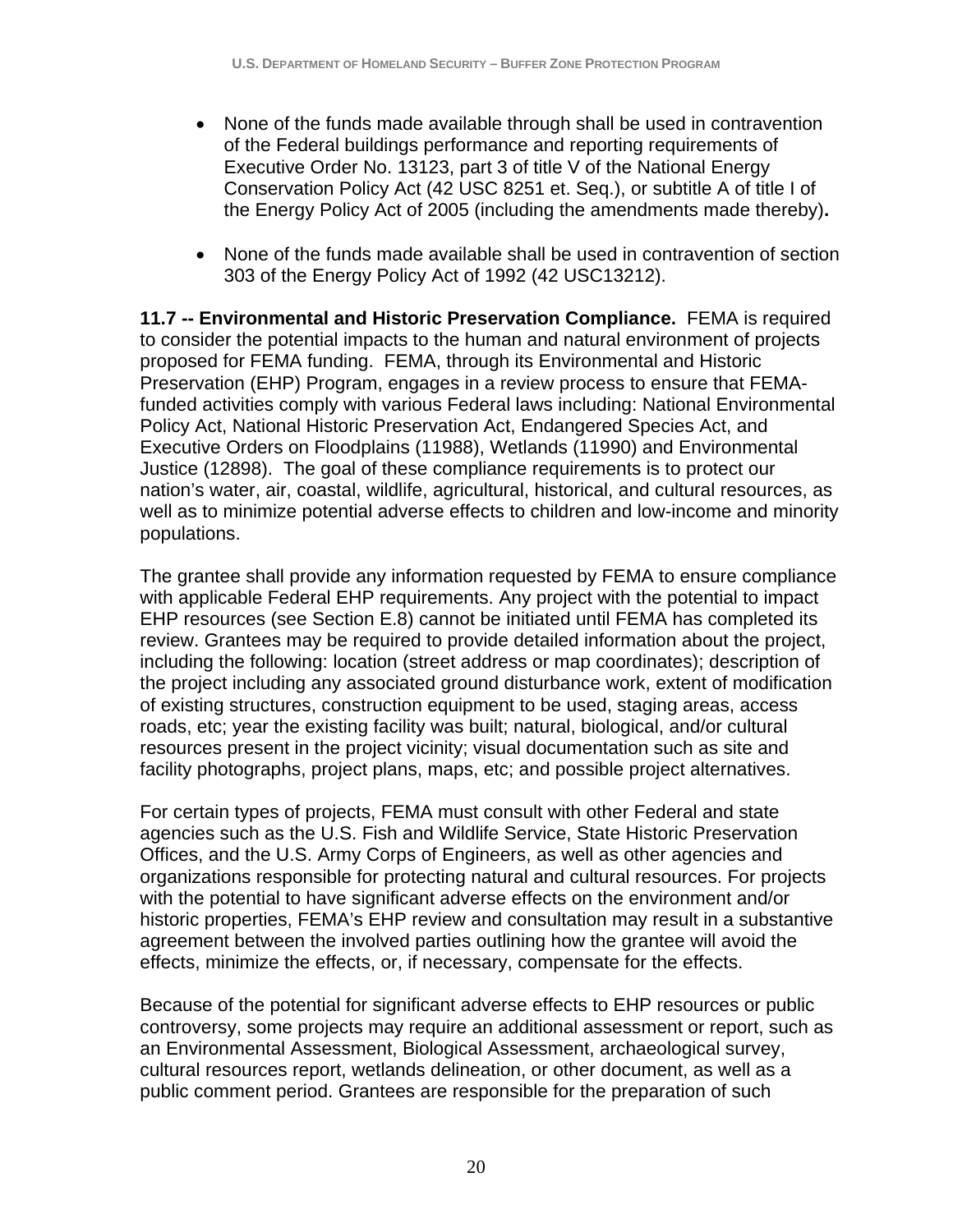- None of the funds made available through shall be used in contravention of the Federal buildings performance and reporting requirements of Executive Order No. 13123, part 3 of title V of the National Energy Conservation Policy Act (42 USC 8251 et. Seq.), or subtitle A of title I of the Energy Policy Act of 2005 (including the amendments made thereby)**.**

- None of the funds made available shall be used in contravention of section 303 of the Energy Policy Act of 1992 (42 USC13212).

**11.7 -- Environmental and Historic Preservation Compliance.** FEMA is required to consider the potential impacts to the human and natural environment of projects proposed for FEMA funding. FEMA, through its Environmental and Historic Preservation (EHP) Program, engages in a review process to ensure that FEMA-funded activities comply with various Federal laws including: National Environmental Policy Act, National Historic Preservation Act, Endangered Species Act, and Executive Orders on Floodplains (11988), Wetlands (11990) and Environmental Justice (12898). The goal of these compliance requirements is to protect our nation's water, air, coastal, wildlife, agricultural, historical, and cultural resources, as well as to minimize potential adverse effects to children and low-income and minority populations.

The grantee shall provide any information requested by FEMA to ensure compliance with applicable Federal EHP requirements. Any project with the potential to impact EHP resources (see Section E.8) cannot be initiated until FEMA has completed its review. Grantees may be required to provide detailed information about the project, including the following: location (street address or map coordinates); description of the project including any associated ground disturbance work, extent of modification of existing structures, construction equipment to be used, staging areas, access roads, etc; year the existing facility was built; natural, biological, and/or cultural resources present in the project vicinity; visual documentation such as site and facility photographs, project plans, maps, etc; and possible project alternatives.

For certain types of projects, FEMA must consult with other Federal and state agencies such as the U.S. Fish and Wildlife Service, State Historic Preservation Offices, and the U.S. Army Corps of Engineers, as well as other agencies and organizations responsible for protecting natural and cultural resources. For projects with the potential to have significant adverse effects on the environment and/or historic properties, FEMA's EHP review and consultation may result in a substantive agreement between the involved parties outlining how the grantee will avoid the effects, minimize the effects, or, if necessary, compensate for the effects.

Because of the potential for significant adverse effects to EHP resources or public controversy, some projects may require an additional assessment or report, such as an Environmental Assessment, Biological Assessment, archaeological survey, cultural resources report, wetlands delineation, or other document, as well as a public comment period. Grantees are responsible for the preparation of such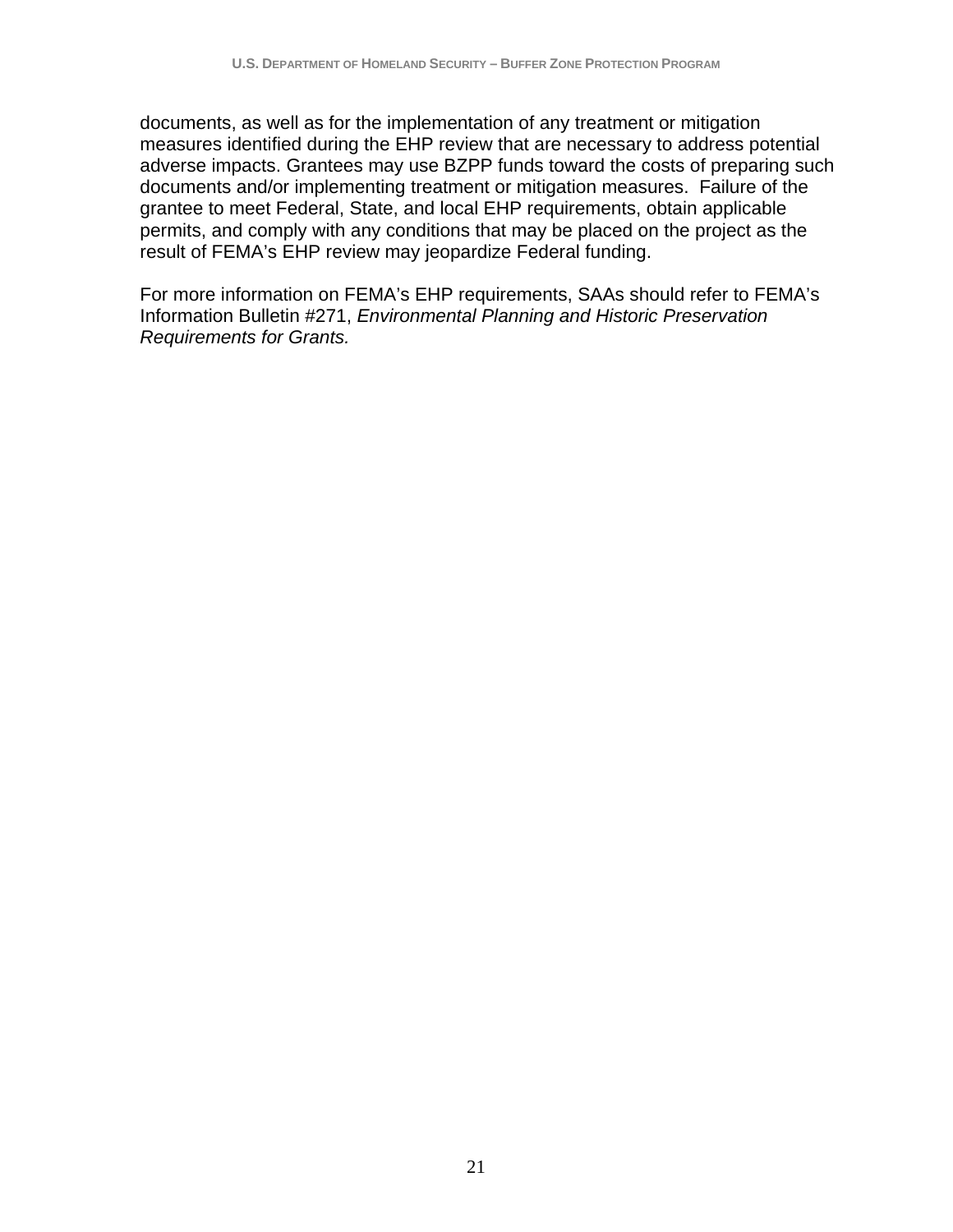documents, as well as for the implementation of any treatment or mitigation measures identified during the EHP review that are necessary to address potential adverse impacts. Grantees may use BZPP funds toward the costs of preparing such documents and/or implementing treatment or mitigation measures. Failure of the grantee to meet Federal, State, and local EHP requirements, obtain applicable permits, and comply with any conditions that may be placed on the project as the result of FEMA's EHP review may jeopardize Federal funding.

For more information on FEMA's EHP requirements, SAAs should refer to FEMA's Information Bulletin #271, *Environmental Planning and Historic Preservation Requirements for Grants.*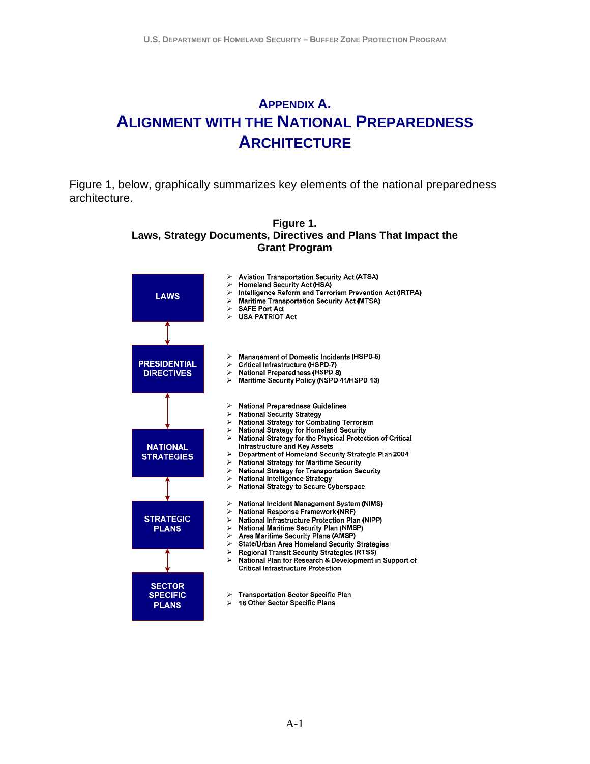# APPENDIX A.
# ALIGNMENT WITH THE NATIONAL PREPAREDNESS ARCHITECTURE

Figure 1, below, graphically summarizes key elements of the national preparedness architecture.

**Figure 1.**
**Laws, Strategy Documents, Directives and Plans That Impact the Grant Program**

**LAWS**

- Aviation Transportation Security Act (ATSA)
- Homeland Security Act (HSA)
- Intelligence Reform and Terrorism Prevention Act (IRTPA)
- Maritime Transportation Security Act (MTSA)
- SAFE Port Act
- USA PATRIOT Act

**PRESIDENTIAL DIRECTIVES**

- Management of Domestic Incidents (HSPD-5)
- Critical Infrastructure (HSPD-7)
- National Preparedness (HSPD-8)
- Maritime Security Policy (NSPD-41/HSPD-13)

**NATIONAL STRATEGIES**

- National Preparedness Guidelines
- National Security Strategy
- National Strategy for Combating Terrorism
- National Strategy for Homeland Security
- National Strategy for the Physical Protection of Critical Infrastructure and Key Assets
- Department of Homeland Security Strategic Plan 2004
- National Strategy for Maritime Security
- National Strategy for Transportation Security
- National Intelligence Strategy
- National Strategy to Secure Cyberspace

**STRATEGIC PLANS**

- National Incident Management System (NIMS)
- National Response Framework (NRF)
- National Infrastructure Protection Plan (NIPP)
- National Maritime Security Plan (NMSP)
- Area Maritime Security Plans (AMSP)
- State/Urban Area Homeland Security Strategies
- Regional Transit Security Strategies (RTSS)
- National Plan for Research & Development in Support of Critical Infrastructure Protection

**SECTOR SPECIFIC PLANS**

- Transportation Sector Specific Plan
- 16 Other Sector Specific Plans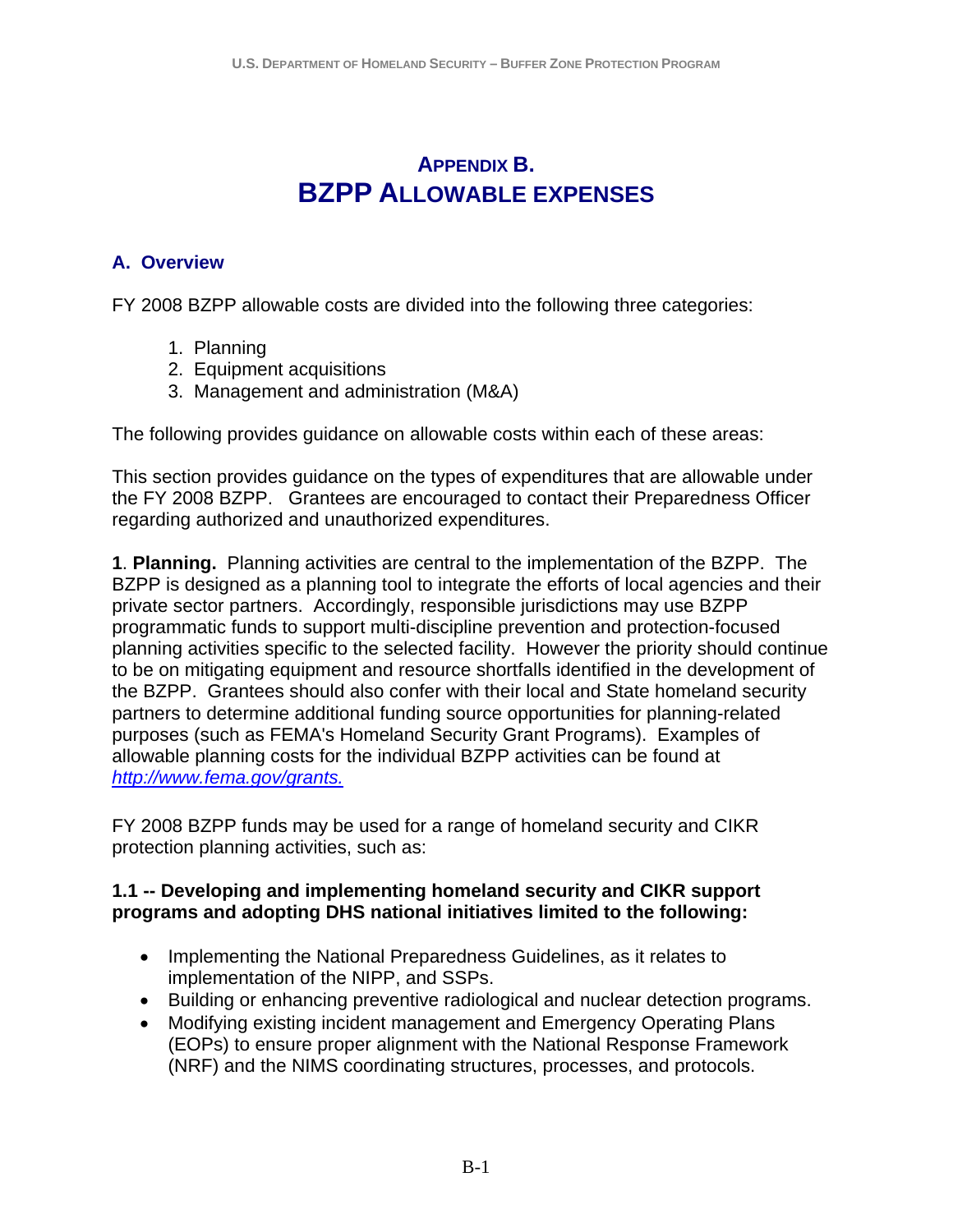# Appendix B.
# BZPP Allowable Expenses

## A. Overview

FY 2008 BZPP allowable costs are divided into the following three categories:

1. Planning
2. Equipment acquisitions
3. Management and administration (M&A)

The following provides guidance on allowable costs within each of these areas:

This section provides guidance on the types of expenditures that are allowable under the FY 2008 BZPP. Grantees are encouraged to contact their Preparedness Officer regarding authorized and unauthorized expenditures.

**1**. **Planning.** Planning activities are central to the implementation of the BZPP. The BZPP is designed as a planning tool to integrate the efforts of local agencies and their private sector partners. Accordingly, responsible jurisdictions may use BZPP programmatic funds to support multi-discipline prevention and protection-focused planning activities specific to the selected facility. However the priority should continue to be on mitigating equipment and resource shortfalls identified in the development of the BZPP. Grantees should also confer with their local and State homeland security partners to determine additional funding source opportunities for planning-related purposes (such as FEMA's Homeland Security Grant Programs). Examples of allowable planning costs for the individual BZPP activities can be found at *http://www.fema.gov/grants.*

FY 2008 BZPP funds may be used for a range of homeland security and CIKR protection planning activities, such as:

**1.1 -- Developing and implementing homeland security and CIKR support programs and adopting DHS national initiatives limited to the following:**

- Implementing the National Preparedness Guidelines, as it relates to implementation of the NIPP, and SSPs.
- Building or enhancing preventive radiological and nuclear detection programs.
- Modifying existing incident management and Emergency Operating Plans (EOPs) to ensure proper alignment with the National Response Framework (NRF) and the NIMS coordinating structures, processes, and protocols.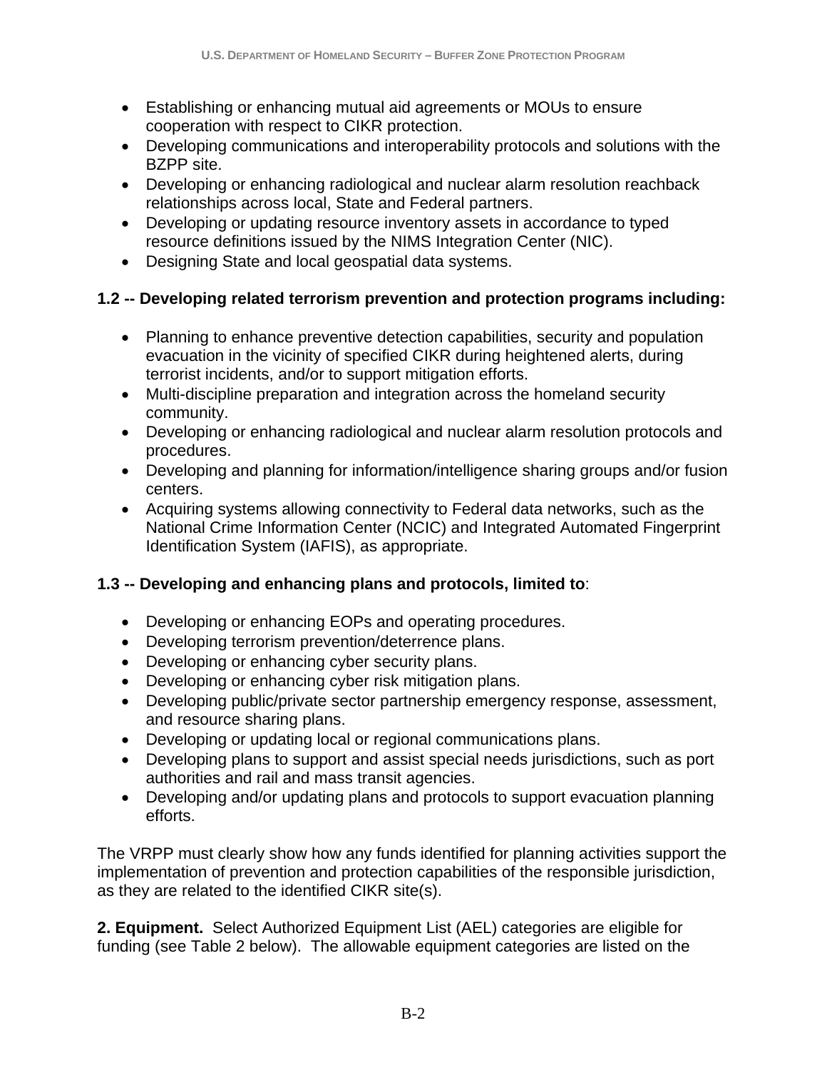- Establishing or enhancing mutual aid agreements or MOUs to ensure cooperation with respect to CIKR protection.
- Developing communications and interoperability protocols and solutions with the BZPP site.
- Developing or enhancing radiological and nuclear alarm resolution reachback relationships across local, State and Federal partners.
- Developing or updating resource inventory assets in accordance to typed resource definitions issued by the NIMS Integration Center (NIC).
- Designing State and local geospatial data systems.

**1.2 -- Developing related terrorism prevention and protection programs including:**

- Planning to enhance preventive detection capabilities, security and population evacuation in the vicinity of specified CIKR during heightened alerts, during terrorist incidents, and/or to support mitigation efforts.
- Multi-discipline preparation and integration across the homeland security community.
- Developing or enhancing radiological and nuclear alarm resolution protocols and procedures.
- Developing and planning for information/intelligence sharing groups and/or fusion centers.
- Acquiring systems allowing connectivity to Federal data networks, such as the National Crime Information Center (NCIC) and Integrated Automated Fingerprint Identification System (IAFIS), as appropriate.

**1.3 -- Developing and enhancing plans and protocols, limited to**:

- Developing or enhancing EOPs and operating procedures.
- Developing terrorism prevention/deterrence plans.
- Developing or enhancing cyber security plans.
- Developing or enhancing cyber risk mitigation plans.
- Developing public/private sector partnership emergency response, assessment, and resource sharing plans.
- Developing or updating local or regional communications plans.
- Developing plans to support and assist special needs jurisdictions, such as port authorities and rail and mass transit agencies.
- Developing and/or updating plans and protocols to support evacuation planning efforts.

The VRPP must clearly show how any funds identified for planning activities support the implementation of prevention and protection capabilities of the responsible jurisdiction, as they are related to the identified CIKR site(s).

**2. Equipment.** Select Authorized Equipment List (AEL) categories are eligible for funding (see Table 2 below). The allowable equipment categories are listed on the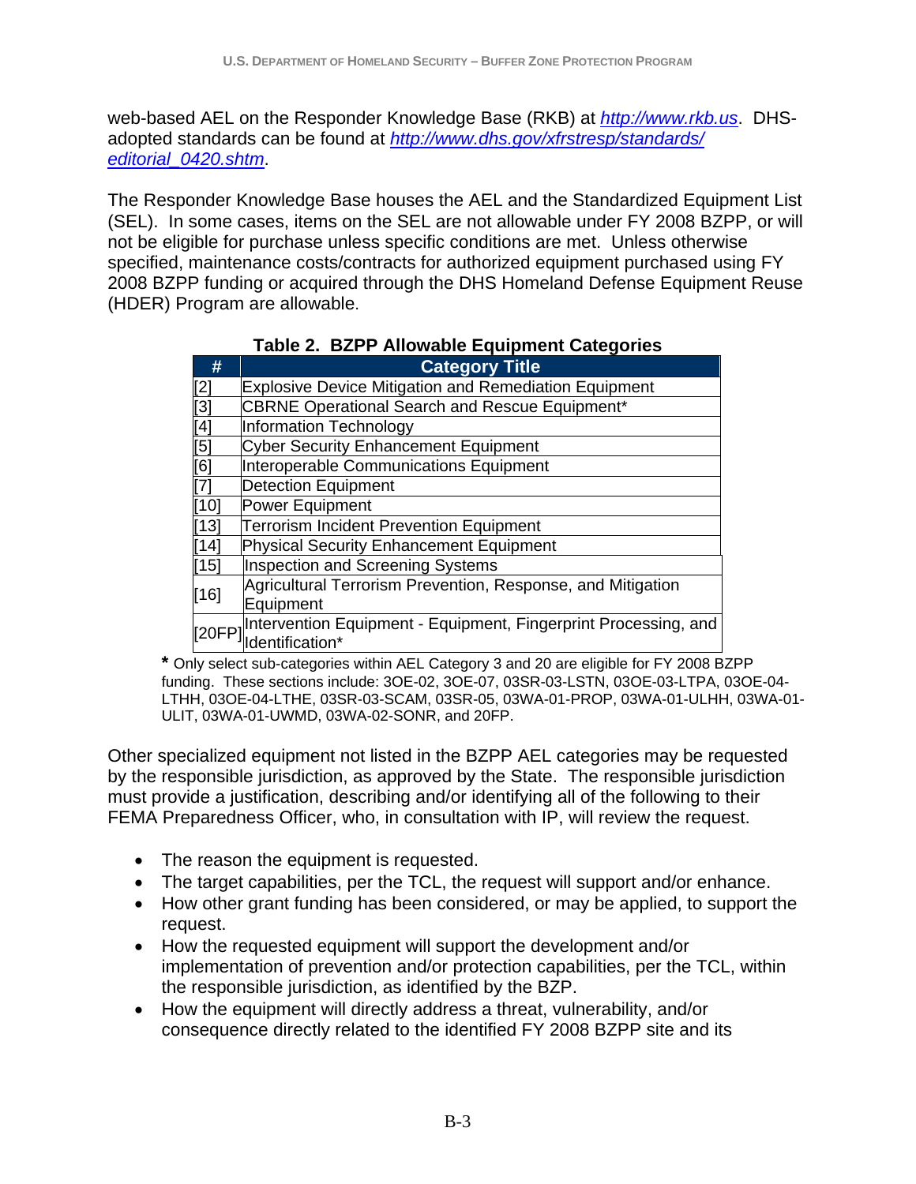web-based AEL on the Responder Knowledge Base (RKB) at *http://www.rkb.us*. DHS-adopted standards can be found at *http://www.dhs.gov/xfrstresp/standards/editorial_0420.shtm*.

The Responder Knowledge Base houses the AEL and the Standardized Equipment List (SEL). In some cases, items on the SEL are not allowable under FY 2008 BZPP, or will not be eligible for purchase unless specific conditions are met. Unless otherwise specified, maintenance costs/contracts for authorized equipment purchased using FY 2008 BZPP funding or acquired through the DHS Homeland Defense Equipment Reuse (HDER) Program are allowable.

**Table 2. BZPP Allowable Equipment Categories**

| # | Category Title |
|---|---|
| [2] | Explosive Device Mitigation and Remediation Equipment |
| [3] | CBRNE Operational Search and Rescue Equipment* |
| [4] | Information Technology |
| [5] | Cyber Security Enhancement Equipment |
| [6] | Interoperable Communications Equipment |
| [7] | Detection Equipment |
| [10] | Power Equipment |
| [13] | Terrorism Incident Prevention Equipment |
| [14] | Physical Security Enhancement Equipment |
| [15] | Inspection and Screening Systems |
| [16] | Agricultural Terrorism Prevention, Response, and Mitigation Equipment |
| [20FP] | Intervention Equipment - Equipment, Fingerprint Processing, and Identification* |

**\*** Only select sub-categories within AEL Category 3 and 20 are eligible for FY 2008 BZPP funding. These sections include: 3OE-02, 3OE-07, 03SR-03-LSTN, 03OE-03-LTPA, 03OE-04-LTHH, 03OE-04-LTHE, 03SR-03-SCAM, 03SR-05, 03WA-01-PROP, 03WA-01-ULHH, 03WA-01-ULIT, 03WA-01-UWMD, 03WA-02-SONR, and 20FP.

Other specialized equipment not listed in the BZPP AEL categories may be requested by the responsible jurisdiction, as approved by the State. The responsible jurisdiction must provide a justification, describing and/or identifying all of the following to their FEMA Preparedness Officer, who, in consultation with IP, will review the request.

- The reason the equipment is requested.
- The target capabilities, per the TCL, the request will support and/or enhance.
- How other grant funding has been considered, or may be applied, to support the request.
- How the requested equipment will support the development and/or implementation of prevention and/or protection capabilities, per the TCL, within the responsible jurisdiction, as identified by the BZP.
- How the equipment will directly address a threat, vulnerability, and/or consequence directly related to the identified FY 2008 BZPP site and its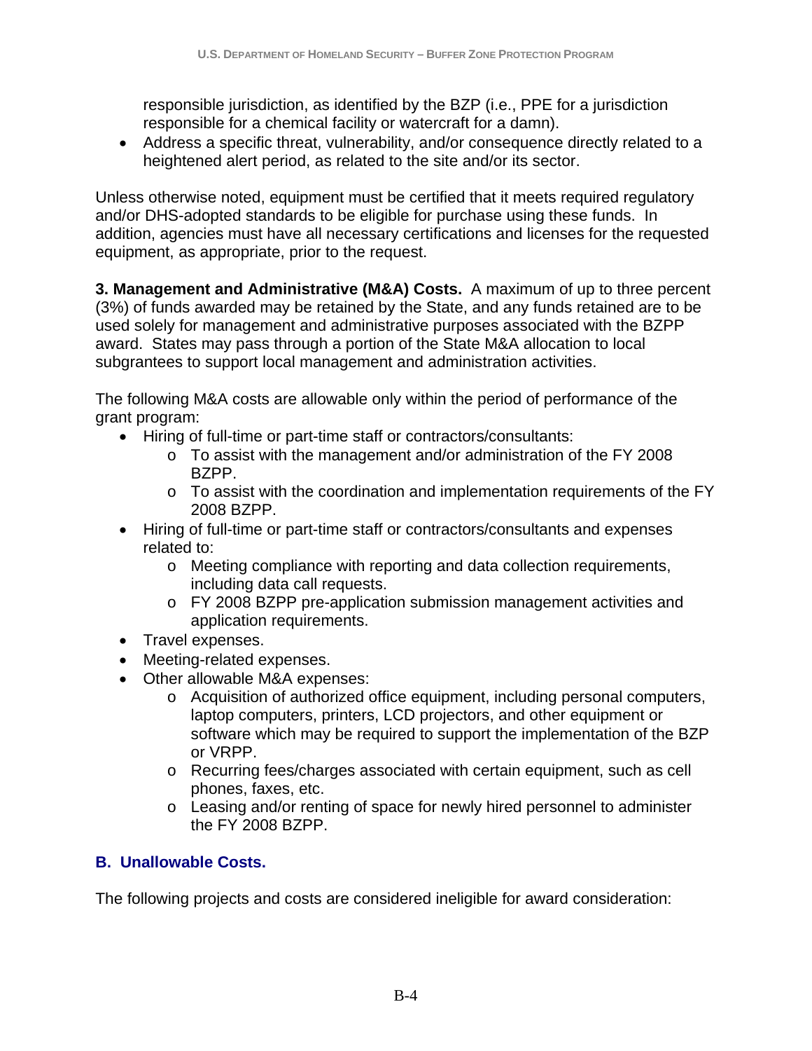responsible jurisdiction, as identified by the BZP (i.e., PPE for a jurisdiction responsible for a chemical facility or watercraft for a damn).

- Address a specific threat, vulnerability, and/or consequence directly related to a heightened alert period, as related to the site and/or its sector.

Unless otherwise noted, equipment must be certified that it meets required regulatory and/or DHS-adopted standards to be eligible for purchase using these funds. In addition, agencies must have all necessary certifications and licenses for the requested equipment, as appropriate, prior to the request.

**3. Management and Administrative (M&A) Costs.** A maximum of up to three percent (3%) of funds awarded may be retained by the State, and any funds retained are to be used solely for management and administrative purposes associated with the BZPP award. States may pass through a portion of the State M&A allocation to local subgrantees to support local management and administration activities.

The following M&A costs are allowable only within the period of performance of the grant program:

- Hiring of full-time or part-time staff or contractors/consultants:
  - To assist with the management and/or administration of the FY 2008 BZPP.
  - To assist with the coordination and implementation requirements of the FY 2008 BZPP.
- Hiring of full-time or part-time staff or contractors/consultants and expenses related to:
  - Meeting compliance with reporting and data collection requirements, including data call requests.
  - FY 2008 BZPP pre-application submission management activities and application requirements.
- Travel expenses.
- Meeting-related expenses.
- Other allowable M&A expenses:
  - Acquisition of authorized office equipment, including personal computers, laptop computers, printers, LCD projectors, and other equipment or software which may be required to support the implementation of the BZP or VRPP.
  - Recurring fees/charges associated with certain equipment, such as cell phones, faxes, etc.
  - Leasing and/or renting of space for newly hired personnel to administer the FY 2008 BZPP.

## B. Unallowable Costs.

The following projects and costs are considered ineligible for award consideration: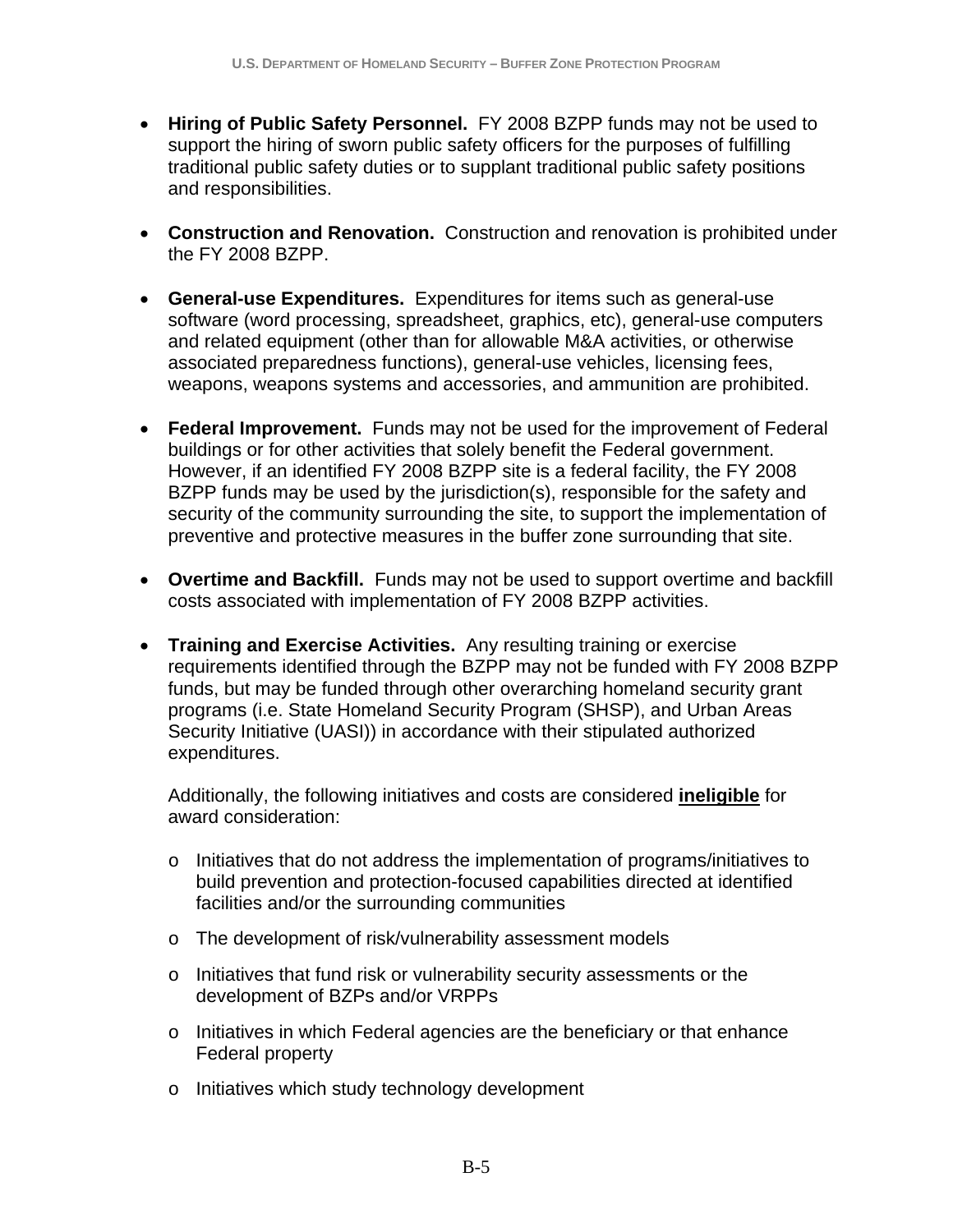- **Hiring of Public Safety Personnel.** FY 2008 BZPP funds may not be used to support the hiring of sworn public safety officers for the purposes of fulfilling traditional public safety duties or to supplant traditional public safety positions and responsibilities.

- **Construction and Renovation.** Construction and renovation is prohibited under the FY 2008 BZPP.

- **General-use Expenditures.** Expenditures for items such as general-use software (word processing, spreadsheet, graphics, etc), general-use computers and related equipment (other than for allowable M&A activities, or otherwise associated preparedness functions), general-use vehicles, licensing fees, weapons, weapons systems and accessories, and ammunition are prohibited.

- **Federal Improvement.** Funds may not be used for the improvement of Federal buildings or for other activities that solely benefit the Federal government. However, if an identified FY 2008 BZPP site is a federal facility, the FY 2008 BZPP funds may be used by the jurisdiction(s), responsible for the safety and security of the community surrounding the site, to support the implementation of preventive and protective measures in the buffer zone surrounding that site.

- **Overtime and Backfill.** Funds may not be used to support overtime and backfill costs associated with implementation of FY 2008 BZPP activities.

- **Training and Exercise Activities.** Any resulting training or exercise requirements identified through the BZPP may not be funded with FY 2008 BZPP funds, but may be funded through other overarching homeland security grant programs (i.e. State Homeland Security Program (SHSP), and Urban Areas Security Initiative (UASI)) in accordance with their stipulated authorized expenditures.

  Additionally, the following initiatives and costs are considered **ineligible** for award consideration:

  - Initiatives that do not address the implementation of programs/initiatives to build prevention and protection-focused capabilities directed at identified facilities and/or the surrounding communities
  - The development of risk/vulnerability assessment models
  - Initiatives that fund risk or vulnerability security assessments or the development of BZPs and/or VRPPs
  - Initiatives in which Federal agencies are the beneficiary or that enhance Federal property
  - Initiatives which study technology development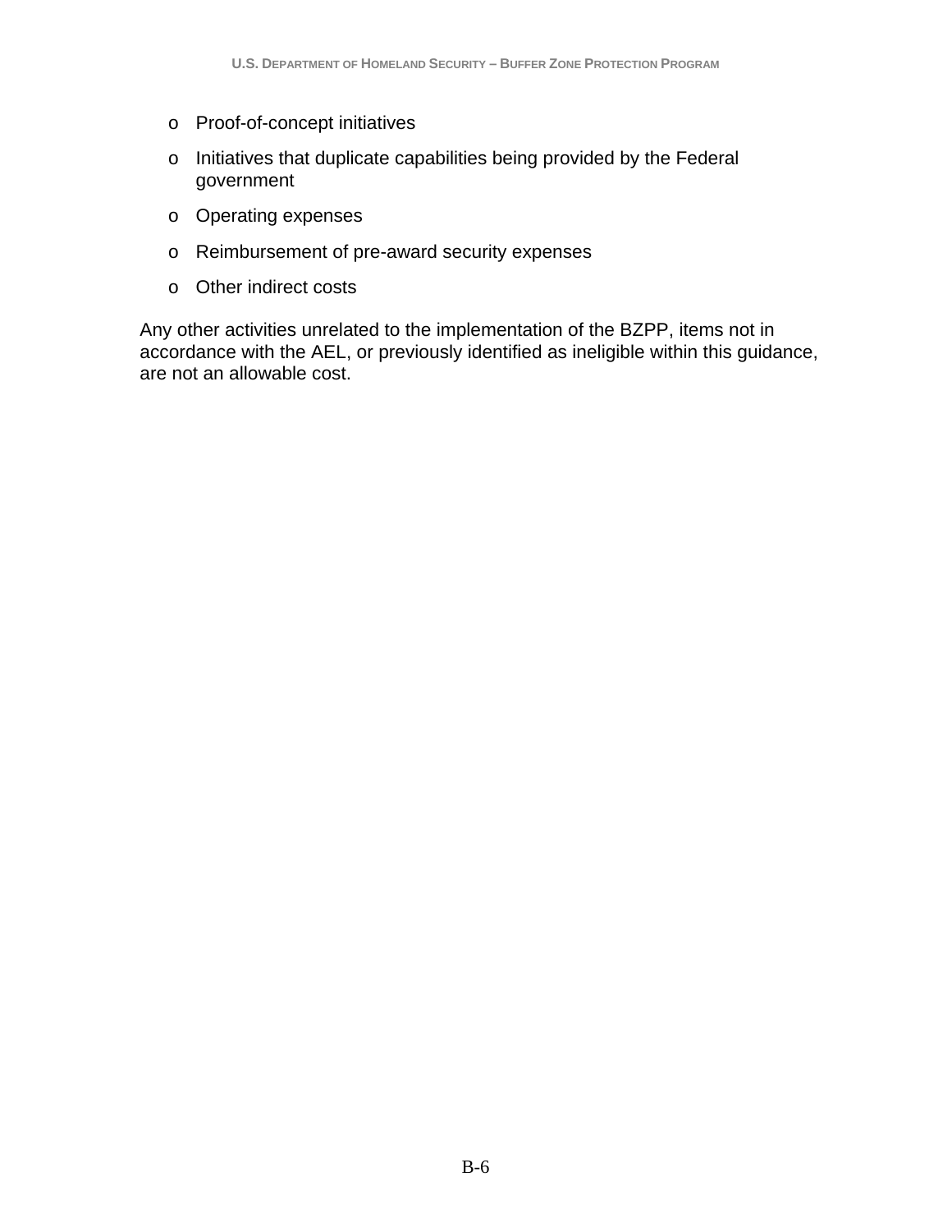- Proof-of-concept initiatives
- Initiatives that duplicate capabilities being provided by the Federal government
- Operating expenses
- Reimbursement of pre-award security expenses
- Other indirect costs

Any other activities unrelated to the implementation of the BZPP, items not in accordance with the AEL, or previously identified as ineligible within this guidance, are not an allowable cost.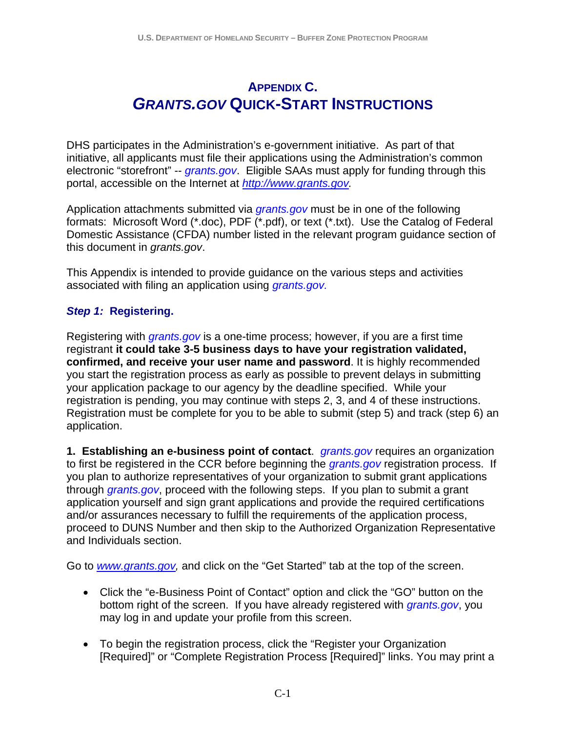# APPENDIX C.
# *GRANTS.GOV* QUICK-START INSTRUCTIONS

DHS participates in the Administration's e-government initiative. As part of that initiative, all applicants must file their applications using the Administration's common electronic "storefront" -- *grants.gov*. Eligible SAAs must apply for funding through this portal, accessible on the Internet at *http://www.grants.gov.*

Application attachments submitted via *grants.gov* must be in one of the following formats: Microsoft Word (*.doc), PDF (*.pdf), or text (*.txt). Use the Catalog of Federal Domestic Assistance (CFDA) number listed in the relevant program guidance section of this document in *grants.gov*.

This Appendix is intended to provide guidance on the various steps and activities associated with filing an application using *grants.gov.*

### *Step 1:* Registering.

Registering with *grants.gov* is a one-time process; however, if you are a first time registrant **it could take 3-5 business days to have your registration validated, confirmed, and receive your user name and password**. It is highly recommended you start the registration process as early as possible to prevent delays in submitting your application package to our agency by the deadline specified. While your registration is pending, you may continue with steps 2, 3, and 4 of these instructions. Registration must be complete for you to be able to submit (step 5) and track (step 6) an application.

**1. Establishing an e-business point of contact**. *grants.gov* requires an organization to first be registered in the CCR before beginning the *grants.gov* registration process. If you plan to authorize representatives of your organization to submit grant applications through *grants.gov*, proceed with the following steps. If you plan to submit a grant application yourself and sign grant applications and provide the required certifications and/or assurances necessary to fulfill the requirements of the application process, proceed to DUNS Number and then skip to the Authorized Organization Representative and Individuals section.

Go to *www.grants.gov,* and click on the "Get Started" tab at the top of the screen.

- Click the "e-Business Point of Contact" option and click the "GO" button on the bottom right of the screen. If you have already registered with *grants.gov*, you may log in and update your profile from this screen.
- To begin the registration process, click the "Register your Organization [Required]" or "Complete Registration Process [Required]" links. You may print a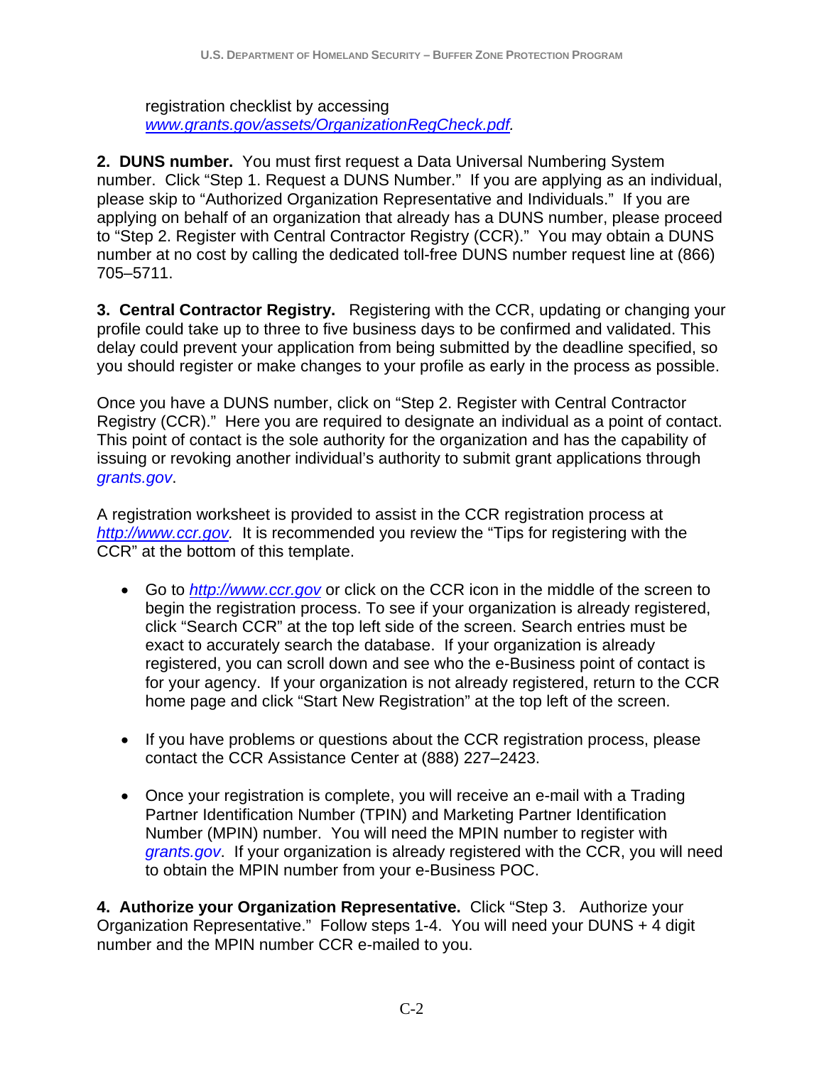registration checklist by accessing *www.grants.gov/assets/OrganizationRegCheck.pdf*.

**2. DUNS number.** You must first request a Data Universal Numbering System number. Click "Step 1. Request a DUNS Number." If you are applying as an individual, please skip to "Authorized Organization Representative and Individuals." If you are applying on behalf of an organization that already has a DUNS number, please proceed to "Step 2. Register with Central Contractor Registry (CCR)." You may obtain a DUNS number at no cost by calling the dedicated toll-free DUNS number request line at (866) 705–5711.

**3. Central Contractor Registry.** Registering with the CCR, updating or changing your profile could take up to three to five business days to be confirmed and validated. This delay could prevent your application from being submitted by the deadline specified, so you should register or make changes to your profile as early in the process as possible.

Once you have a DUNS number, click on "Step 2. Register with Central Contractor Registry (CCR)." Here you are required to designate an individual as a point of contact. This point of contact is the sole authority for the organization and has the capability of issuing or revoking another individual's authority to submit grant applications through *grants.gov*.

A registration worksheet is provided to assist in the CCR registration process at *http://www.ccr.gov*. It is recommended you review the "Tips for registering with the CCR" at the bottom of this template.

- Go to *http://www.ccr.gov* or click on the CCR icon in the middle of the screen to begin the registration process. To see if your organization is already registered, click "Search CCR" at the top left side of the screen. Search entries must be exact to accurately search the database. If your organization is already registered, you can scroll down and see who the e-Business point of contact is for your agency. If your organization is not already registered, return to the CCR home page and click "Start New Registration" at the top left of the screen.

- If you have problems or questions about the CCR registration process, please contact the CCR Assistance Center at (888) 227–2423.

- Once your registration is complete, you will receive an e-mail with a Trading Partner Identification Number (TPIN) and Marketing Partner Identification Number (MPIN) number. You will need the MPIN number to register with *grants.gov*. If your organization is already registered with the CCR, you will need to obtain the MPIN number from your e-Business POC.

**4. Authorize your Organization Representative.** Click "Step 3. Authorize your Organization Representative." Follow steps 1-4. You will need your DUNS + 4 digit number and the MPIN number CCR e-mailed to you.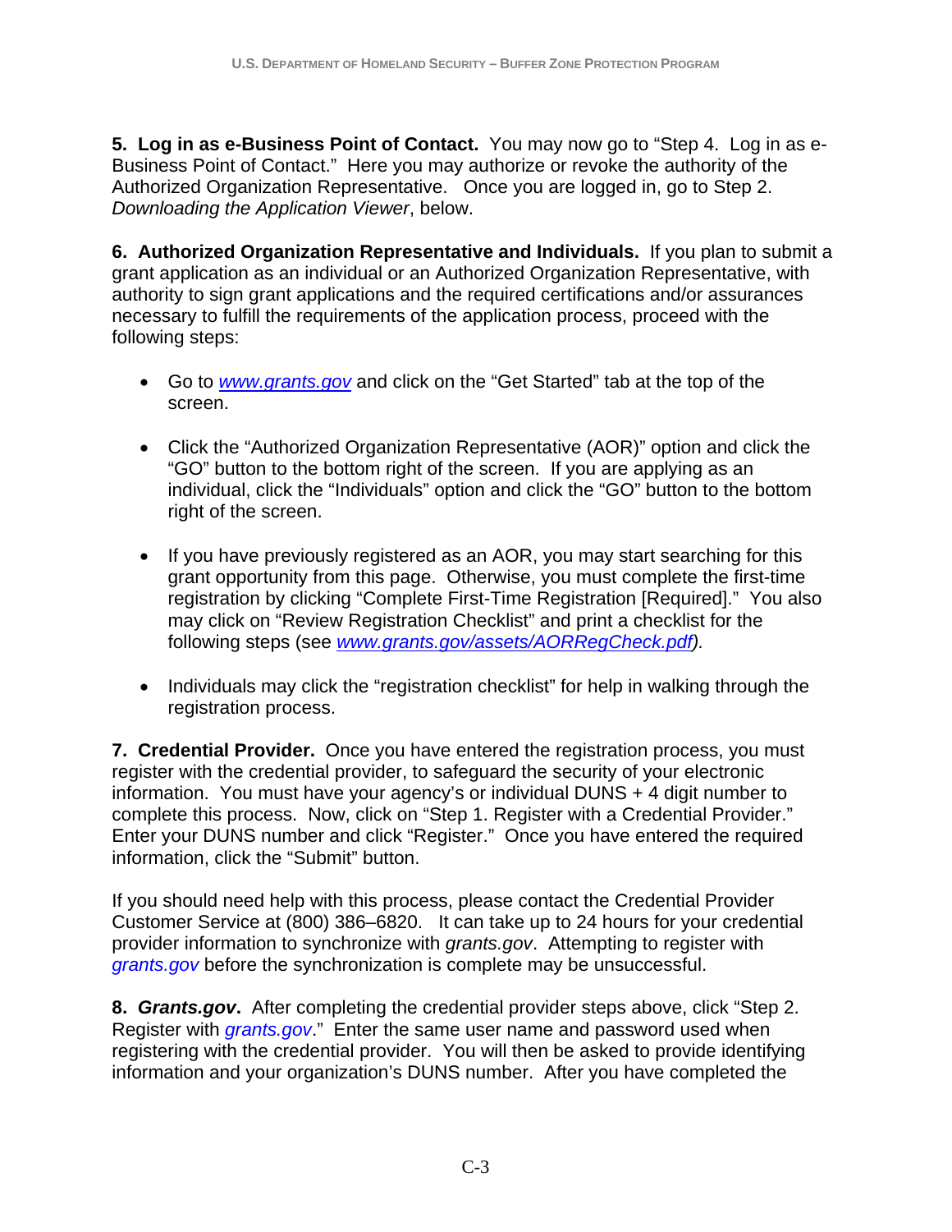**5. Log in as e-Business Point of Contact.** You may now go to "Step 4. Log in as e-Business Point of Contact." Here you may authorize or revoke the authority of the Authorized Organization Representative. Once you are logged in, go to Step 2. *Downloading the Application Viewer*, below.

**6. Authorized Organization Representative and Individuals.** If you plan to submit a grant application as an individual or an Authorized Organization Representative, with authority to sign grant applications and the required certifications and/or assurances necessary to fulfill the requirements of the application process, proceed with the following steps:

- Go to *www.grants.gov* and click on the "Get Started" tab at the top of the screen.
- Click the "Authorized Organization Representative (AOR)" option and click the "GO" button to the bottom right of the screen. If you are applying as an individual, click the "Individuals" option and click the "GO" button to the bottom right of the screen.
- If you have previously registered as an AOR, you may start searching for this grant opportunity from this page. Otherwise, you must complete the first-time registration by clicking "Complete First-Time Registration [Required]." You also may click on "Review Registration Checklist" and print a checklist for the following steps (see *www.grants.gov/assets/AORRegCheck.pdf).*
- Individuals may click the "registration checklist" for help in walking through the registration process.

**7. Credential Provider.** Once you have entered the registration process, you must register with the credential provider, to safeguard the security of your electronic information. You must have your agency's or individual DUNS + 4 digit number to complete this process. Now, click on "Step 1. Register with a Credential Provider." Enter your DUNS number and click "Register." Once you have entered the required information, click the "Submit" button.

If you should need help with this process, please contact the Credential Provider Customer Service at (800) 386–6820. It can take up to 24 hours for your credential provider information to synchronize with *grants.gov*. Attempting to register with *grants.gov* before the synchronization is complete may be unsuccessful.

**8. *Grants.gov*.** After completing the credential provider steps above, click "Step 2. Register with *grants.gov*." Enter the same user name and password used when registering with the credential provider. You will then be asked to provide identifying information and your organization's DUNS number. After you have completed the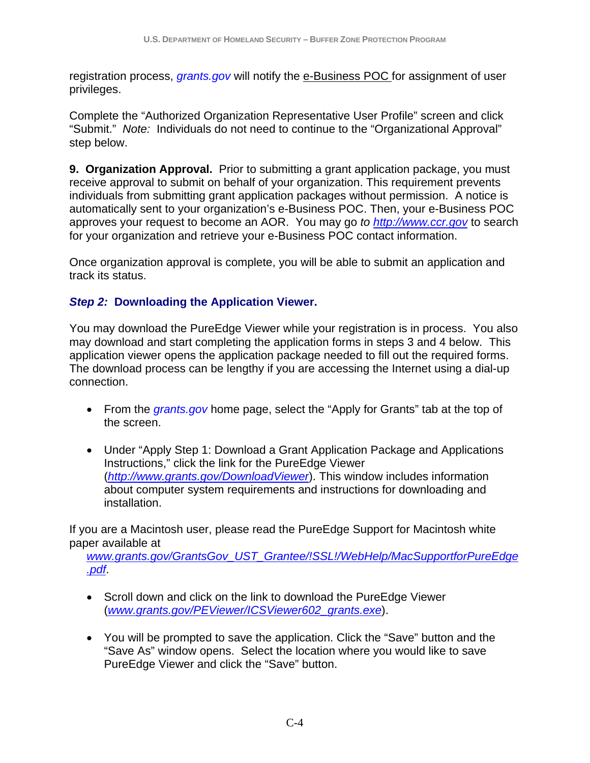registration process, *grants.gov* will notify the e-Business POC for assignment of user privileges.

Complete the “Authorized Organization Representative User Profile” screen and click “Submit.” *Note:* Individuals do not need to continue to the “Organizational Approval” step below.

**9. Organization Approval.** Prior to submitting a grant application package, you must receive approval to submit on behalf of your organization. This requirement prevents individuals from submitting grant application packages without permission. A notice is automatically sent to your organization’s e-Business POC. Then, your e-Business POC approves your request to become an AOR. You may go *to* *http://www.ccr.gov* to search for your organization and retrieve your e-Business POC contact information.

Once organization approval is complete, you will be able to submit an application and track its status.

### *Step 2:* Downloading the Application Viewer.

You may download the PureEdge Viewer while your registration is in process. You also may download and start completing the application forms in steps 3 and 4 below. This application viewer opens the application package needed to fill out the required forms. The download process can be lengthy if you are accessing the Internet using a dial-up connection.

- From the *grants.gov* home page, select the “Apply for Grants” tab at the top of the screen.

- Under “Apply Step 1: Download a Grant Application Package and Applications Instructions,” click the link for the PureEdge Viewer (*http://www.grants.gov/DownloadViewer*). This window includes information about computer system requirements and instructions for downloading and installation.

If you are a Macintosh user, please read the PureEdge Support for Macintosh white paper available at *www.grants.gov/GrantsGov_UST_Grantee/!SSL!/WebHelp/MacSupportforPureEdge.pdf*.

- Scroll down and click on the link to download the PureEdge Viewer (*www.grants.gov/PEViewer/ICSViewer602_grants.exe*).

- You will be prompted to save the application. Click the “Save” button and the “Save As” window opens. Select the location where you would like to save PureEdge Viewer and click the “Save” button.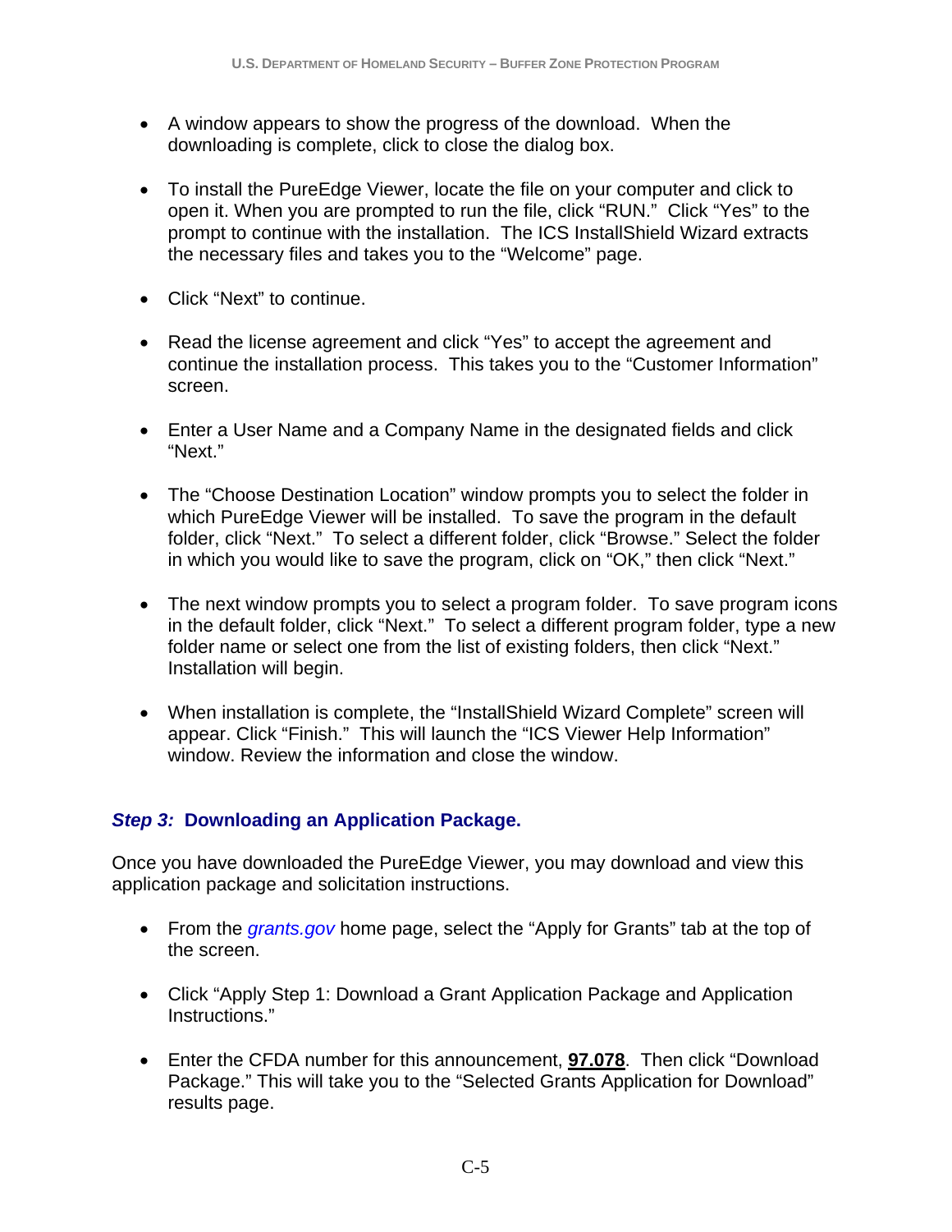- A window appears to show the progress of the download. When the downloading is complete, click to close the dialog box.

- To install the PureEdge Viewer, locate the file on your computer and click to open it. When you are prompted to run the file, click "RUN." Click "Yes" to the prompt to continue with the installation. The ICS InstallShield Wizard extracts the necessary files and takes you to the "Welcome" page.

- Click "Next" to continue.

- Read the license agreement and click "Yes" to accept the agreement and continue the installation process. This takes you to the "Customer Information" screen.

- Enter a User Name and a Company Name in the designated fields and click "Next."

- The "Choose Destination Location" window prompts you to select the folder in which PureEdge Viewer will be installed. To save the program in the default folder, click "Next." To select a different folder, click "Browse." Select the folder in which you would like to save the program, click on "OK," then click "Next."

- The next window prompts you to select a program folder. To save program icons in the default folder, click "Next." To select a different program folder, type a new folder name or select one from the list of existing folders, then click "Next." Installation will begin.

- When installation is complete, the "InstallShield Wizard Complete" screen will appear. Click "Finish." This will launch the "ICS Viewer Help Information" window. Review the information and close the window.

### *Step 3:* Downloading an Application Package.

Once you have downloaded the PureEdge Viewer, you may download and view this application package and solicitation instructions.

- From the *grants.gov* home page, select the "Apply for Grants" tab at the top of the screen.

- Click "Apply Step 1: Download a Grant Application Package and Application Instructions."

- Enter the CFDA number for this announcement, **97.078**. Then click "Download Package." This will take you to the "Selected Grants Application for Download" results page.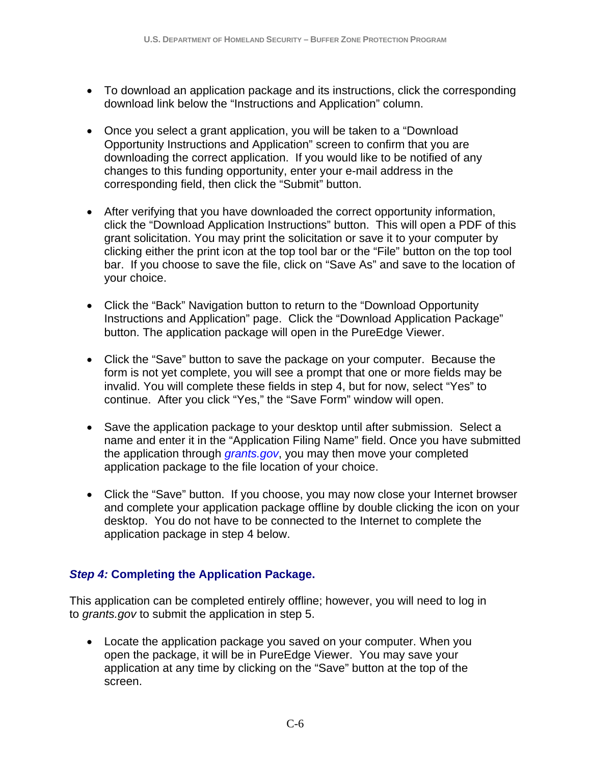- To download an application package and its instructions, click the corresponding download link below the "Instructions and Application" column.

- Once you select a grant application, you will be taken to a "Download Opportunity Instructions and Application" screen to confirm that you are downloading the correct application. If you would like to be notified of any changes to this funding opportunity, enter your e-mail address in the corresponding field, then click the "Submit" button.

- After verifying that you have downloaded the correct opportunity information, click the "Download Application Instructions" button. This will open a PDF of this grant solicitation. You may print the solicitation or save it to your computer by clicking either the print icon at the top tool bar or the "File" button on the top tool bar. If you choose to save the file, click on "Save As" and save to the location of your choice.

- Click the "Back" Navigation button to return to the "Download Opportunity Instructions and Application" page. Click the "Download Application Package" button. The application package will open in the PureEdge Viewer.

- Click the "Save" button to save the package on your computer. Because the form is not yet complete, you will see a prompt that one or more fields may be invalid. You will complete these fields in step 4, but for now, select "Yes" to continue. After you click "Yes," the "Save Form" window will open.

- Save the application package to your desktop until after submission. Select a name and enter it in the "Application Filing Name" field. Once you have submitted the application through *grants.gov*, you may then move your completed application package to the file location of your choice.

- Click the "Save" button. If you choose, you may now close your Internet browser and complete your application package offline by double clicking the icon on your desktop. You do not have to be connected to the Internet to complete the application package in step 4 below.

### *Step 4:* Completing the Application Package.

This application can be completed entirely offline; however, you will need to log in to *grants.gov* to submit the application in step 5.

- Locate the application package you saved on your computer. When you open the package, it will be in PureEdge Viewer. You may save your application at any time by clicking on the "Save" button at the top of the screen.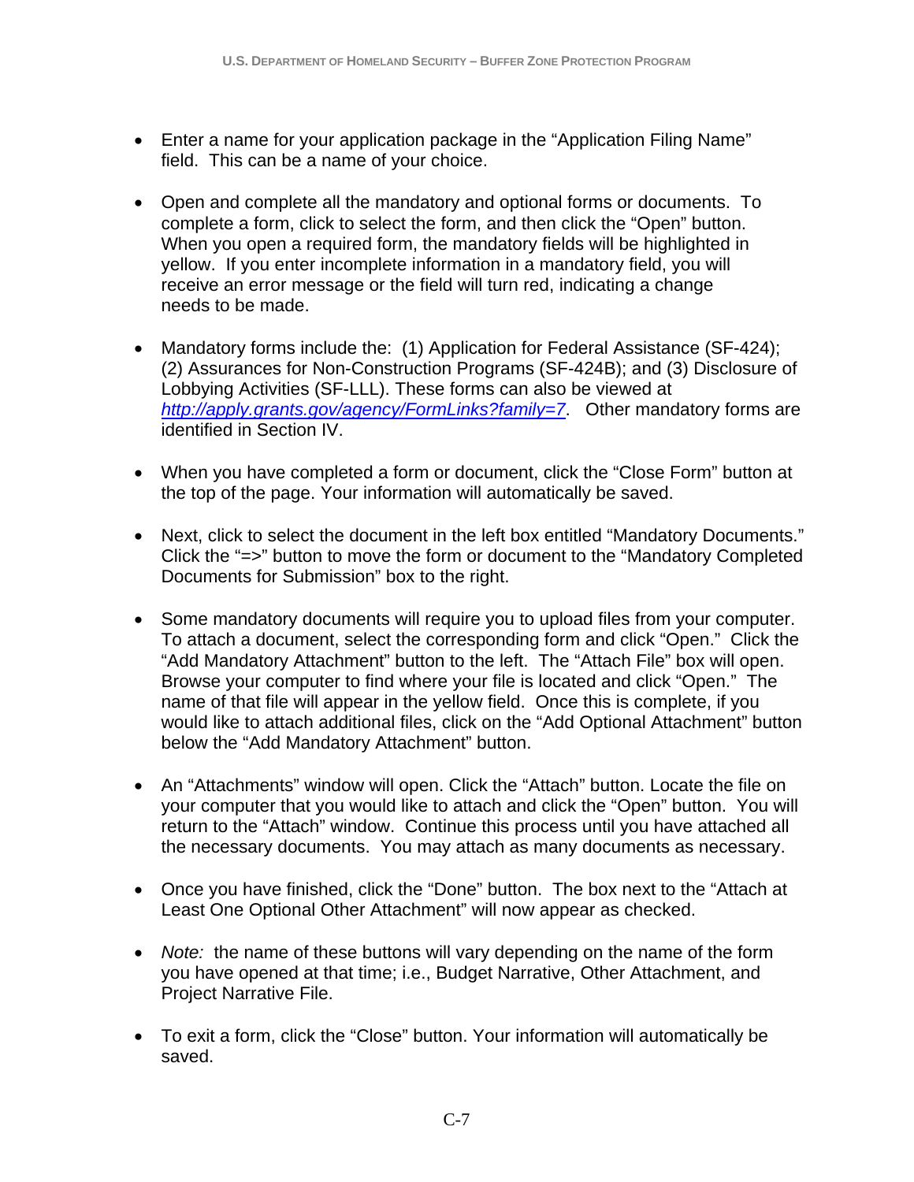- Enter a name for your application package in the "Application Filing Name" field. This can be a name of your choice.

- Open and complete all the mandatory and optional forms or documents. To complete a form, click to select the form, and then click the "Open" button. When you open a required form, the mandatory fields will be highlighted in yellow. If you enter incomplete information in a mandatory field, you will receive an error message or the field will turn red, indicating a change needs to be made.

- Mandatory forms include the: (1) Application for Federal Assistance (SF-424); (2) Assurances for Non-Construction Programs (SF-424B); and (3) Disclosure of Lobbying Activities (SF-LLL). These forms can also be viewed at *http://apply.grants.gov/agency/FormLinks?family=7*. Other mandatory forms are identified in Section IV.

- When you have completed a form or document, click the "Close Form" button at the top of the page. Your information will automatically be saved.

- Next, click to select the document in the left box entitled "Mandatory Documents." Click the "=>" button to move the form or document to the "Mandatory Completed Documents for Submission" box to the right.

- Some mandatory documents will require you to upload files from your computer. To attach a document, select the corresponding form and click "Open." Click the "Add Mandatory Attachment" button to the left. The "Attach File" box will open. Browse your computer to find where your file is located and click "Open." The name of that file will appear in the yellow field. Once this is complete, if you would like to attach additional files, click on the "Add Optional Attachment" button below the "Add Mandatory Attachment" button.

- An "Attachments" window will open. Click the "Attach" button. Locate the file on your computer that you would like to attach and click the "Open" button. You will return to the "Attach" window. Continue this process until you have attached all the necessary documents. You may attach as many documents as necessary.

- Once you have finished, click the "Done" button. The box next to the "Attach at Least One Optional Other Attachment" will now appear as checked.

- *Note:* the name of these buttons will vary depending on the name of the form you have opened at that time; i.e., Budget Narrative, Other Attachment, and Project Narrative File.

- To exit a form, click the "Close" button. Your information will automatically be saved.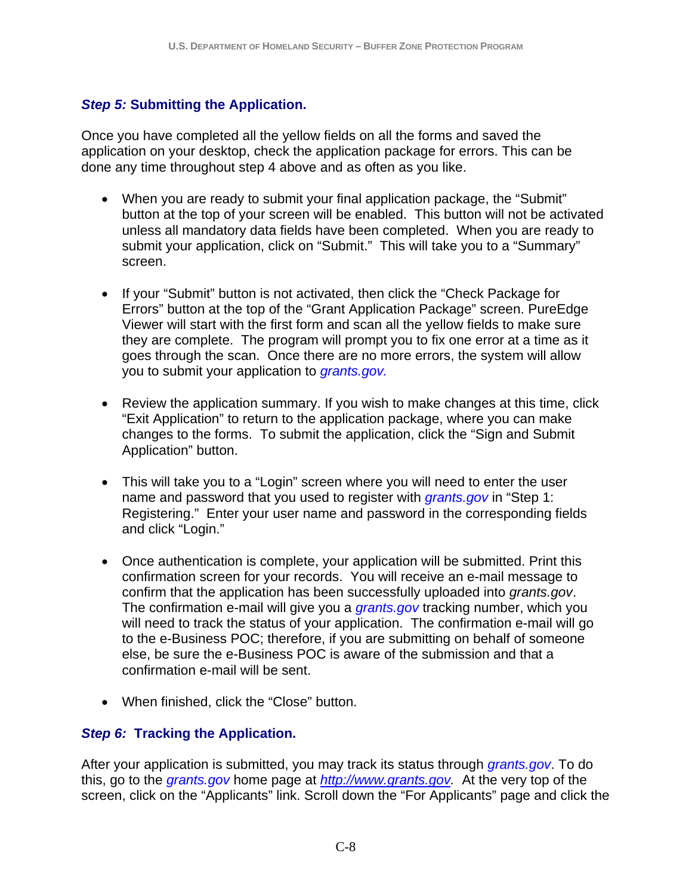### *Step 5:* Submitting the Application.

Once you have completed all the yellow fields on all the forms and saved the application on your desktop, check the application package for errors. This can be done any time throughout step 4 above and as often as you like.

- When you are ready to submit your final application package, the "Submit" button at the top of your screen will be enabled. This button will not be activated unless all mandatory data fields have been completed. When you are ready to submit your application, click on "Submit." This will take you to a "Summary" screen.

- If your "Submit" button is not activated, then click the "Check Package for Errors" button at the top of the "Grant Application Package" screen. PureEdge Viewer will start with the first form and scan all the yellow fields to make sure they are complete. The program will prompt you to fix one error at a time as it goes through the scan. Once there are no more errors, the system will allow you to submit your application to *grants.gov.*

- Review the application summary. If you wish to make changes at this time, click "Exit Application" to return to the application package, where you can make changes to the forms. To submit the application, click the "Sign and Submit Application" button.

- This will take you to a "Login" screen where you will need to enter the user name and password that you used to register with *grants.gov* in "Step 1: Registering." Enter your user name and password in the corresponding fields and click "Login."

- Once authentication is complete, your application will be submitted. Print this confirmation screen for your records. You will receive an e-mail message to confirm that the application has been successfully uploaded into *grants.gov*. The confirmation e-mail will give you a *grants.gov* tracking number, which you will need to track the status of your application. The confirmation e-mail will go to the e-Business POC; therefore, if you are submitting on behalf of someone else, be sure the e-Business POC is aware of the submission and that a confirmation e-mail will be sent.

- When finished, click the "Close" button.

### *Step 6:* Tracking the Application.

After your application is submitted, you may track its status through *grants.gov*. To do this, go to the *grants.gov* home page at *http://www.grants.gov.* At the very top of the screen, click on the "Applicants" link. Scroll down the "For Applicants" page and click the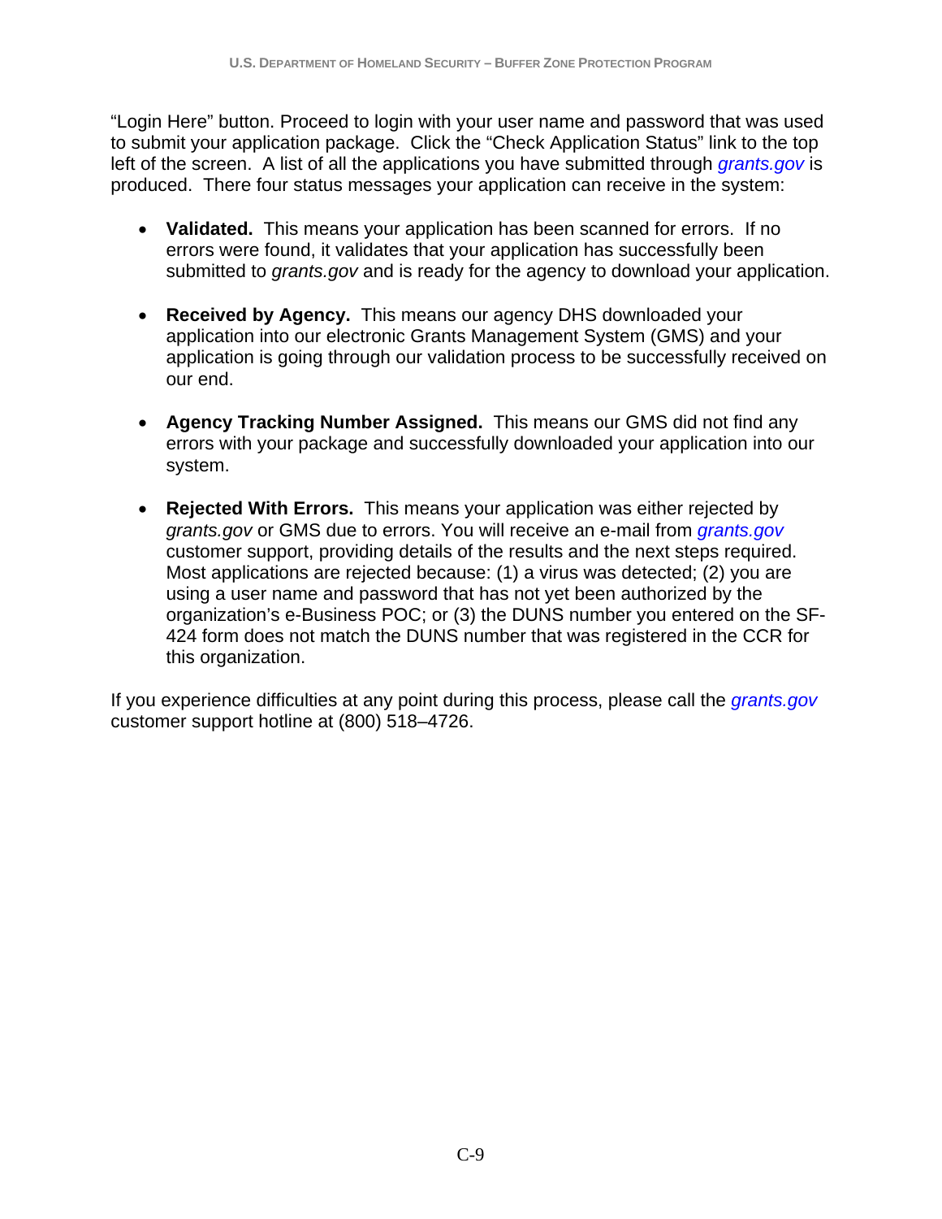"Login Here" button. Proceed to login with your user name and password that was used to submit your application package. Click the "Check Application Status" link to the top left of the screen. A list of all the applications you have submitted through *grants.gov* is produced. There four status messages your application can receive in the system:

- **Validated.** This means your application has been scanned for errors. If no errors were found, it validates that your application has successfully been submitted to *grants.gov* and is ready for the agency to download your application.

- **Received by Agency.** This means our agency DHS downloaded your application into our electronic Grants Management System (GMS) and your application is going through our validation process to be successfully received on our end.

- **Agency Tracking Number Assigned.** This means our GMS did not find any errors with your package and successfully downloaded your application into our system.

- **Rejected With Errors.** This means your application was either rejected by *grants.gov* or GMS due to errors. You will receive an e-mail from *grants.gov* customer support, providing details of the results and the next steps required. Most applications are rejected because: (1) a virus was detected; (2) you are using a user name and password that has not yet been authorized by the organization's e-Business POC; or (3) the DUNS number you entered on the SF-424 form does not match the DUNS number that was registered in the CCR for this organization.

If you experience difficulties at any point during this process, please call the *grants.gov* customer support hotline at (800) 518–4726.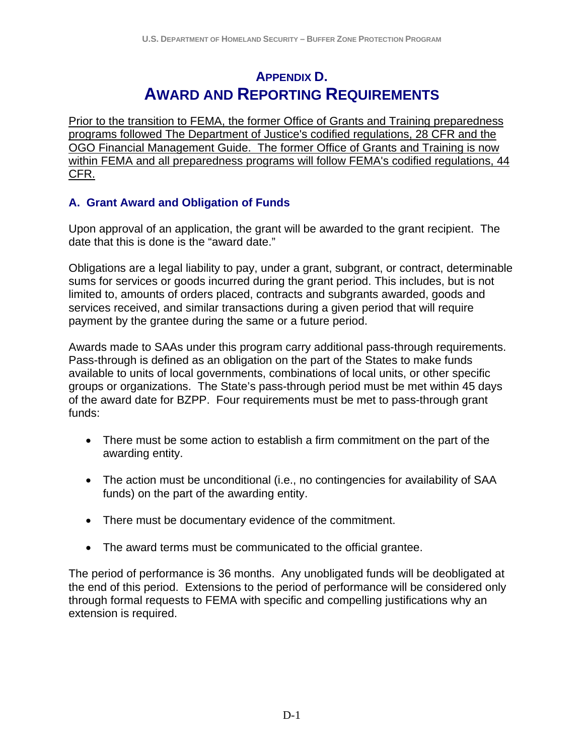# APPENDIX D. AWARD AND REPORTING REQUIREMENTS

Prior to the transition to FEMA, the former Office of Grants and Training preparedness programs followed The Department of Justice's codified regulations, 28 CFR and the OGO Financial Management Guide. The former Office of Grants and Training is now within FEMA and all preparedness programs will follow FEMA's codified regulations, 44 CFR.

## A. Grant Award and Obligation of Funds

Upon approval of an application, the grant will be awarded to the grant recipient. The date that this is done is the "award date."

Obligations are a legal liability to pay, under a grant, subgrant, or contract, determinable sums for services or goods incurred during the grant period. This includes, but is not limited to, amounts of orders placed, contracts and subgrants awarded, goods and services received, and similar transactions during a given period that will require payment by the grantee during the same or a future period.

Awards made to SAAs under this program carry additional pass-through requirements. Pass-through is defined as an obligation on the part of the States to make funds available to units of local governments, combinations of local units, or other specific groups or organizations. The State's pass-through period must be met within 45 days of the award date for BZPP. Four requirements must be met to pass-through grant funds:

- There must be some action to establish a firm commitment on the part of the awarding entity.
- The action must be unconditional (i.e., no contingencies for availability of SAA funds) on the part of the awarding entity.
- There must be documentary evidence of the commitment.
- The award terms must be communicated to the official grantee.

The period of performance is 36 months. Any unobligated funds will be deobligated at the end of this period. Extensions to the period of performance will be considered only through formal requests to FEMA with specific and compelling justifications why an extension is required.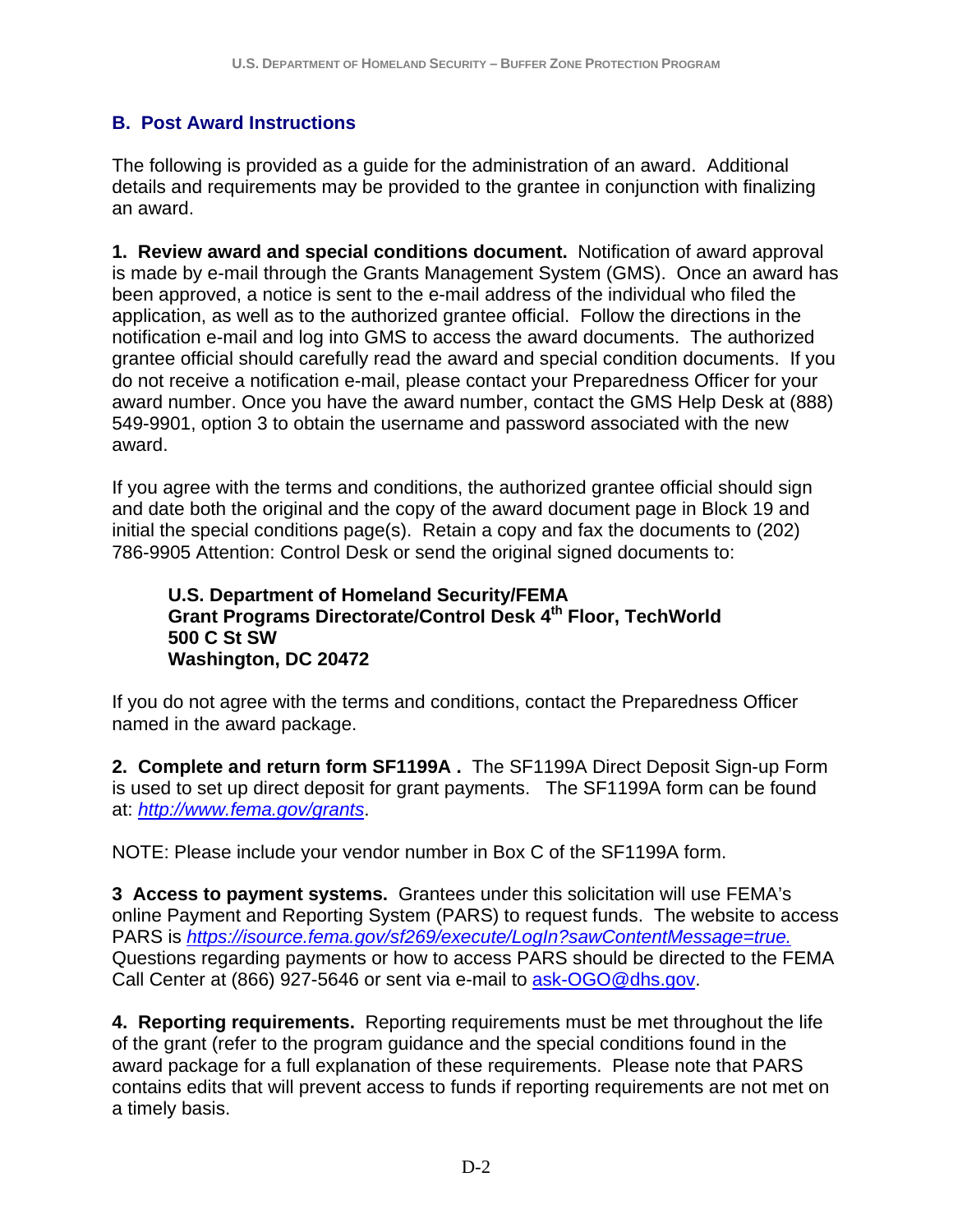## B. Post Award Instructions

The following is provided as a guide for the administration of an award. Additional details and requirements may be provided to the grantee in conjunction with finalizing an award.

**1. Review award and special conditions document.** Notification of award approval is made by e-mail through the Grants Management System (GMS). Once an award has been approved, a notice is sent to the e-mail address of the individual who filed the application, as well as to the authorized grantee official. Follow the directions in the notification e-mail and log into GMS to access the award documents. The authorized grantee official should carefully read the award and special condition documents. If you do not receive a notification e-mail, please contact your Preparedness Officer for your award number. Once you have the award number, contact the GMS Help Desk at (888) 549-9901, option 3 to obtain the username and password associated with the new award.

If you agree with the terms and conditions, the authorized grantee official should sign and date both the original and the copy of the award document page in Block 19 and initial the special conditions page(s). Retain a copy and fax the documents to (202) 786-9905 Attention: Control Desk or send the original signed documents to:

> **U.S. Department of Homeland Security/FEMA**
> **Grant Programs Directorate/Control Desk 4th Floor, TechWorld**
> **500 C St SW**
> **Washington, DC 20472**

If you do not agree with the terms and conditions, contact the Preparedness Officer named in the award package.

**2. Complete and return form SF1199A .** The SF1199A Direct Deposit Sign-up Form is used to set up direct deposit for grant payments. The SF1199A form can be found at: *http://www.fema.gov/grants*.

NOTE: Please include your vendor number in Box C of the SF1199A form.

**3 Access to payment systems.** Grantees under this solicitation will use FEMA's online Payment and Reporting System (PARS) to request funds. The website to access PARS is *https://isource.fema.gov/sf269/execute/LogIn?sawContentMessage=true.* Questions regarding payments or how to access PARS should be directed to the FEMA Call Center at (866) 927-5646 or sent via e-mail to ask-OGO@dhs.gov.

**4. Reporting requirements.** Reporting requirements must be met throughout the life of the grant (refer to the program guidance and the special conditions found in the award package for a full explanation of these requirements. Please note that PARS contains edits that will prevent access to funds if reporting requirements are not met on a timely basis.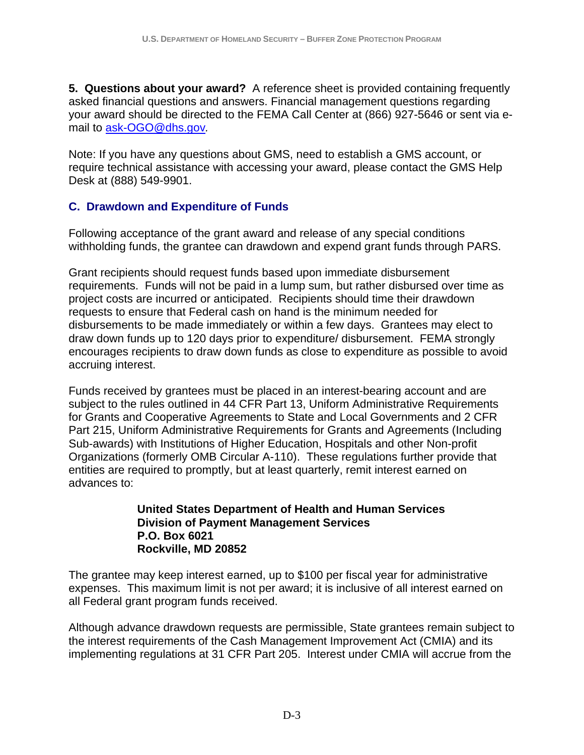**5. Questions about your award?** A reference sheet is provided containing frequently asked financial questions and answers. Financial management questions regarding your award should be directed to the FEMA Call Center at (866) 927-5646 or sent via e-mail to ask-OGO@dhs.gov.

Note: If you have any questions about GMS, need to establish a GMS account, or require technical assistance with accessing your award, please contact the GMS Help Desk at (888) 549-9901.

### C. Drawdown and Expenditure of Funds

Following acceptance of the grant award and release of any special conditions withholding funds, the grantee can drawdown and expend grant funds through PARS.

Grant recipients should request funds based upon immediate disbursement requirements. Funds will not be paid in a lump sum, but rather disbursed over time as project costs are incurred or anticipated. Recipients should time their drawdown requests to ensure that Federal cash on hand is the minimum needed for disbursements to be made immediately or within a few days. Grantees may elect to draw down funds up to 120 days prior to expenditure/ disbursement. FEMA strongly encourages recipients to draw down funds as close to expenditure as possible to avoid accruing interest.

Funds received by grantees must be placed in an interest-bearing account and are subject to the rules outlined in 44 CFR Part 13, Uniform Administrative Requirements for Grants and Cooperative Agreements to State and Local Governments and 2 CFR Part 215, Uniform Administrative Requirements for Grants and Agreements (Including Sub-awards) with Institutions of Higher Education, Hospitals and other Non-profit Organizations (formerly OMB Circular A-110). These regulations further provide that entities are required to promptly, but at least quarterly, remit interest earned on advances to:

> **United States Department of Health and Human Services**
> **Division of Payment Management Services**
> **P.O. Box 6021**
> **Rockville, MD 20852**

The grantee may keep interest earned, up to $100 per fiscal year for administrative expenses. This maximum limit is not per award; it is inclusive of all interest earned on all Federal grant program funds received.

Although advance drawdown requests are permissible, State grantees remain subject to the interest requirements of the Cash Management Improvement Act (CMIA) and its implementing regulations at 31 CFR Part 205. Interest under CMIA will accrue from the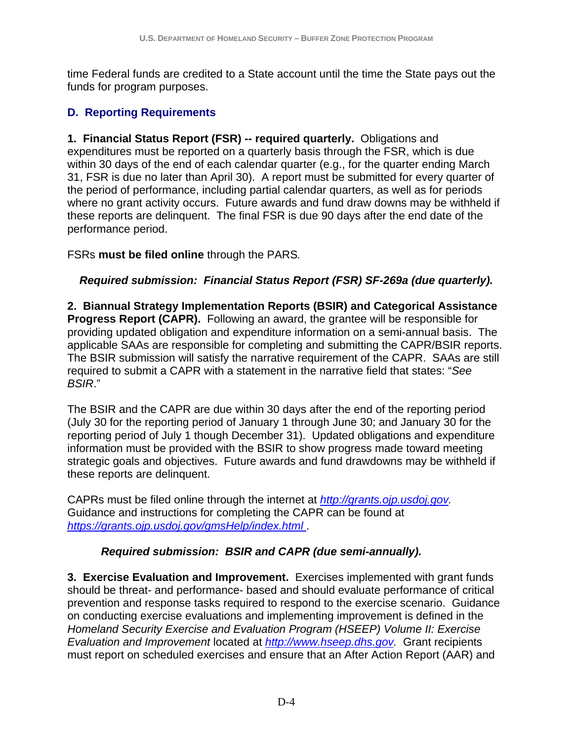time Federal funds are credited to a State account until the time the State pays out the funds for program purposes.

## D. Reporting Requirements

**1. Financial Status Report (FSR) -- required quarterly.** Obligations and expenditures must be reported on a quarterly basis through the FSR, which is due within 30 days of the end of each calendar quarter (e.g., for the quarter ending March 31, FSR is due no later than April 30). A report must be submitted for every quarter of the period of performance, including partial calendar quarters, as well as for periods where no grant activity occurs. Future awards and fund draw downs may be withheld if these reports are delinquent. The final FSR is due 90 days after the end date of the performance period.

FSRs **must be filed online** through the PARS*.*

***Required submission: Financial Status Report (FSR) SF-269a (due quarterly).***

**2. Biannual Strategy Implementation Reports (BSIR) and Categorical Assistance Progress Report (CAPR).** Following an award, the grantee will be responsible for providing updated obligation and expenditure information on a semi-annual basis. The applicable SAAs are responsible for completing and submitting the CAPR/BSIR reports. The BSIR submission will satisfy the narrative requirement of the CAPR. SAAs are still required to submit a CAPR with a statement in the narrative field that states: "*See BSIR*."

The BSIR and the CAPR are due within 30 days after the end of the reporting period (July 30 for the reporting period of January 1 through June 30; and January 30 for the reporting period of July 1 though December 31). Updated obligations and expenditure information must be provided with the BSIR to show progress made toward meeting strategic goals and objectives. Future awards and fund drawdowns may be withheld if these reports are delinquent.

CAPRs must be filed online through the internet at *http://grants.ojp.usdoj.gov.* Guidance and instructions for completing the CAPR can be found at *https://grants.ojp.usdoj.gov/gmsHelp/index.html* .

***Required submission: BSIR and CAPR (due semi-annually).***

**3. Exercise Evaluation and Improvement.** Exercises implemented with grant funds should be threat- and performance- based and should evaluate performance of critical prevention and response tasks required to respond to the exercise scenario. Guidance on conducting exercise evaluations and implementing improvement is defined in the *Homeland Security Exercise and Evaluation Program (HSEEP) Volume II: Exercise Evaluation and Improvement* located at *http://www.hseep.dhs.gov.* Grant recipients must report on scheduled exercises and ensure that an After Action Report (AAR) and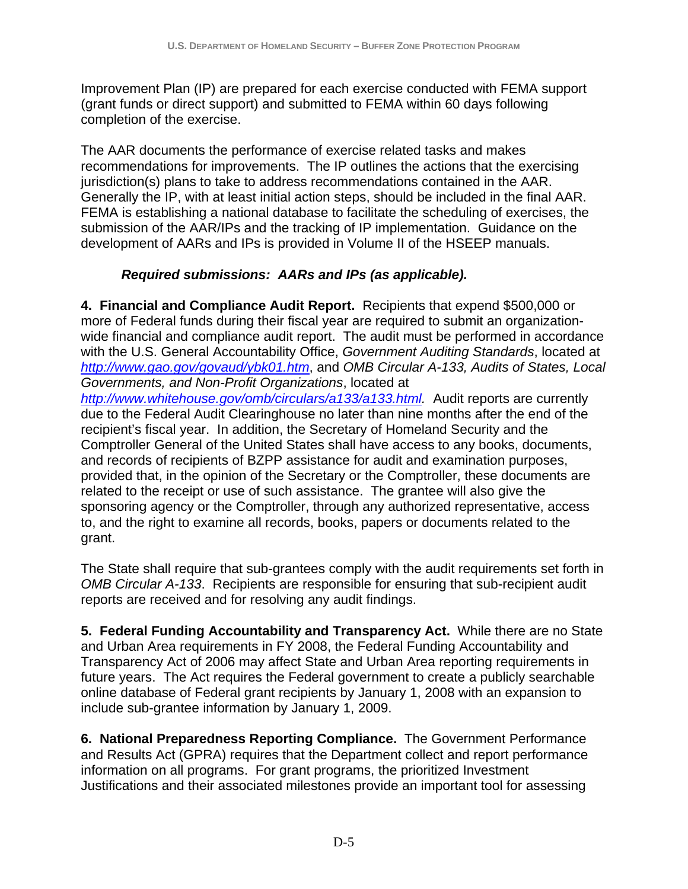Improvement Plan (IP) are prepared for each exercise conducted with FEMA support (grant funds or direct support) and submitted to FEMA within 60 days following completion of the exercise.

The AAR documents the performance of exercise related tasks and makes recommendations for improvements. The IP outlines the actions that the exercising jurisdiction(s) plans to take to address recommendations contained in the AAR. Generally the IP, with at least initial action steps, should be included in the final AAR. FEMA is establishing a national database to facilitate the scheduling of exercises, the submission of the AAR/IPs and the tracking of IP implementation. Guidance on the development of AARs and IPs is provided in Volume II of the HSEEP manuals.

***Required submissions: AARs and IPs (as applicable).***

**4. Financial and Compliance Audit Report.** Recipients that expend $500,000 or more of Federal funds during their fiscal year are required to submit an organization-wide financial and compliance audit report. The audit must be performed in accordance with the U.S. General Accountability Office, *Government Auditing Standards*, located at *http://www.gao.gov/govaud/ybk01.htm*, and *OMB Circular A-133, Audits of States, Local Governments, and Non-Profit Organizations*, located at *http://www.whitehouse.gov/omb/circulars/a133/a133.html.* Audit reports are currently due to the Federal Audit Clearinghouse no later than nine months after the end of the recipient's fiscal year. In addition, the Secretary of Homeland Security and the Comptroller General of the United States shall have access to any books, documents, and records of recipients of BZPP assistance for audit and examination purposes, provided that, in the opinion of the Secretary or the Comptroller, these documents are related to the receipt or use of such assistance. The grantee will also give the sponsoring agency or the Comptroller, through any authorized representative, access to, and the right to examine all records, books, papers or documents related to the grant.

The State shall require that sub-grantees comply with the audit requirements set forth in *OMB Circular A-133*. Recipients are responsible for ensuring that sub-recipient audit reports are received and for resolving any audit findings.

**5. Federal Funding Accountability and Transparency Act.** While there are no State and Urban Area requirements in FY 2008, the Federal Funding Accountability and Transparency Act of 2006 may affect State and Urban Area reporting requirements in future years. The Act requires the Federal government to create a publicly searchable online database of Federal grant recipients by January 1, 2008 with an expansion to include sub-grantee information by January 1, 2009.

**6. National Preparedness Reporting Compliance.** The Government Performance and Results Act (GPRA) requires that the Department collect and report performance information on all programs. For grant programs, the prioritized Investment Justifications and their associated milestones provide an important tool for assessing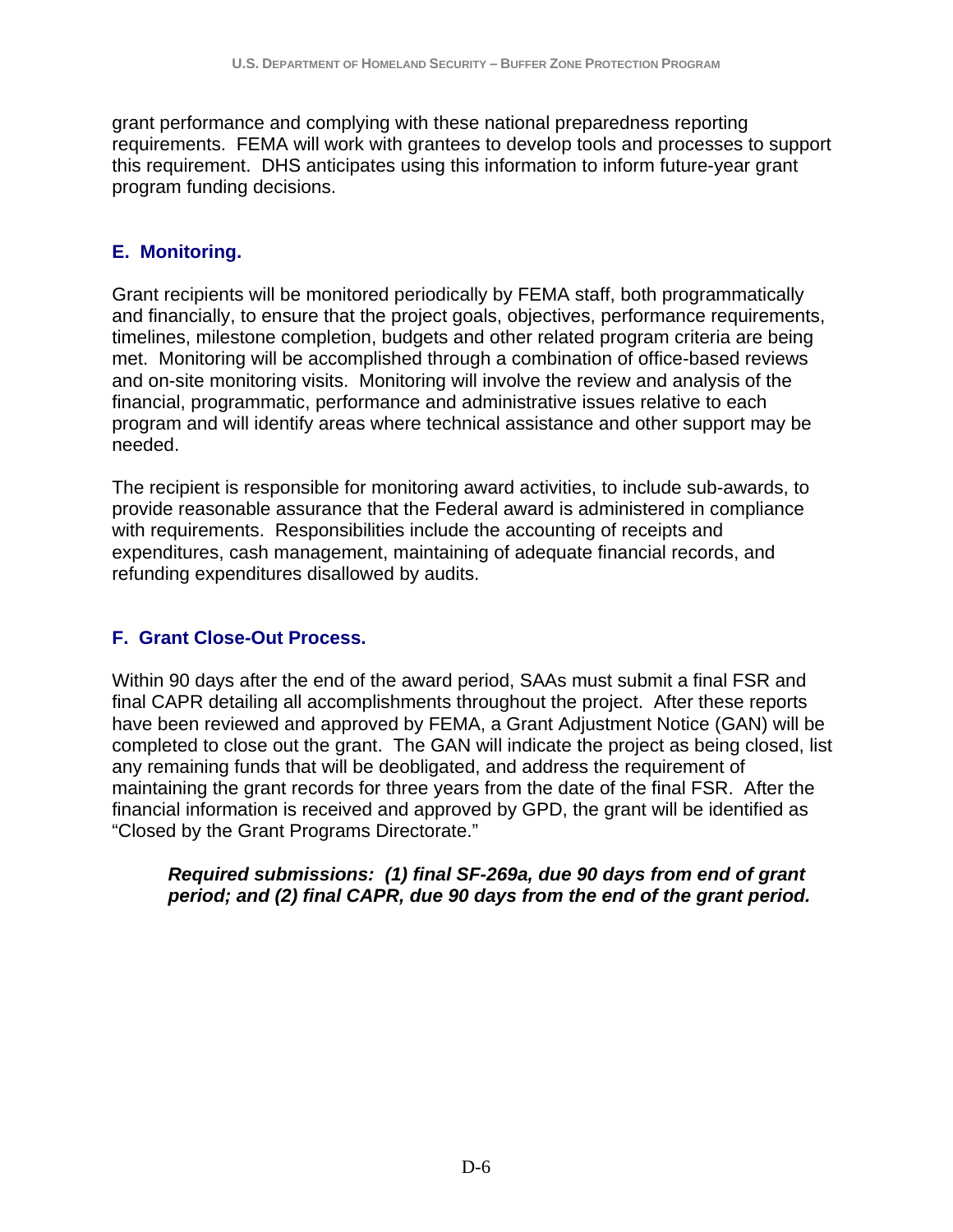grant performance and complying with these national preparedness reporting requirements. FEMA will work with grantees to develop tools and processes to support this requirement. DHS anticipates using this information to inform future-year grant program funding decisions.

## E. Monitoring.

Grant recipients will be monitored periodically by FEMA staff, both programmatically and financially, to ensure that the project goals, objectives, performance requirements, timelines, milestone completion, budgets and other related program criteria are being met. Monitoring will be accomplished through a combination of office-based reviews and on-site monitoring visits. Monitoring will involve the review and analysis of the financial, programmatic, performance and administrative issues relative to each program and will identify areas where technical assistance and other support may be needed.

The recipient is responsible for monitoring award activities, to include sub-awards, to provide reasonable assurance that the Federal award is administered in compliance with requirements. Responsibilities include the accounting of receipts and expenditures, cash management, maintaining of adequate financial records, and refunding expenditures disallowed by audits.

## F. Grant Close-Out Process.

Within 90 days after the end of the award period, SAAs must submit a final FSR and final CAPR detailing all accomplishments throughout the project. After these reports have been reviewed and approved by FEMA, a Grant Adjustment Notice (GAN) will be completed to close out the grant. The GAN will indicate the project as being closed, list any remaining funds that will be deobligated, and address the requirement of maintaining the grant records for three years from the date of the final FSR. After the financial information is received and approved by GPD, the grant will be identified as "Closed by the Grant Programs Directorate."

> ***Required submissions: (1) final SF-269a, due 90 days from end of grant period; and (2) final CAPR, due 90 days from the end of the grant period.***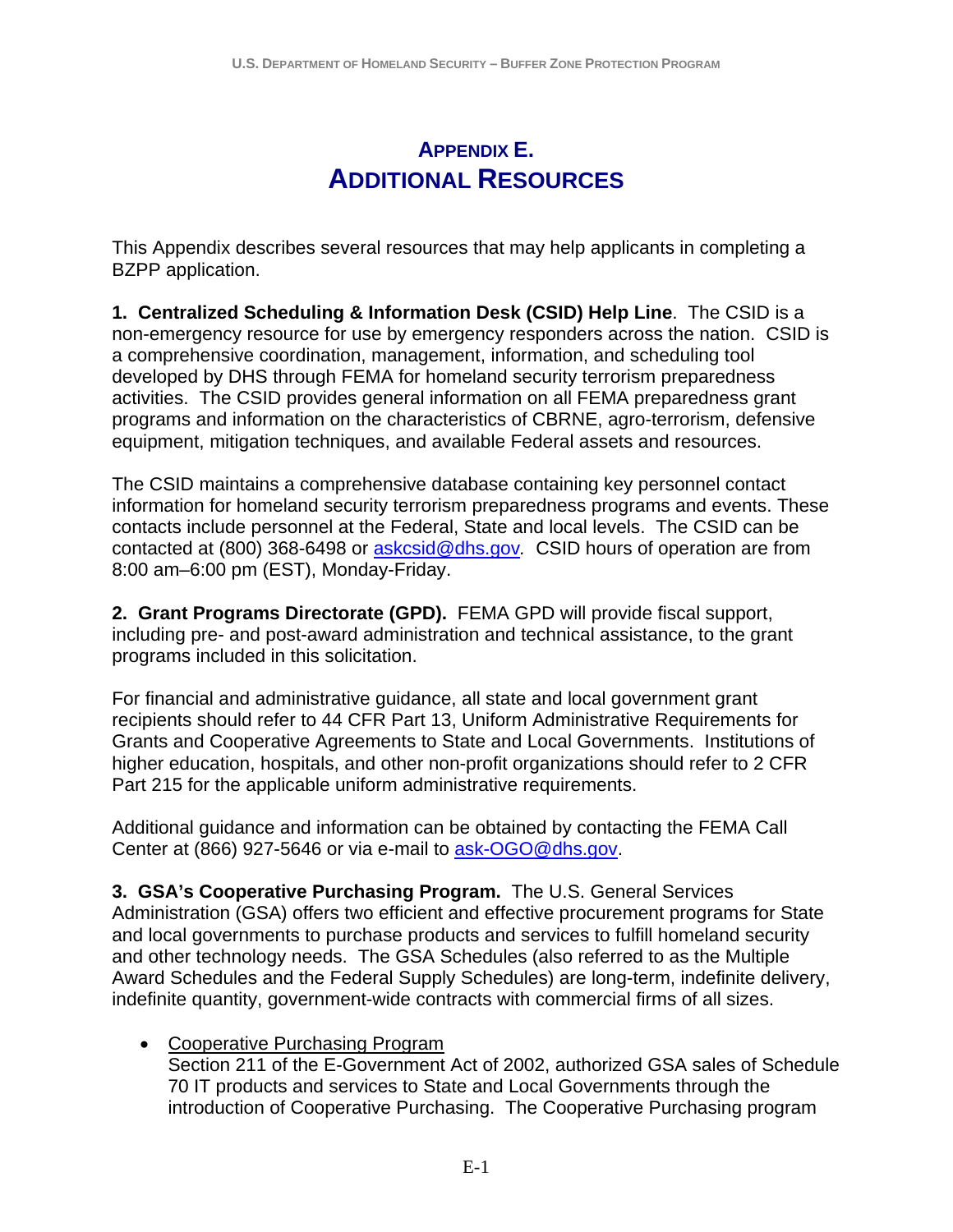# APPENDIX E.
# ADDITIONAL RESOURCES

This Appendix describes several resources that may help applicants in completing a BZPP application.

**1. Centralized Scheduling & Information Desk (CSID) Help Line**. The CSID is a non-emergency resource for use by emergency responders across the nation. CSID is a comprehensive coordination, management, information, and scheduling tool developed by DHS through FEMA for homeland security terrorism preparedness activities. The CSID provides general information on all FEMA preparedness grant programs and information on the characteristics of CBRNE, agro-terrorism, defensive equipment, mitigation techniques, and available Federal assets and resources.

The CSID maintains a comprehensive database containing key personnel contact information for homeland security terrorism preparedness programs and events. These contacts include personnel at the Federal, State and local levels. The CSID can be contacted at (800) 368-6498 or askcsid@dhs.gov. CSID hours of operation are from 8:00 am–6:00 pm (EST), Monday-Friday.

**2. Grant Programs Directorate (GPD).** FEMA GPD will provide fiscal support, including pre- and post-award administration and technical assistance, to the grant programs included in this solicitation.

For financial and administrative guidance, all state and local government grant recipients should refer to 44 CFR Part 13, Uniform Administrative Requirements for Grants and Cooperative Agreements to State and Local Governments. Institutions of higher education, hospitals, and other non-profit organizations should refer to 2 CFR Part 215 for the applicable uniform administrative requirements.

Additional guidance and information can be obtained by contacting the FEMA Call Center at (866) 927-5646 or via e-mail to ask-OGO@dhs.gov.

**3. GSA's Cooperative Purchasing Program.** The U.S. General Services Administration (GSA) offers two efficient and effective procurement programs for State and local governments to purchase products and services to fulfill homeland security and other technology needs. The GSA Schedules (also referred to as the Multiple Award Schedules and the Federal Supply Schedules) are long-term, indefinite delivery, indefinite quantity, government-wide contracts with commercial firms of all sizes.

- Cooperative Purchasing Program
  Section 211 of the E-Government Act of 2002, authorized GSA sales of Schedule 70 IT products and services to State and Local Governments through the introduction of Cooperative Purchasing. The Cooperative Purchasing program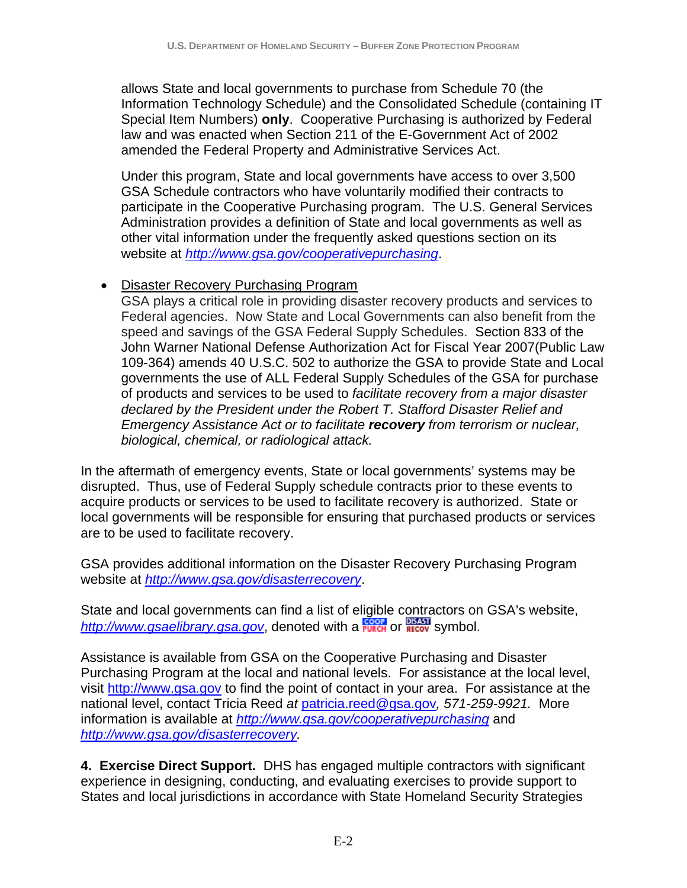allows State and local governments to purchase from Schedule 70 (the Information Technology Schedule) and the Consolidated Schedule (containing IT Special Item Numbers) **only**. Cooperative Purchasing is authorized by Federal law and was enacted when Section 211 of the E-Government Act of 2002 amended the Federal Property and Administrative Services Act.

Under this program, State and local governments have access to over 3,500 GSA Schedule contractors who have voluntarily modified their contracts to participate in the Cooperative Purchasing program. The U.S. General Services Administration provides a definition of State and local governments as well as other vital information under the frequently asked questions section on its website at *http://www.gsa.gov/cooperativepurchasing*.

- Disaster Recovery Purchasing Program
  GSA plays a critical role in providing disaster recovery products and services to Federal agencies. Now State and Local Governments can also benefit from the speed and savings of the GSA Federal Supply Schedules. Section 833 of the John Warner National Defense Authorization Act for Fiscal Year 2007(Public Law 109-364) amends 40 U.S.C. 502 to authorize the GSA to provide State and Local governments the use of ALL Federal Supply Schedules of the GSA for purchase of products and services to be used to *facilitate recovery from a major disaster declared by the President under the Robert T. Stafford Disaster Relief and Emergency Assistance Act or to facilitate **recovery** from terrorism or nuclear, biological, chemical, or radiological attack.*

In the aftermath of emergency events, State or local governments' systems may be disrupted. Thus, use of Federal Supply schedule contracts prior to these events to acquire products or services to be used to facilitate recovery is authorized. State or local governments will be responsible for ensuring that purchased products or services are to be used to facilitate recovery.

GSA provides additional information on the Disaster Recovery Purchasing Program website at *http://www.gsa.gov/disasterrecovery*.

State and local governments can find a list of eligible contractors on GSA's website, *http://www.gsaelibrary.gsa.gov*, denoted with a COOP PURCH or DISAST RECOV symbol.

Assistance is available from GSA on the Cooperative Purchasing and Disaster Purchasing Program at the local and national levels. For assistance at the local level, visit http://www.gsa.gov to find the point of contact in your area. For assistance at the national level, contact Tricia Reed *at* patricia.reed@gsa.gov*, 571-259-9921.* More information is available at *http://www.gsa.gov/cooperativepurchasing* and *http://www.gsa.gov/disasterrecovery.*

**4. Exercise Direct Support.** DHS has engaged multiple contractors with significant experience in designing, conducting, and evaluating exercises to provide support to States and local jurisdictions in accordance with State Homeland Security Strategies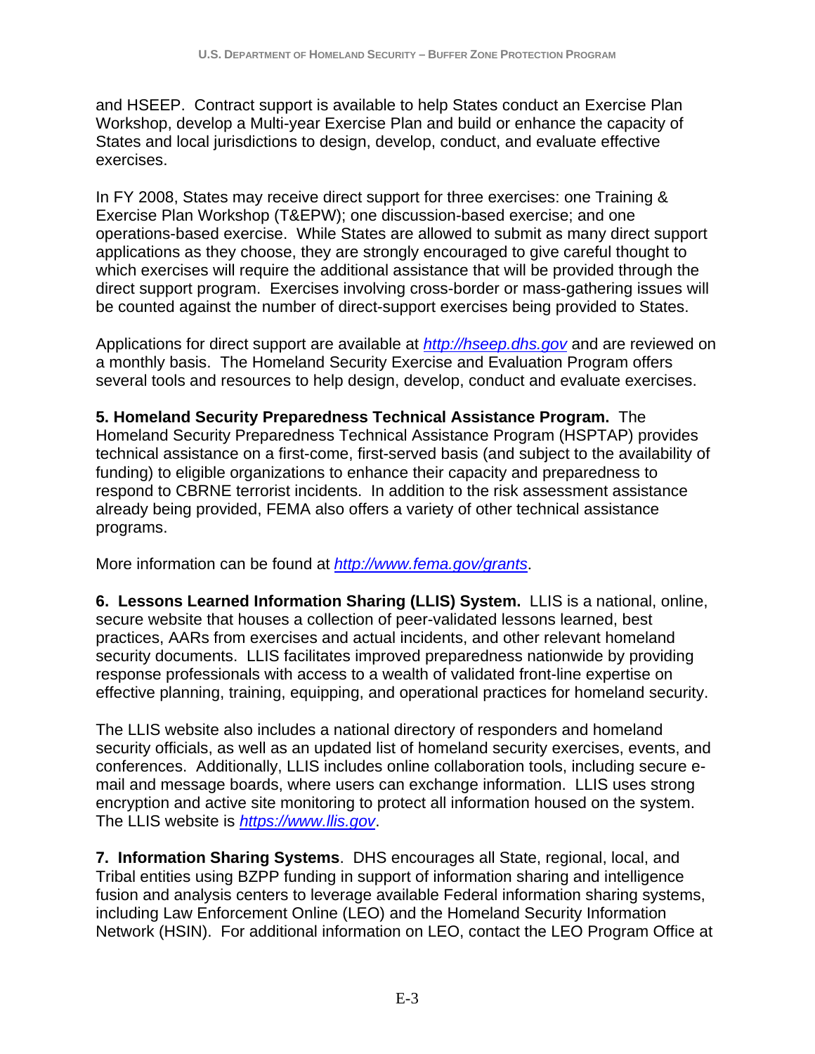and HSEEP. Contract support is available to help States conduct an Exercise Plan Workshop, develop a Multi-year Exercise Plan and build or enhance the capacity of States and local jurisdictions to design, develop, conduct, and evaluate effective exercises.

In FY 2008, States may receive direct support for three exercises: one Training & Exercise Plan Workshop (T&EPW); one discussion-based exercise; and one operations-based exercise. While States are allowed to submit as many direct support applications as they choose, they are strongly encouraged to give careful thought to which exercises will require the additional assistance that will be provided through the direct support program. Exercises involving cross-border or mass-gathering issues will be counted against the number of direct-support exercises being provided to States.

Applications for direct support are available at *http://hseep.dhs.gov* and are reviewed on a monthly basis. The Homeland Security Exercise and Evaluation Program offers several tools and resources to help design, develop, conduct and evaluate exercises.

**5. Homeland Security Preparedness Technical Assistance Program.** The Homeland Security Preparedness Technical Assistance Program (HSPTAP) provides technical assistance on a first-come, first-served basis (and subject to the availability of funding) to eligible organizations to enhance their capacity and preparedness to respond to CBRNE terrorist incidents. In addition to the risk assessment assistance already being provided, FEMA also offers a variety of other technical assistance programs.

More information can be found at *http://www.fema.gov/grants*.

**6. Lessons Learned Information Sharing (LLIS) System.** LLIS is a national, online, secure website that houses a collection of peer-validated lessons learned, best practices, AARs from exercises and actual incidents, and other relevant homeland security documents. LLIS facilitates improved preparedness nationwide by providing response professionals with access to a wealth of validated front-line expertise on effective planning, training, equipping, and operational practices for homeland security.

The LLIS website also includes a national directory of responders and homeland security officials, as well as an updated list of homeland security exercises, events, and conferences. Additionally, LLIS includes online collaboration tools, including secure e-mail and message boards, where users can exchange information. LLIS uses strong encryption and active site monitoring to protect all information housed on the system. The LLIS website is *https://www.llis.gov*.

**7. Information Sharing Systems**. DHS encourages all State, regional, local, and Tribal entities using BZPP funding in support of information sharing and intelligence fusion and analysis centers to leverage available Federal information sharing systems, including Law Enforcement Online (LEO) and the Homeland Security Information Network (HSIN). For additional information on LEO, contact the LEO Program Office at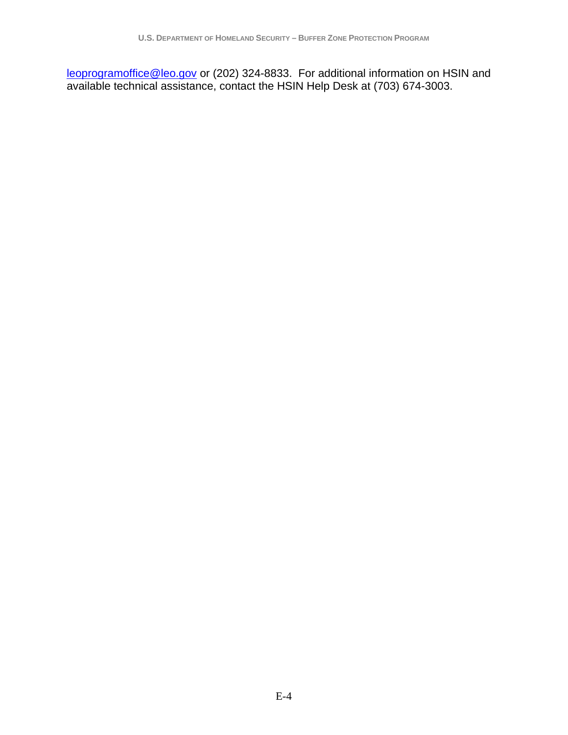leoprogramoffice@leo.gov or (202) 324-8833.  For additional information on HSIN and available technical assistance, contact the HSIN Help Desk at (703) 674-3003.